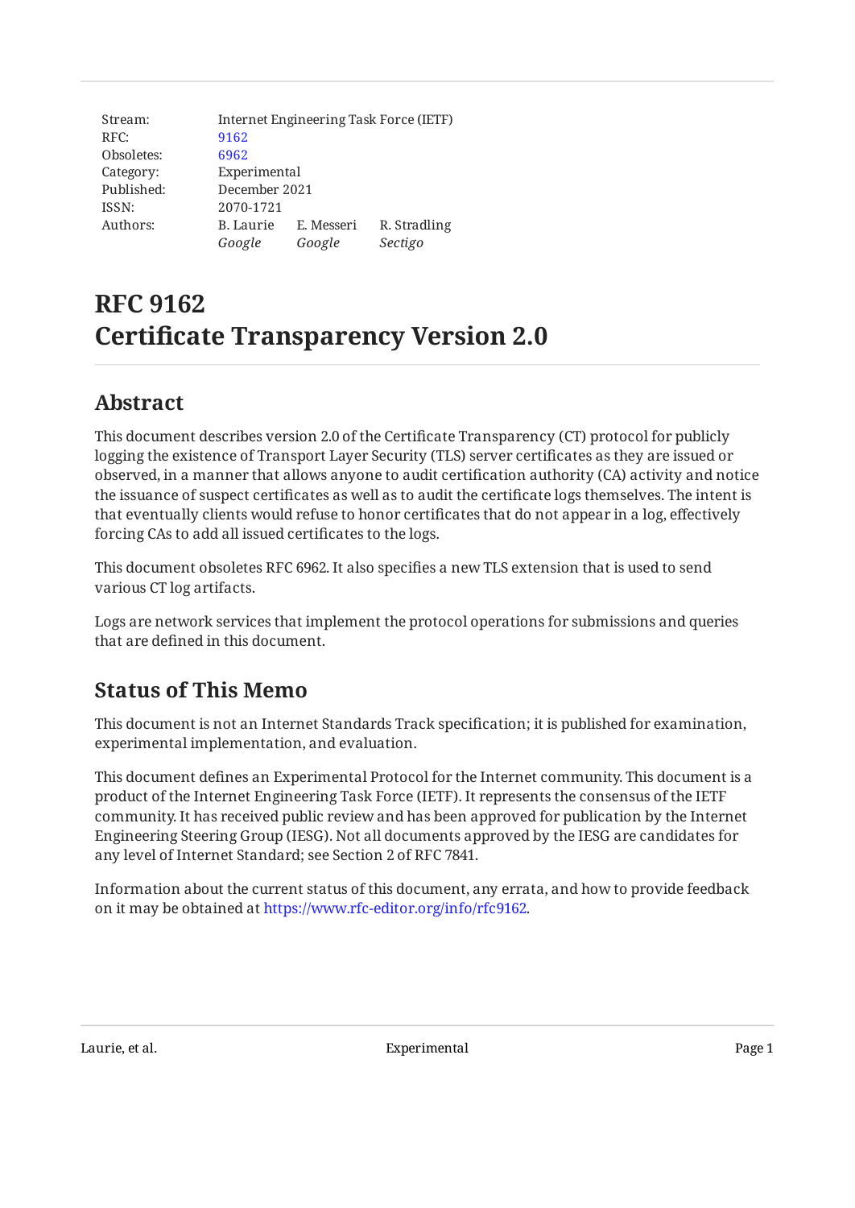| | | | |
|---|---|---|---|
| Stream: | Internet Engineering Task Force (IETF) | | |
| RFC: | 9162 | | |
| Obsoletes: | 6962 | | |
| Category: | Experimental | | |
| Published: | December 2021 | | |
| ISSN: | 2070-1721 | | |
| Authors: | B. Laurie | E. Messeri | R. Stradling |
| | *Google* | *Google* | *Sectigo* |

# RFC 9162
# Certificate Transparency Version 2.0

## Abstract

This document describes version 2.0 of the Certificate Transparency (CT) protocol for publicly logging the existence of Transport Layer Security (TLS) server certificates as they are issued or observed, in a manner that allows anyone to audit certification authority (CA) activity and notice the issuance of suspect certificates as well as to audit the certificate logs themselves. The intent is that eventually clients would refuse to honor certificates that do not appear in a log, effectively forcing CAs to add all issued certificates to the logs.

This document obsoletes RFC 6962. It also specifies a new TLS extension that is used to send various CT log artifacts.

Logs are network services that implement the protocol operations for submissions and queries that are defined in this document.

## Status of This Memo

This document is not an Internet Standards Track specification; it is published for examination, experimental implementation, and evaluation.

This document defines an Experimental Protocol for the Internet community. This document is a product of the Internet Engineering Task Force (IETF). It represents the consensus of the IETF community. It has received public review and has been approved for publication by the Internet Engineering Steering Group (IESG). Not all documents approved by the IESG are candidates for any level of Internet Standard; see Section 2 of RFC 7841.

Information about the current status of this document, any errata, and how to provide feedback on it may be obtained at https://www.rfc-editor.org/info/rfc9162.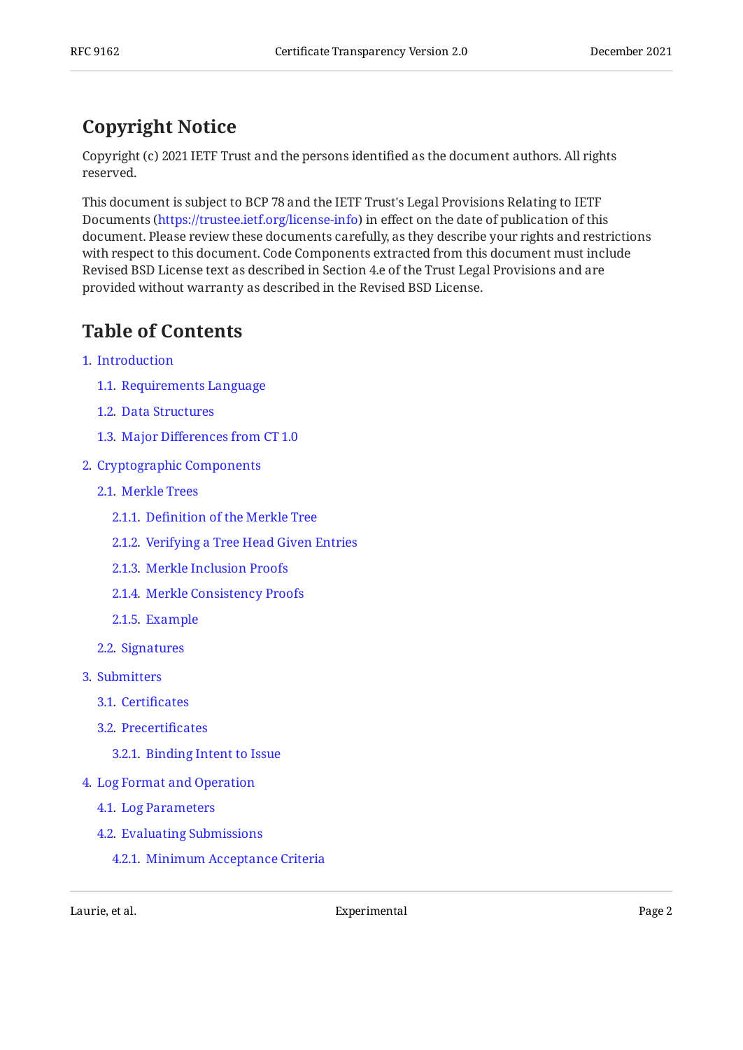## Copyright Notice

Copyright (c) 2021 IETF Trust and the persons identified as the document authors. All rights reserved.

This document is subject to BCP 78 and the IETF Trust's Legal Provisions Relating to IETF Documents (https://trustee.ietf.org/license-info) in effect on the date of publication of this document. Please review these documents carefully, as they describe your rights and restrictions with respect to this document. Code Components extracted from this document must include Revised BSD License text as described in Section 4.e of the Trust Legal Provisions and are provided without warranty as described in the Revised BSD License.

## Table of Contents

- 1. Introduction
  - 1.1. Requirements Language
  - 1.2. Data Structures
  - 1.3. Major Differences from CT 1.0
- 2. Cryptographic Components
  - 2.1. Merkle Trees
    - 2.1.1. Definition of the Merkle Tree
    - 2.1.2. Verifying a Tree Head Given Entries
    - 2.1.3. Merkle Inclusion Proofs
    - 2.1.4. Merkle Consistency Proofs
    - 2.1.5. Example
  - 2.2. Signatures
- 3. Submitters
  - 3.1. Certificates
  - 3.2. Precertificates
    - 3.2.1. Binding Intent to Issue
- 4. Log Format and Operation
  - 4.1. Log Parameters
  - 4.2. Evaluating Submissions
    - 4.2.1. Minimum Acceptance Criteria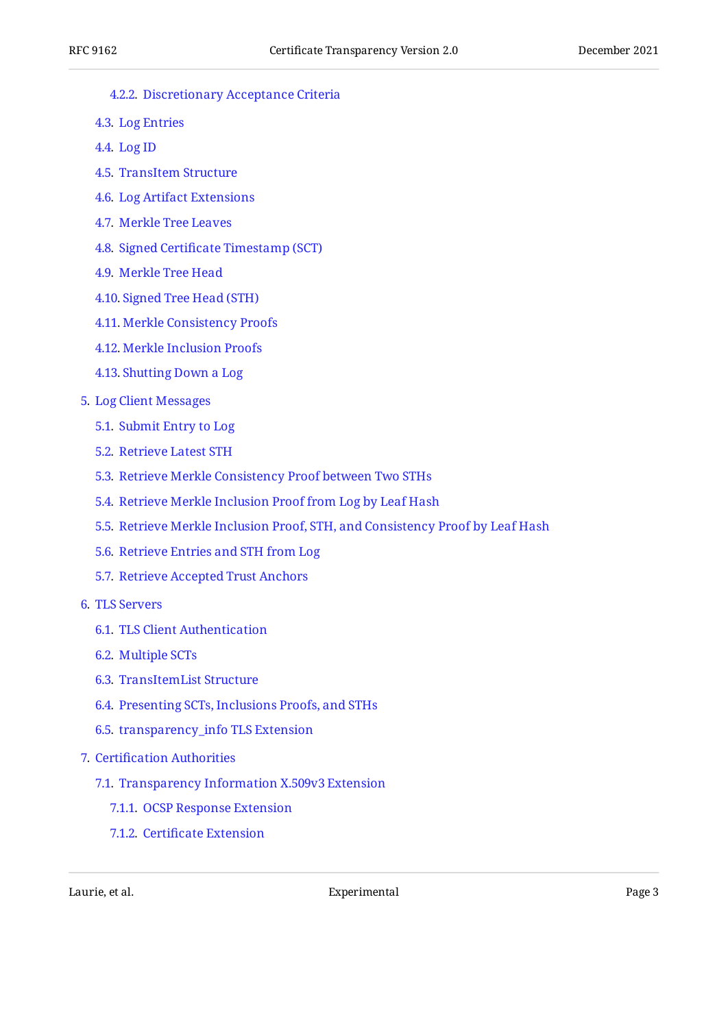- 4.2.2. Discretionary Acceptance Criteria
- 4.3. Log Entries
- 4.4. Log ID
- 4.5. TransItem Structure
- 4.6. Log Artifact Extensions
- 4.7. Merkle Tree Leaves
- 4.8. Signed Certificate Timestamp (SCT)
- 4.9. Merkle Tree Head
- 4.10. Signed Tree Head (STH)
- 4.11. Merkle Consistency Proofs
- 4.12. Merkle Inclusion Proofs
- 4.13. Shutting Down a Log
- 5. Log Client Messages
  - 5.1. Submit Entry to Log
  - 5.2. Retrieve Latest STH
  - 5.3. Retrieve Merkle Consistency Proof between Two STHs
  - 5.4. Retrieve Merkle Inclusion Proof from Log by Leaf Hash
  - 5.5. Retrieve Merkle Inclusion Proof, STH, and Consistency Proof by Leaf Hash
  - 5.6. Retrieve Entries and STH from Log
  - 5.7. Retrieve Accepted Trust Anchors
- 6. TLS Servers
  - 6.1. TLS Client Authentication
  - 6.2. Multiple SCTs
  - 6.3. TransItemList Structure
  - 6.4. Presenting SCTs, Inclusions Proofs, and STHs
  - 6.5. transparency_info TLS Extension
- 7. Certification Authorities
  - 7.1. Transparency Information X.509v3 Extension
    - 7.1.1. OCSP Response Extension
    - 7.1.2. Certificate Extension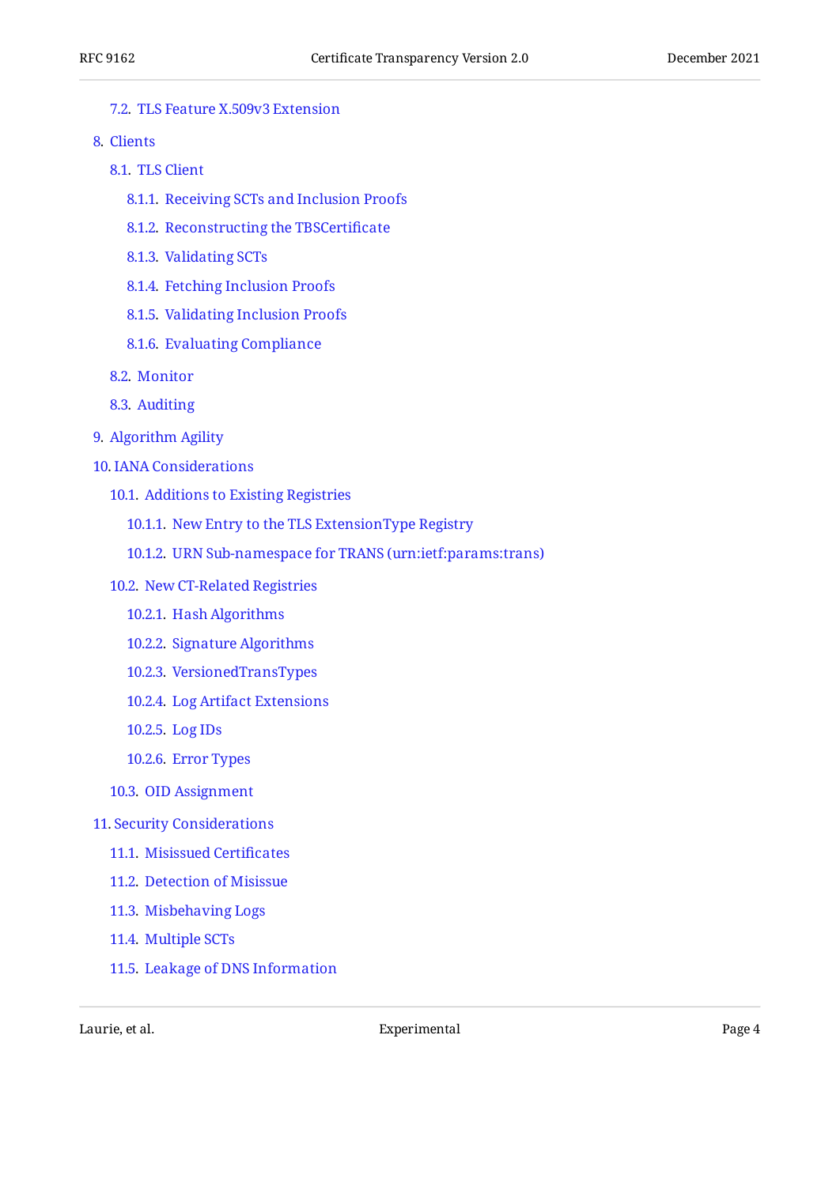- 7.2. TLS Feature X.509v3 Extension
- 8. Clients
  - 8.1. TLS Client
    - 8.1.1. Receiving SCTs and Inclusion Proofs
    - 8.1.2. Reconstructing the TBSCertificate
    - 8.1.3. Validating SCTs
    - 8.1.4. Fetching Inclusion Proofs
    - 8.1.5. Validating Inclusion Proofs
    - 8.1.6. Evaluating Compliance
  - 8.2. Monitor
  - 8.3. Auditing
- 9. Algorithm Agility
- 10. IANA Considerations
  - 10.1. Additions to Existing Registries
    - 10.1.1. New Entry to the TLS ExtensionType Registry
    - 10.1.2. URN Sub-namespace for TRANS (urn:ietf:params:trans)
  - 10.2. New CT-Related Registries
    - 10.2.1. Hash Algorithms
    - 10.2.2. Signature Algorithms
    - 10.2.3. VersionedTransTypes
    - 10.2.4. Log Artifact Extensions
    - 10.2.5. Log IDs
    - 10.2.6. Error Types
  - 10.3. OID Assignment
- 11. Security Considerations
  - 11.1. Misissued Certificates
  - 11.2. Detection of Misissue
  - 11.3. Misbehaving Logs
  - 11.4. Multiple SCTs
  - 11.5. Leakage of DNS Information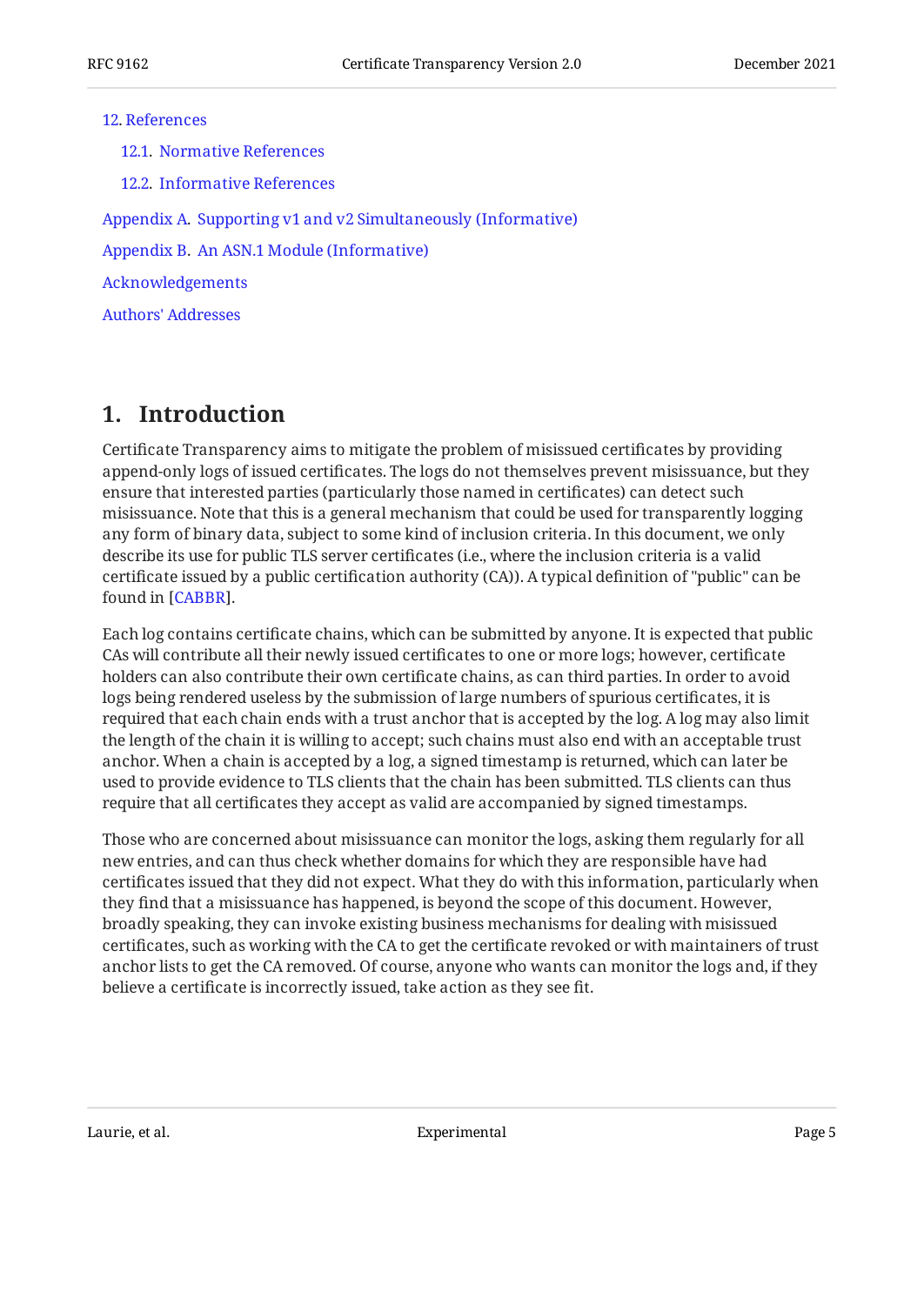- 12. References
  - 12.1. Normative References
  - 12.2. Informative References
- Appendix A. Supporting v1 and v2 Simultaneously (Informative)
- Appendix B. An ASN.1 Module (Informative)
- Acknowledgements
- Authors' Addresses

# 1. Introduction

Certificate Transparency aims to mitigate the problem of misissued certificates by providing append-only logs of issued certificates. The logs do not themselves prevent misissuance, but they ensure that interested parties (particularly those named in certificates) can detect such misissuance. Note that this is a general mechanism that could be used for transparently logging any form of binary data, subject to some kind of inclusion criteria. In this document, we only describe its use for public TLS server certificates (i.e., where the inclusion criteria is a valid certificate issued by a public certification authority (CA)). A typical definition of "public" can be found in [CABBR].

Each log contains certificate chains, which can be submitted by anyone. It is expected that public CAs will contribute all their newly issued certificates to one or more logs; however, certificate holders can also contribute their own certificate chains, as can third parties. In order to avoid logs being rendered useless by the submission of large numbers of spurious certificates, it is required that each chain ends with a trust anchor that is accepted by the log. A log may also limit the length of the chain it is willing to accept; such chains must also end with an acceptable trust anchor. When a chain is accepted by a log, a signed timestamp is returned, which can later be used to provide evidence to TLS clients that the chain has been submitted. TLS clients can thus require that all certificates they accept as valid are accompanied by signed timestamps.

Those who are concerned about misissuance can monitor the logs, asking them regularly for all new entries, and can thus check whether domains for which they are responsible have had certificates issued that they did not expect. What they do with this information, particularly when they find that a misissuance has happened, is beyond the scope of this document. However, broadly speaking, they can invoke existing business mechanisms for dealing with misissued certificates, such as working with the CA to get the certificate revoked or with maintainers of trust anchor lists to get the CA removed. Of course, anyone who wants can monitor the logs and, if they believe a certificate is incorrectly issued, take action as they see fit.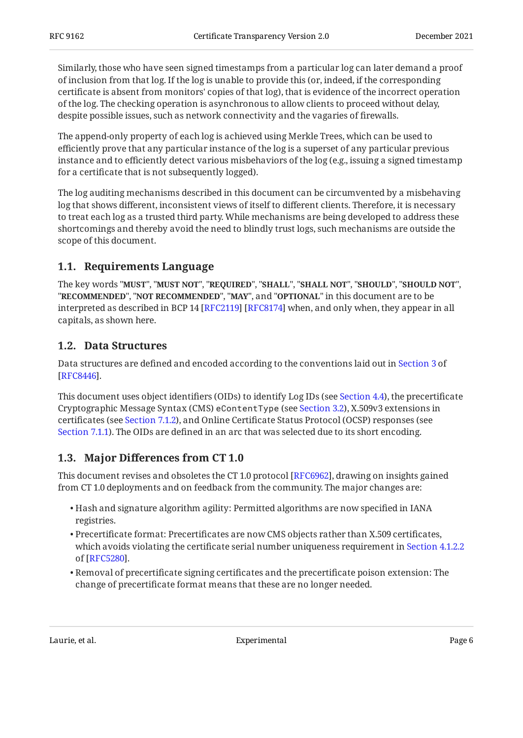Similarly, those who have seen signed timestamps from a particular log can later demand a proof of inclusion from that log. If the log is unable to provide this (or, indeed, if the corresponding certificate is absent from monitors' copies of that log), that is evidence of the incorrect operation of the log. The checking operation is asynchronous to allow clients to proceed without delay, despite possible issues, such as network connectivity and the vagaries of firewalls.

The append-only property of each log is achieved using Merkle Trees, which can be used to efficiently prove that any particular instance of the log is a superset of any particular previous instance and to efficiently detect various misbehaviors of the log (e.g., issuing a signed timestamp for a certificate that is not subsequently logged).

The log auditing mechanisms described in this document can be circumvented by a misbehaving log that shows different, inconsistent views of itself to different clients. Therefore, it is necessary to treat each log as a trusted third party. While mechanisms are being developed to address these shortcomings and thereby avoid the need to blindly trust logs, such mechanisms are outside the scope of this document.

## 1.1. Requirements Language

The key words "**MUST**", "**MUST NOT**", "**REQUIRED**", "**SHALL**", "**SHALL NOT**", "**SHOULD**", "**SHOULD NOT**", "**RECOMMENDED**", "**NOT RECOMMENDED**", "**MAY**", and "**OPTIONAL**" in this document are to be interpreted as described in BCP 14 [RFC2119] [RFC8174] when, and only when, they appear in all capitals, as shown here.

## 1.2. Data Structures

Data structures are defined and encoded according to the conventions laid out in Section 3 of [RFC8446].

This document uses object identifiers (OIDs) to identify Log IDs (see Section 4.4), the precertificate Cryptographic Message Syntax (CMS) `eContentType` (see Section 3.2), X.509v3 extensions in certificates (see Section 7.1.2), and Online Certificate Status Protocol (OCSP) responses (see Section 7.1.1). The OIDs are defined in an arc that was selected due to its short encoding.

## 1.3. Major Differences from CT 1.0

This document revises and obsoletes the CT 1.0 protocol [RFC6962], drawing on insights gained from CT 1.0 deployments and on feedback from the community. The major changes are:

- Hash and signature algorithm agility: Permitted algorithms are now specified in IANA registries.
- Precertificate format: Precertificates are now CMS objects rather than X.509 certificates, which avoids violating the certificate serial number uniqueness requirement in Section 4.1.2.2 of [RFC5280].
- Removal of precertificate signing certificates and the precertificate poison extension: The change of precertificate format means that these are no longer needed.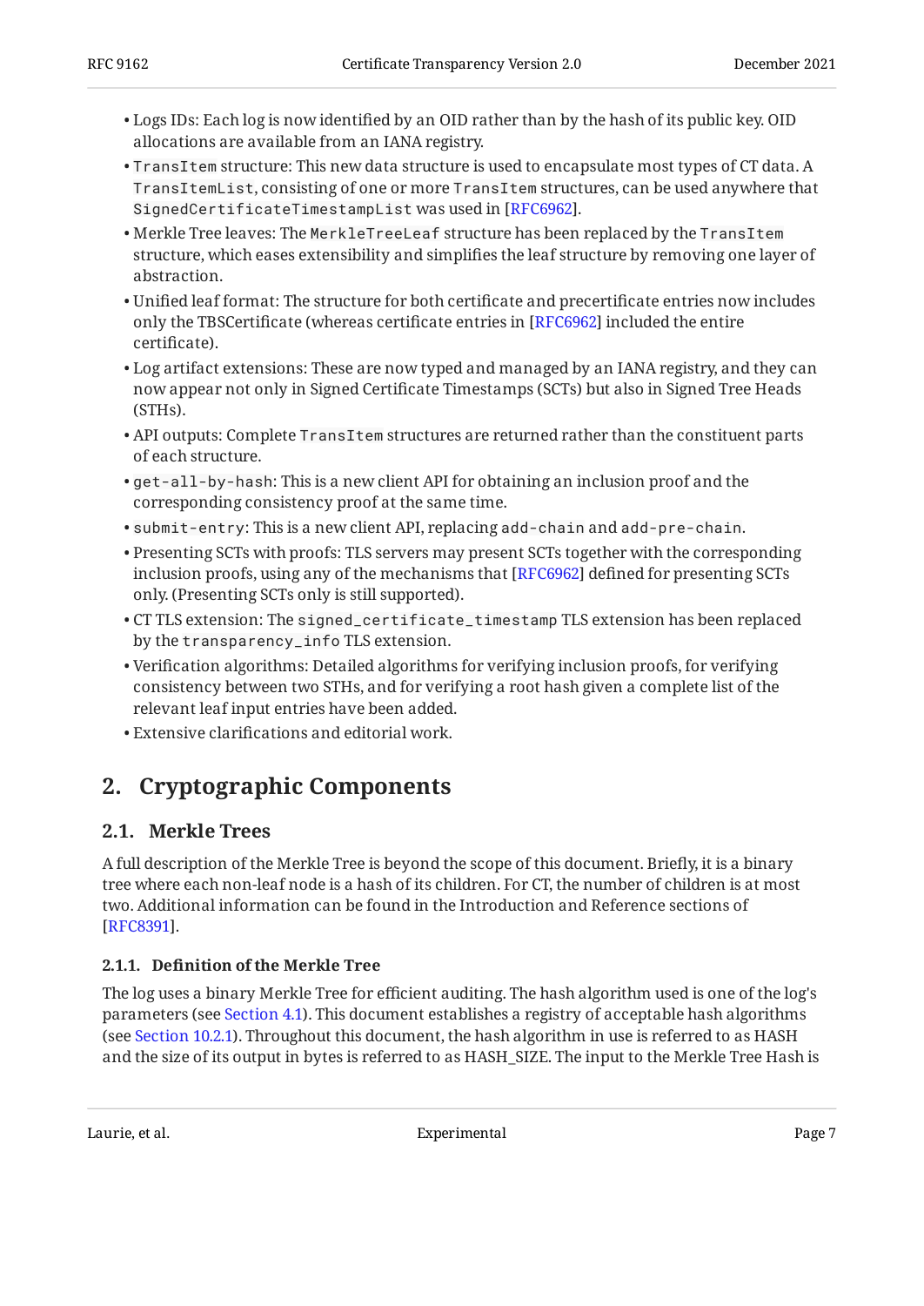- Logs IDs: Each log is now identified by an OID rather than by the hash of its public key. OID allocations are available from an IANA registry.
- `TransItem` structure: This new data structure is used to encapsulate most types of CT data. A `TransItemList`, consisting of one or more `TransItem` structures, can be used anywhere that `SignedCertificateTimestampList` was used in [RFC6962].
- Merkle Tree leaves: The `MerkleTreeLeaf` structure has been replaced by the `TransItem` structure, which eases extensibility and simplifies the leaf structure by removing one layer of abstraction.
- Unified leaf format: The structure for both certificate and precertificate entries now includes only the TBSCertificate (whereas certificate entries in [RFC6962] included the entire certificate).
- Log artifact extensions: These are now typed and managed by an IANA registry, and they can now appear not only in Signed Certificate Timestamps (SCTs) but also in Signed Tree Heads (STHs).
- API outputs: Complete `TransItem` structures are returned rather than the constituent parts of each structure.
- `get-all-by-hash`: This is a new client API for obtaining an inclusion proof and the corresponding consistency proof at the same time.
- `submit-entry`: This is a new client API, replacing `add-chain` and `add-pre-chain`.
- Presenting SCTs with proofs: TLS servers may present SCTs together with the corresponding inclusion proofs, using any of the mechanisms that [RFC6962] defined for presenting SCTs only. (Presenting SCTs only is still supported).
- CT TLS extension: The `signed_certificate_timestamp` TLS extension has been replaced by the `transparency_info` TLS extension.
- Verification algorithms: Detailed algorithms for verifying inclusion proofs, for verifying consistency between two STHs, and for verifying a root hash given a complete list of the relevant leaf input entries have been added.
- Extensive clarifications and editorial work.

# 2. Cryptographic Components

## 2.1. Merkle Trees

A full description of the Merkle Tree is beyond the scope of this document. Briefly, it is a binary tree where each non-leaf node is a hash of its children. For CT, the number of children is at most two. Additional information can be found in the Introduction and Reference sections of [RFC8391].

### 2.1.1. Definition of the Merkle Tree

The log uses a binary Merkle Tree for efficient auditing. The hash algorithm used is one of the log's parameters (see Section 4.1). This document establishes a registry of acceptable hash algorithms (see Section 10.2.1). Throughout this document, the hash algorithm in use is referred to as HASH and the size of its output in bytes is referred to as HASH_SIZE. The input to the Merkle Tree Hash is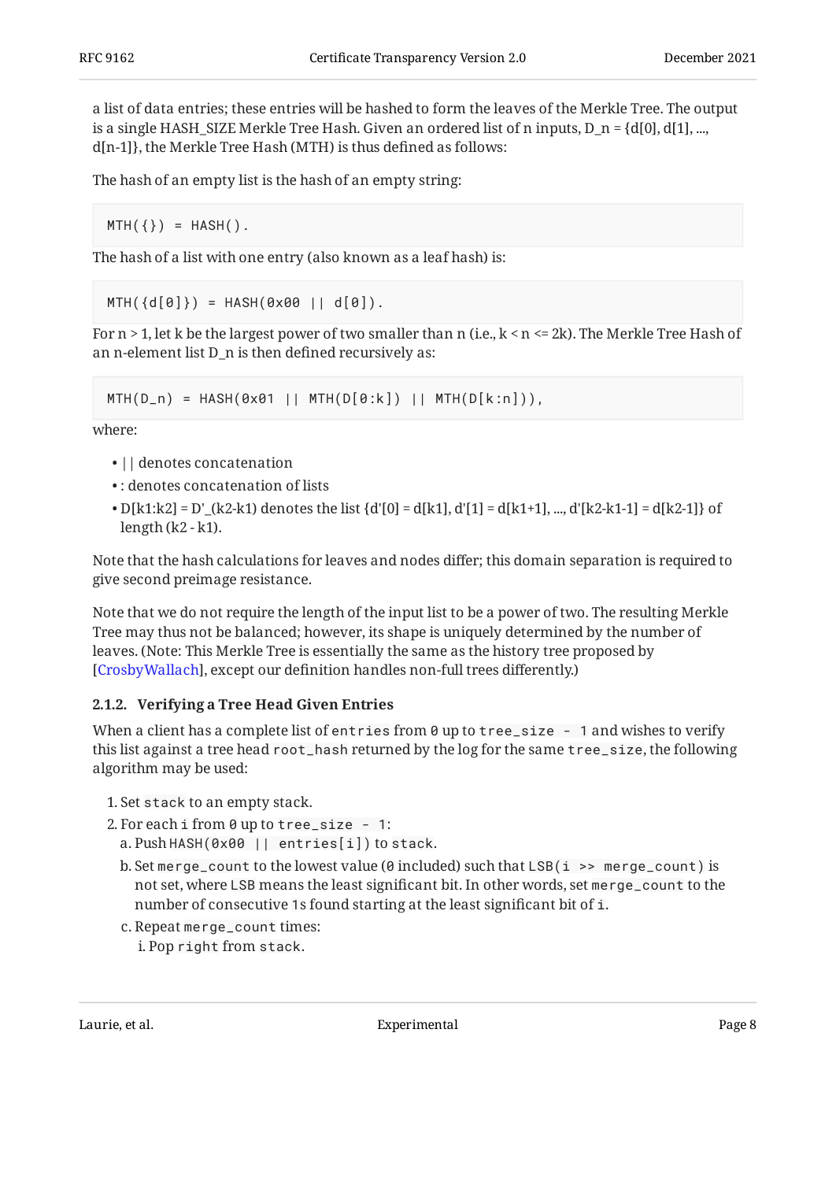a list of data entries; these entries will be hashed to form the leaves of the Merkle Tree. The output is a single HASH_SIZE Merkle Tree Hash. Given an ordered list of n inputs, D_n = {d[0], d[1], ..., d[n-1]}, the Merkle Tree Hash (MTH) is thus defined as follows:

The hash of an empty list is the hash of an empty string:

```
MTH({}) = HASH().
```

The hash of a list with one entry (also known as a leaf hash) is:

```
MTH({d[0]}) = HASH(0x00 || d[0]).
```

For n > 1, let k be the largest power of two smaller than n (i.e., k < n <= 2k). The Merkle Tree Hash of an n-element list D_n is then defined recursively as:

```
MTH(D_n) = HASH(0x01 || MTH(D[0:k]) || MTH(D[k:n])),
```

where:

- || denotes concatenation
- : denotes concatenation of lists
- D[k1:k2] = D'_(k2-k1) denotes the list {d'[0] = d[k1], d'[1] = d[k1+1], ..., d'[k2-k1-1] = d[k2-1]} of length (k2 - k1).

Note that the hash calculations for leaves and nodes differ; this domain separation is required to give second preimage resistance.

Note that we do not require the length of the input list to be a power of two. The resulting Merkle Tree may thus not be balanced; however, its shape is uniquely determined by the number of leaves. (Note: This Merkle Tree is essentially the same as the history tree proposed by [CrosbyWallach], except our definition handles non-full trees differently.)

### 2.1.2. Verifying a Tree Head Given Entries

When a client has a complete list of `entries` from `0` up to `tree_size - 1` and wishes to verify this list against a tree head `root_hash` returned by the log for the same `tree_size`, the following algorithm may be used:

1. Set `stack` to an empty stack.
2. For each `i` from `0` up to `tree_size - 1`:
   a. Push `HASH(0x00 || entries[i])` to `stack`.
   b. Set `merge_count` to the lowest value (`0` included) such that `LSB(i >> merge_count)` is not set, where `LSB` means the least significant bit. In other words, set `merge_count` to the number of consecutive `1`s found starting at the least significant bit of `i`.
   c. Repeat `merge_count` times:
      i. Pop `right` from `stack`.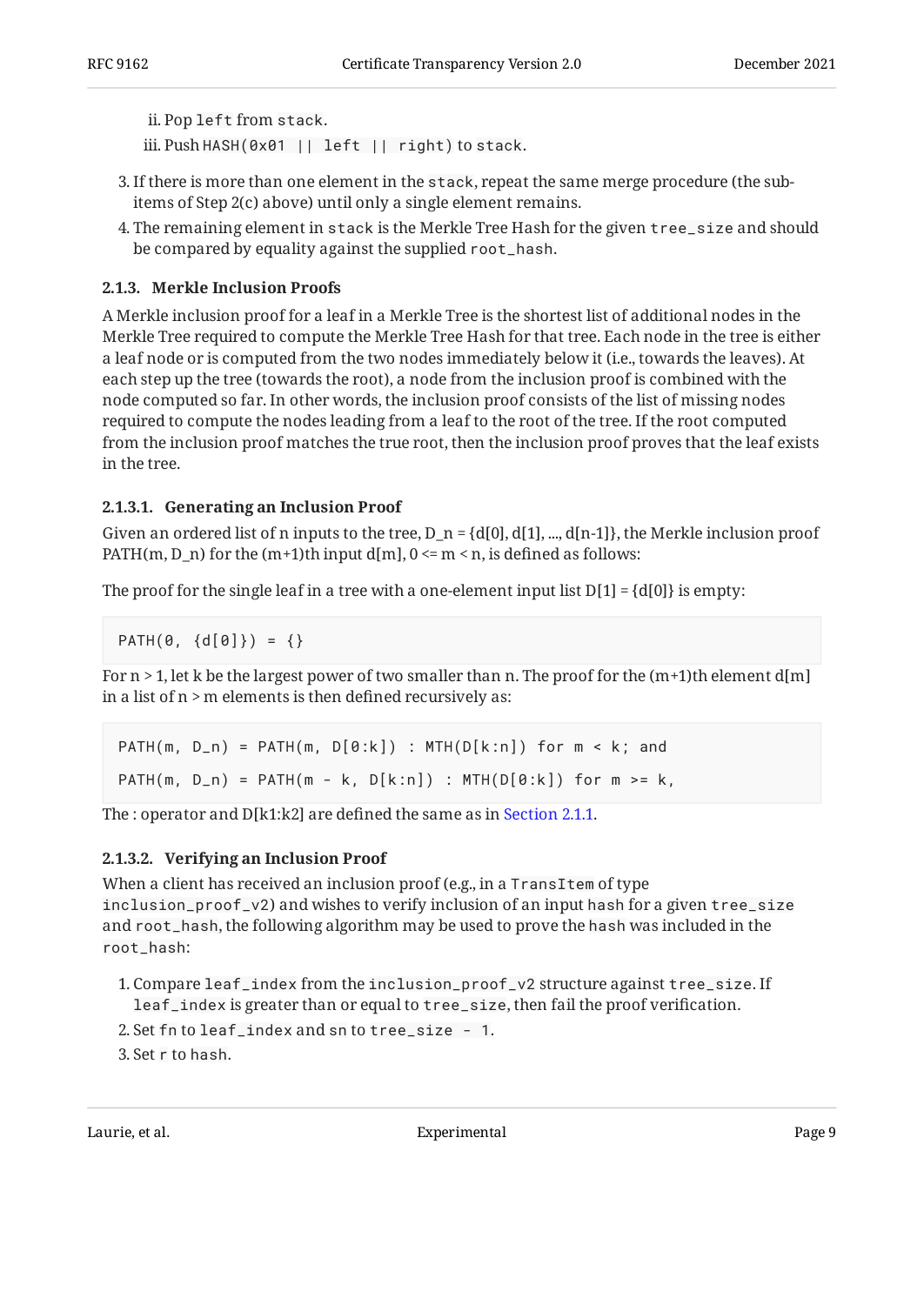ii. Pop `left` from `stack`.
   iii. Push `HASH(0x01 || left || right)` to `stack`.

3. If there is more than one element in the `stack`, repeat the same merge procedure (the sub-items of Step 2(c) above) until only a single element remains.
4. The remaining element in `stack` is the Merkle Tree Hash for the given `tree_size` and should be compared by equality against the supplied `root_hash`.

### 2.1.3. Merkle Inclusion Proofs

A Merkle inclusion proof for a leaf in a Merkle Tree is the shortest list of additional nodes in the Merkle Tree required to compute the Merkle Tree Hash for that tree. Each node in the tree is either a leaf node or is computed from the two nodes immediately below it (i.e., towards the leaves). At each step up the tree (towards the root), a node from the inclusion proof is combined with the node computed so far. In other words, the inclusion proof consists of the list of missing nodes required to compute the nodes leading from a leaf to the root of the tree. If the root computed from the inclusion proof matches the true root, then the inclusion proof proves that the leaf exists in the tree.

#### 2.1.3.1. Generating an Inclusion Proof

Given an ordered list of n inputs to the tree, D_n = {d[0], d[1], ..., d[n-1]}, the Merkle inclusion proof PATH(m, D_n) for the (m+1)th input d[m], 0 <= m < n, is defined as follows:

The proof for the single leaf in a tree with a one-element input list D[1] = {d[0]} is empty:

```
PATH(0, {d[0]}) = {}
```

For n > 1, let k be the largest power of two smaller than n. The proof for the (m+1)th element d[m] in a list of n > m elements is then defined recursively as:

```
PATH(m, D_n) = PATH(m, D[0:k]) : MTH(D[k:n]) for m < k; and

PATH(m, D_n) = PATH(m - k, D[k:n]) : MTH(D[0:k]) for m >= k,
```

The : operator and D[k1:k2] are defined the same as in Section 2.1.1.

#### 2.1.3.2. Verifying an Inclusion Proof

When a client has received an inclusion proof (e.g., in a `TransItem` of type `inclusion_proof_v2`) and wishes to verify inclusion of an input `hash` for a given `tree_size` and `root_hash`, the following algorithm may be used to prove the `hash` was included in the `root_hash`:

1. Compare `leaf_index` from the `inclusion_proof_v2` structure against `tree_size`. If `leaf_index` is greater than or equal to `tree_size`, then fail the proof verification.
2. Set `fn` to `leaf_index` and `sn` to `tree_size - 1`.
3. Set `r` to `hash`.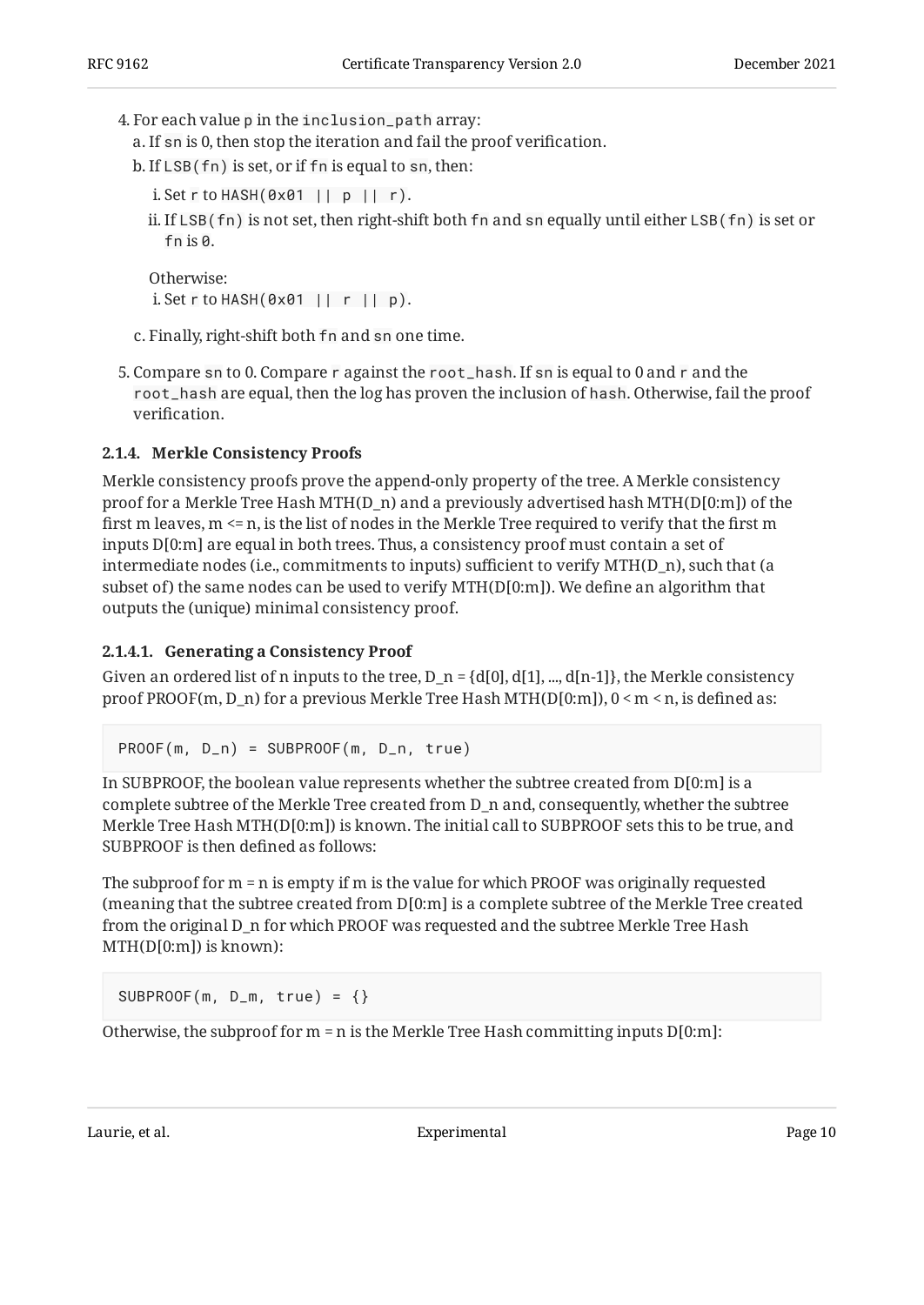4. For each value `p` in the `inclusion_path` array:
   a. If `sn` is 0, then stop the iteration and fail the proof verification.
   b. If `LSB(fn)` is set, or if `fn` is equal to `sn`, then:
      i. Set `r` to `HASH(0x01 || p || r)`.
      ii. If `LSB(fn)` is not set, then right-shift both `fn` and `sn` equally until either `LSB(fn)` is set or `fn` is `0`.

      Otherwise:
      i. Set `r` to `HASH(0x01 || r || p)`.

   c. Finally, right-shift both `fn` and `sn` one time.
5. Compare `sn` to 0. Compare `r` against the `root_hash`. If `sn` is equal to 0 and `r` and the `root_hash` are equal, then the log has proven the inclusion of `hash`. Otherwise, fail the proof verification.

#### 2.1.4. Merkle Consistency Proofs

Merkle consistency proofs prove the append-only property of the tree. A Merkle consistency proof for a Merkle Tree Hash MTH(D_n) and a previously advertised hash MTH(D[0:m]) of the first m leaves, m <= n, is the list of nodes in the Merkle Tree required to verify that the first m inputs D[0:m] are equal in both trees. Thus, a consistency proof must contain a set of intermediate nodes (i.e., commitments to inputs) sufficient to verify MTH(D_n), such that (a subset of) the same nodes can be used to verify MTH(D[0:m]). We define an algorithm that outputs the (unique) minimal consistency proof.

##### 2.1.4.1. Generating a Consistency Proof

Given an ordered list of n inputs to the tree, D_n = {d[0], d[1], ..., d[n-1]}, the Merkle consistency proof PROOF(m, D_n) for a previous Merkle Tree Hash MTH(D[0:m]), 0 < m < n, is defined as:

```
PROOF(m, D_n) = SUBPROOF(m, D_n, true)
```

In SUBPROOF, the boolean value represents whether the subtree created from D[0:m] is a complete subtree of the Merkle Tree created from D_n and, consequently, whether the subtree Merkle Tree Hash MTH(D[0:m]) is known. The initial call to SUBPROOF sets this to be true, and SUBPROOF is then defined as follows:

The subproof for m = n is empty if m is the value for which PROOF was originally requested (meaning that the subtree created from D[0:m] is a complete subtree of the Merkle Tree created from the original D_n for which PROOF was requested and the subtree Merkle Tree Hash MTH(D[0:m]) is known):

```
SUBPROOF(m, D_m, true) = {}
```

Otherwise, the subproof for m = n is the Merkle Tree Hash committing inputs D[0:m]: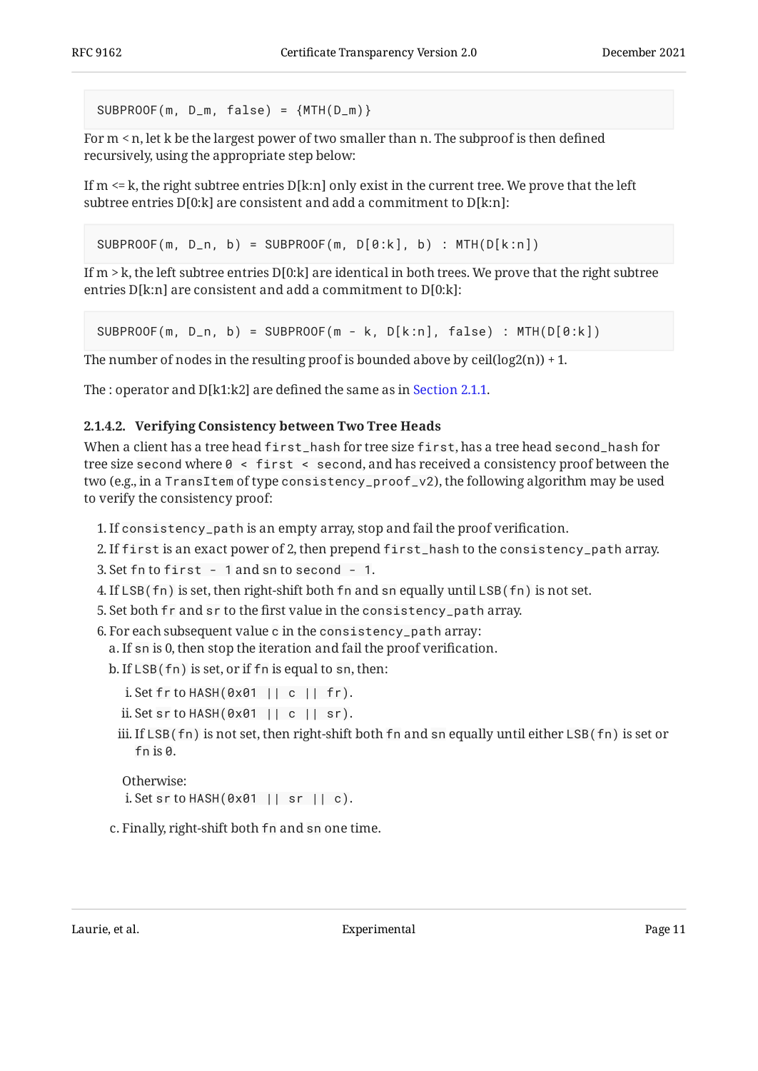```
SUBPROOF(m, D_m, false) = {MTH(D_m)}
```

For m < n, let k be the largest power of two smaller than n. The subproof is then defined recursively, using the appropriate step below:

If m <= k, the right subtree entries D[k:n] only exist in the current tree. We prove that the left subtree entries D[0:k] are consistent and add a commitment to D[k:n]:

```
SUBPROOF(m, D_n, b) = SUBPROOF(m, D[0:k], b) : MTH(D[k:n])
```

If m > k, the left subtree entries D[0:k] are identical in both trees. We prove that the right subtree entries D[k:n] are consistent and add a commitment to D[0:k]:

```
SUBPROOF(m, D_n, b) = SUBPROOF(m - k, D[k:n], false) : MTH(D[0:k])
```

The number of nodes in the resulting proof is bounded above by ceil(log2(n)) + 1.

The : operator and D[k1:k2] are defined the same as in Section 2.1.1.

#### 2.1.4.2. Verifying Consistency between Two Tree Heads

When a client has a tree head `first_hash` for tree size `first`, has a tree head `second_hash` for tree size `second` where `0 < first < second`, and has received a consistency proof between the two (e.g., in a `TransItem` of type `consistency_proof_v2`), the following algorithm may be used to verify the consistency proof:

1. If `consistency_path` is an empty array, stop and fail the proof verification.
2. If `first` is an exact power of 2, then prepend `first_hash` to the `consistency_path` array.
3. Set `fn` to `first - 1` and `sn` to `second - 1`.
4. If `LSB(fn)` is set, then right-shift both `fn` and `sn` equally until `LSB(fn)` is not set.
5. Set both `fr` and `sr` to the first value in the `consistency_path` array.
6. For each subsequent value `c` in the `consistency_path` array:
   a. If `sn` is 0, then stop the iteration and fail the proof verification.
   b. If `LSB(fn)` is set, or if `fn` is equal to `sn`, then:
      i. Set `fr` to `HASH(0x01 || c || fr)`.
      ii. Set `sr` to `HASH(0x01 || c || sr)`.
      iii. If `LSB(fn)` is not set, then right-shift both `fn` and `sn` equally until either `LSB(fn)` is set or `fn` is `0`.

      Otherwise:
      i. Set `sr` to `HASH(0x01 || sr || c)`.
   c. Finally, right-shift both `fn` and `sn` one time.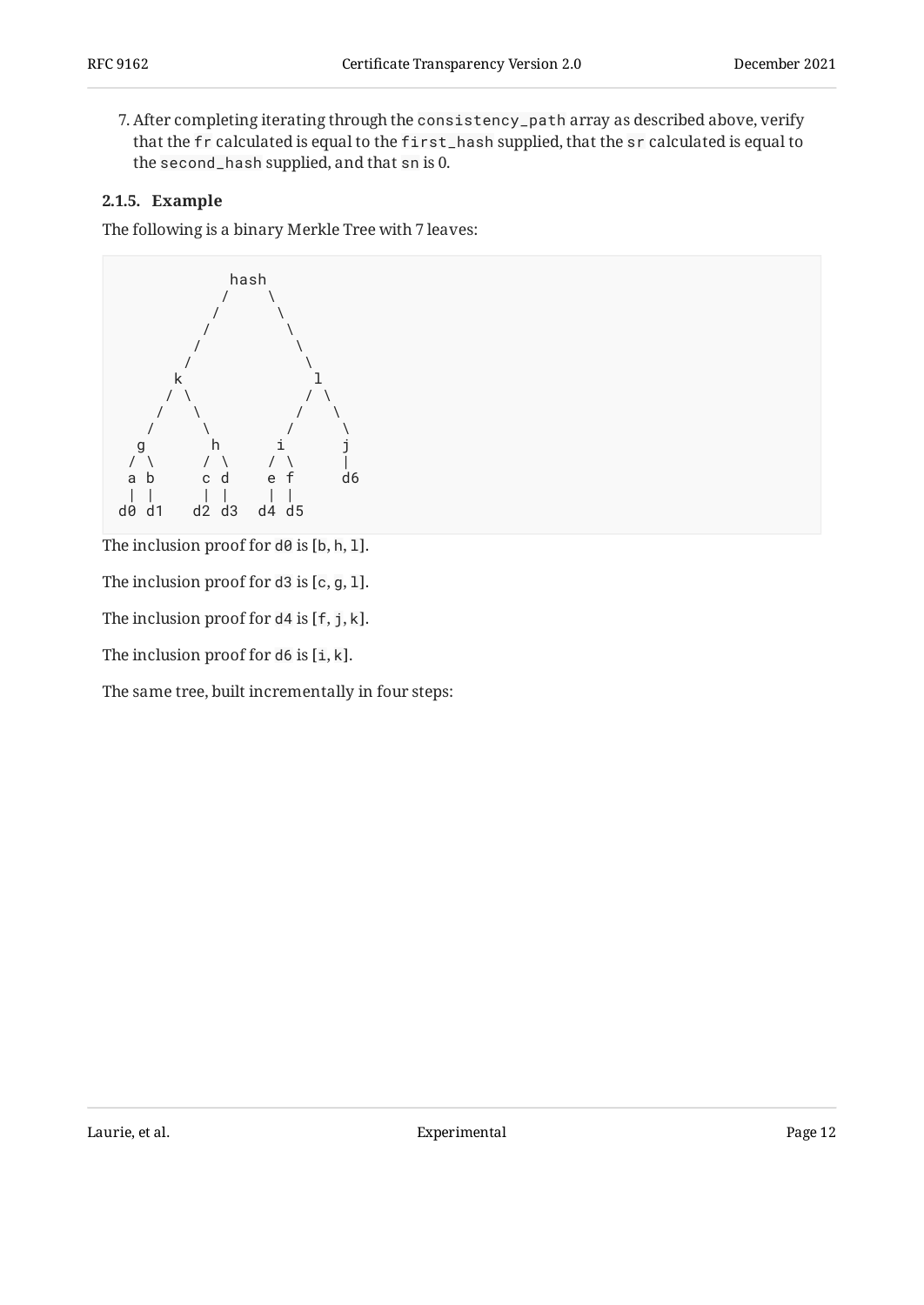7. After completing iterating through the `consistency_path` array as described above, verify that the `fr` calculated is equal to the `first_hash` supplied, that the `sr` calculated is equal to the `second_hash` supplied, and that `sn` is 0.

### 2.1.5. Example

The following is a binary Merkle Tree with 7 leaves:

```
             hash
            /    \
           /      \
          /        \
         /          \
        /            \
       k              l
      / \            / \
     /   \          /   \
    /     \        /     \
   g       h      i      j
  / \     / \    / \     |
  a b     c d    e f     d6
  | |     | |    | |
d0 d1   d2 d3  d4 d5
```

The inclusion proof for `d0` is [`b`, `h`, `l`].

The inclusion proof for `d3` is [`c`, `g`, `l`].

The inclusion proof for `d4` is [`f`, `j`, `k`].

The inclusion proof for `d6` is [`i`, `k`].

The same tree, built incrementally in four steps: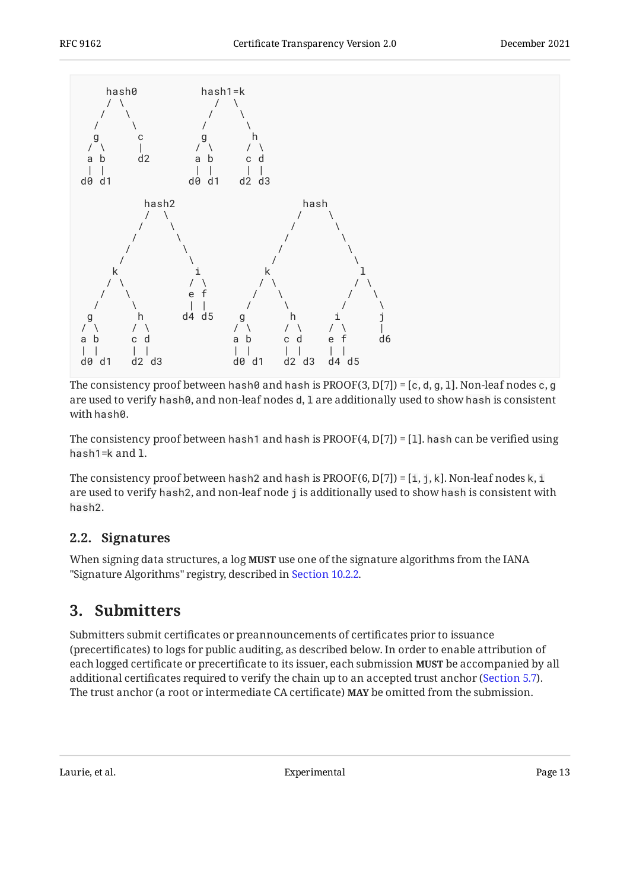```
     hash0          hash1=k
     / \              /  \
    /   \            /    \
   /     \          /      \
   g       c         g       h
  / \      |        / \     / \
  a b      d2       a b     c d
  | |               | |     | |
d0 d1             d0 d1   d2 d3

           hash2                    hash
           /  \                    /    \
          /    \                  /      \
         /      \                /        \
        /        \              /          \
       /          \            /            \
      k            i          k              l
     / \          / \        / \            / \
    /   \         e f       /   \          /   \
   /     \        | |      /     \        /     \
  g       h      d4 d5    g       h      i       j
 / \     / \             / \     / \    / \      |
 a b     c d             a b     c d    e f      d6
 | |     | |             | |     | |    | |
d0 d1   d2 d3           d0 d1   d2 d3  d4 d5
```

The consistency proof between `hash0` and `hash` is PROOF(3, D[7]) = [`c`, `d`, `g`, `l`]. Non-leaf nodes `c`, `g` are used to verify `hash0`, and non-leaf nodes `d`, `l` are additionally used to show `hash` is consistent with `hash0`.

The consistency proof between `hash1` and `hash` is PROOF(4, D[7]) = [`l`]. `hash` can be verified using `hash1=k` and `l`.

The consistency proof between `hash2` and `hash` is PROOF(6, D[7]) = [`i`, `j`, `k`]. Non-leaf nodes `k`, `i` are used to verify `hash2`, and non-leaf node `j` is additionally used to show `hash` is consistent with `hash2`.

### 2.2. Signatures

When signing data structures, a log **MUST** use one of the signature algorithms from the IANA "Signature Algorithms" registry, described in Section 10.2.2.

## 3. Submitters

Submitters submit certificates or preannouncements of certificates prior to issuance (precertificates) to logs for public auditing, as described below. In order to enable attribution of each logged certificate or precertificate to its issuer, each submission **MUST** be accompanied by all additional certificates required to verify the chain up to an accepted trust anchor (Section 5.7). The trust anchor (a root or intermediate CA certificate) **MAY** be omitted from the submission.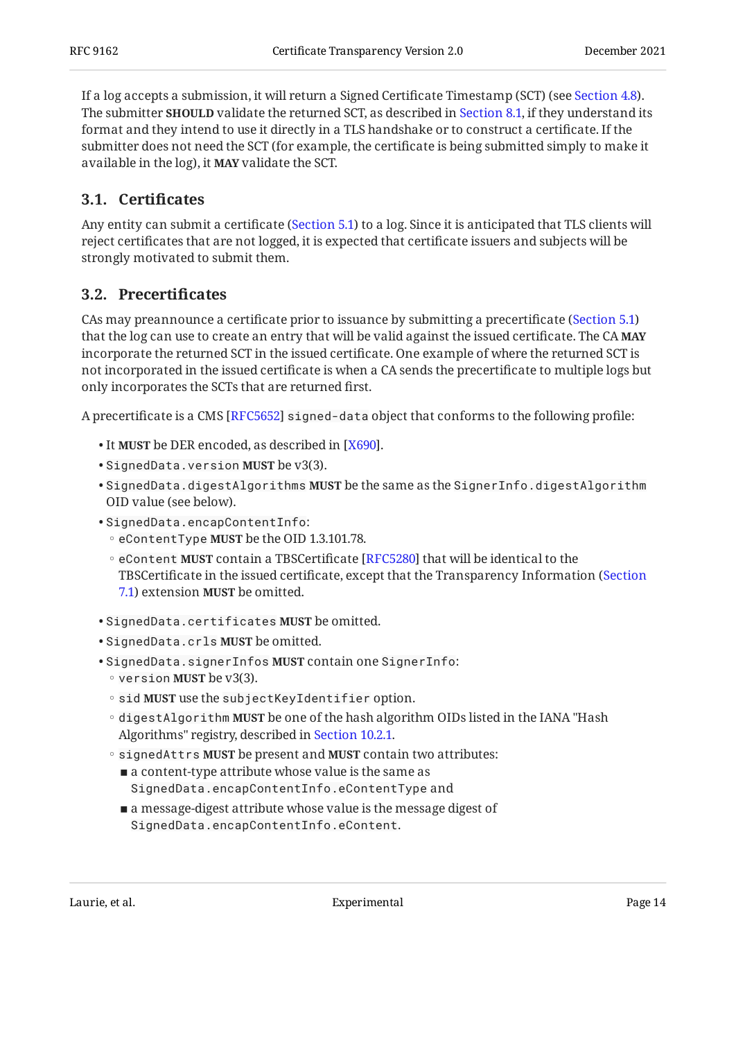If a log accepts a submission, it will return a Signed Certificate Timestamp (SCT) (see Section 4.8). The submitter **SHOULD** validate the returned SCT, as described in Section 8.1, if they understand its format and they intend to use it directly in a TLS handshake or to construct a certificate. If the submitter does not need the SCT (for example, the certificate is being submitted simply to make it available in the log), it **MAY** validate the SCT.

### 3.1. Certificates

Any entity can submit a certificate (Section 5.1) to a log. Since it is anticipated that TLS clients will reject certificates that are not logged, it is expected that certificate issuers and subjects will be strongly motivated to submit them.

### 3.2. Precertificates

CAs may preannounce a certificate prior to issuance by submitting a precertificate (Section 5.1) that the log can use to create an entry that will be valid against the issued certificate. The CA **MAY** incorporate the returned SCT in the issued certificate. One example of where the returned SCT is not incorporated in the issued certificate is when a CA sends the precertificate to multiple logs but only incorporates the SCTs that are returned first.

A precertificate is a CMS [RFC5652] `signed-data` object that conforms to the following profile:

- It **MUST** be DER encoded, as described in [X690].
- `SignedData.version` **MUST** be v3(3).
- `SignedData.digestAlgorithms` **MUST** be the same as the `SignerInfo.digestAlgorithm` OID value (see below).
- `SignedData.encapContentInfo`:
  - `eContentType` **MUST** be the OID 1.3.101.78.
  - `eContent` **MUST** contain a TBSCertificate [RFC5280] that will be identical to the TBSCertificate in the issued certificate, except that the Transparency Information (Section 7.1) extension **MUST** be omitted.
- `SignedData.certificates` **MUST** be omitted.
- `SignedData.crls` **MUST** be omitted.
- `SignedData.signerInfos` **MUST** contain one `SignerInfo`:
  - `version` **MUST** be v3(3).
  - `sid` **MUST** use the `subjectKeyIdentifier` option.
  - `digestAlgorithm` **MUST** be one of the hash algorithm OIDs listed in the IANA "Hash Algorithms" registry, described in Section 10.2.1.
  - `signedAttrs` **MUST** be present and **MUST** contain two attributes:
    - a content-type attribute whose value is the same as `SignedData.encapContentInfo.eContentType` and
    - a message-digest attribute whose value is the message digest of `SignedData.encapContentInfo.eContent`.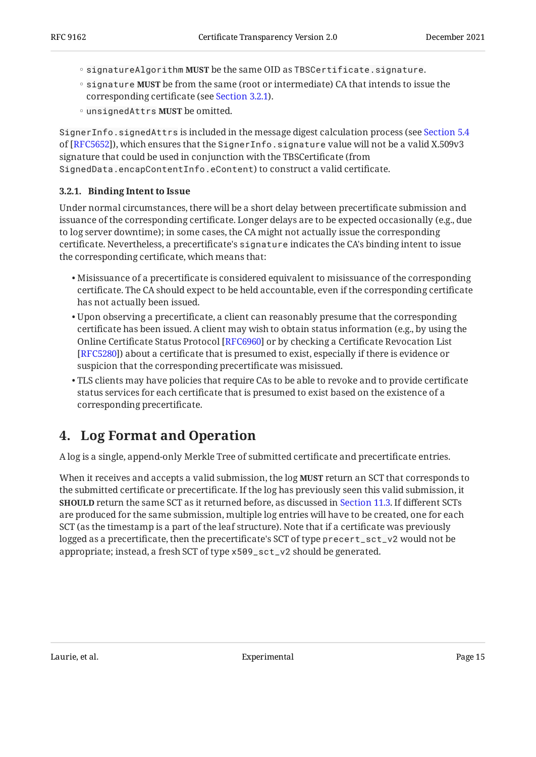- `signatureAlgorithm` **MUST** be the same OID as `TBSCertificate.signature`.
   - `signature` **MUST** be from the same (root or intermediate) CA that intends to issue the corresponding certificate (see Section 3.2.1).
   - `unsignedAttrs` **MUST** be omitted.

`SignerInfo.signedAttrs` is included in the message digest calculation process (see Section 5.4 of [RFC5652]), which ensures that the `SignerInfo.signature` value will not be a valid X.509v3 signature that could be used in conjunction with the TBSCertificate (from `SignedData.encapContentInfo.eContent`) to construct a valid certificate.

#### 3.2.1. Binding Intent to Issue

Under normal circumstances, there will be a short delay between precertificate submission and issuance of the corresponding certificate. Longer delays are to be expected occasionally (e.g., due to log server downtime); in some cases, the CA might not actually issue the corresponding certificate. Nevertheless, a precertificate's `signature` indicates the CA's binding intent to issue the corresponding certificate, which means that:

- Misissuance of a precertificate is considered equivalent to misissuance of the corresponding certificate. The CA should expect to be held accountable, even if the corresponding certificate has not actually been issued.
- Upon observing a precertificate, a client can reasonably presume that the corresponding certificate has been issued. A client may wish to obtain status information (e.g., by using the Online Certificate Status Protocol [RFC6960] or by checking a Certificate Revocation List [RFC5280]) about a certificate that is presumed to exist, especially if there is evidence or suspicion that the corresponding precertificate was misissued.
- TLS clients may have policies that require CAs to be able to revoke and to provide certificate status services for each certificate that is presumed to exist based on the existence of a corresponding precertificate.

## 4. Log Format and Operation

A log is a single, append-only Merkle Tree of submitted certificate and precertificate entries.

When it receives and accepts a valid submission, the log **MUST** return an SCT that corresponds to the submitted certificate or precertificate. If the log has previously seen this valid submission, it **SHOULD** return the same SCT as it returned before, as discussed in Section 11.3. If different SCTs are produced for the same submission, multiple log entries will have to be created, one for each SCT (as the timestamp is a part of the leaf structure). Note that if a certificate was previously logged as a precertificate, then the precertificate's SCT of type `precert_sct_v2` would not be appropriate; instead, a fresh SCT of type `x509_sct_v2` should be generated.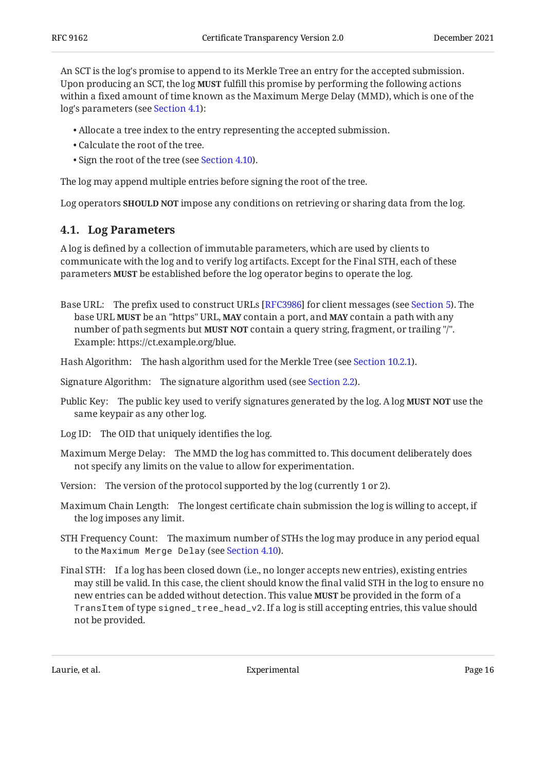An SCT is the log's promise to append to its Merkle Tree an entry for the accepted submission. Upon producing an SCT, the log **MUST** fulfill this promise by performing the following actions within a fixed amount of time known as the Maximum Merge Delay (MMD), which is one of the log's parameters (see Section 4.1):

- Allocate a tree index to the entry representing the accepted submission.
- Calculate the root of the tree.
- Sign the root of the tree (see Section 4.10).

The log may append multiple entries before signing the root of the tree.

Log operators **SHOULD NOT** impose any conditions on retrieving or sharing data from the log.

## 4.1. Log Parameters

A log is defined by a collection of immutable parameters, which are used by clients to communicate with the log and to verify log artifacts. Except for the Final STH, each of these parameters **MUST** be established before the log operator begins to operate the log.

Base URL: The prefix used to construct URLs [RFC3986] for client messages (see Section 5). The base URL **MUST** be an "https" URL, **MAY** contain a port, and **MAY** contain a path with any number of path segments but **MUST NOT** contain a query string, fragment, or trailing "/". Example: https://ct.example.org/blue.

Hash Algorithm: The hash algorithm used for the Merkle Tree (see Section 10.2.1).

Signature Algorithm: The signature algorithm used (see Section 2.2).

Public Key: The public key used to verify signatures generated by the log. A log **MUST NOT** use the same keypair as any other log.

Log ID: The OID that uniquely identifies the log.

Maximum Merge Delay: The MMD the log has committed to. This document deliberately does not specify any limits on the value to allow for experimentation.

Version: The version of the protocol supported by the log (currently 1 or 2).

Maximum Chain Length: The longest certificate chain submission the log is willing to accept, if the log imposes any limit.

STH Frequency Count: The maximum number of STHs the log may produce in any period equal to the `Maximum Merge Delay` (see Section 4.10).

Final STH: If a log has been closed down (i.e., no longer accepts new entries), existing entries may still be valid. In this case, the client should know the final valid STH in the log to ensure no new entries can be added without detection. This value **MUST** be provided in the form of a `TransItem` of type `signed_tree_head_v2`. If a log is still accepting entries, this value should not be provided.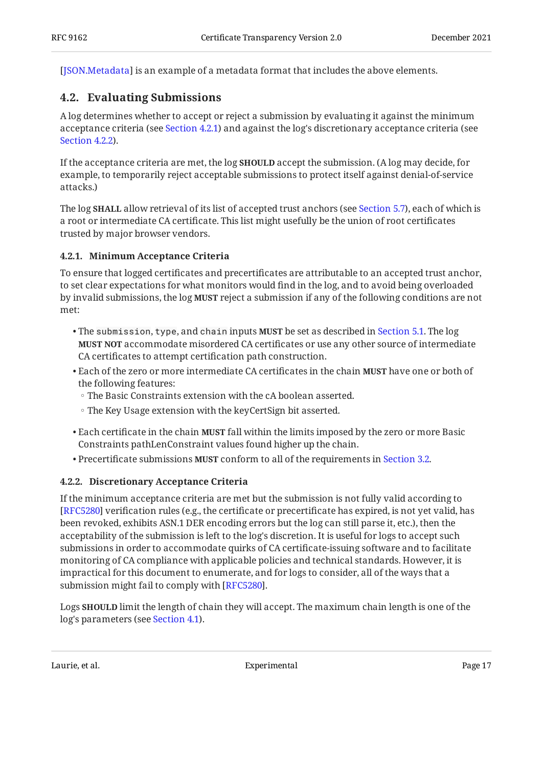[JSON.Metadata] is an example of a metadata format that includes the above elements.

## 4.2. Evaluating Submissions

A log determines whether to accept or reject a submission by evaluating it against the minimum acceptance criteria (see Section 4.2.1) and against the log's discretionary acceptance criteria (see Section 4.2.2).

If the acceptance criteria are met, the log **SHOULD** accept the submission. (A log may decide, for example, to temporarily reject acceptable submissions to protect itself against denial-of-service attacks.)

The log **SHALL** allow retrieval of its list of accepted trust anchors (see Section 5.7), each of which is a root or intermediate CA certificate. This list might usefully be the union of root certificates trusted by major browser vendors.

### 4.2.1. Minimum Acceptance Criteria

To ensure that logged certificates and precertificates are attributable to an accepted trust anchor, to set clear expectations for what monitors would find in the log, and to avoid being overloaded by invalid submissions, the log **MUST** reject a submission if any of the following conditions are not met:

- The `submission`, `type`, and `chain` inputs **MUST** be set as described in Section 5.1. The log **MUST NOT** accommodate misordered CA certificates or use any other source of intermediate CA certificates to attempt certification path construction.
- Each of the zero or more intermediate CA certificates in the chain **MUST** have one or both of the following features:
  - The Basic Constraints extension with the cA boolean asserted.
  - The Key Usage extension with the keyCertSign bit asserted.
- Each certificate in the chain **MUST** fall within the limits imposed by the zero or more Basic Constraints pathLenConstraint values found higher up the chain.
- Precertificate submissions **MUST** conform to all of the requirements in Section 3.2.

### 4.2.2. Discretionary Acceptance Criteria

If the minimum acceptance criteria are met but the submission is not fully valid according to [RFC5280] verification rules (e.g., the certificate or precertificate has expired, is not yet valid, has been revoked, exhibits ASN.1 DER encoding errors but the log can still parse it, etc.), then the acceptability of the submission is left to the log's discretion. It is useful for logs to accept such submissions in order to accommodate quirks of CA certificate-issuing software and to facilitate monitoring of CA compliance with applicable policies and technical standards. However, it is impractical for this document to enumerate, and for logs to consider, all of the ways that a submission might fail to comply with [RFC5280].

Logs **SHOULD** limit the length of chain they will accept. The maximum chain length is one of the log's parameters (see Section 4.1).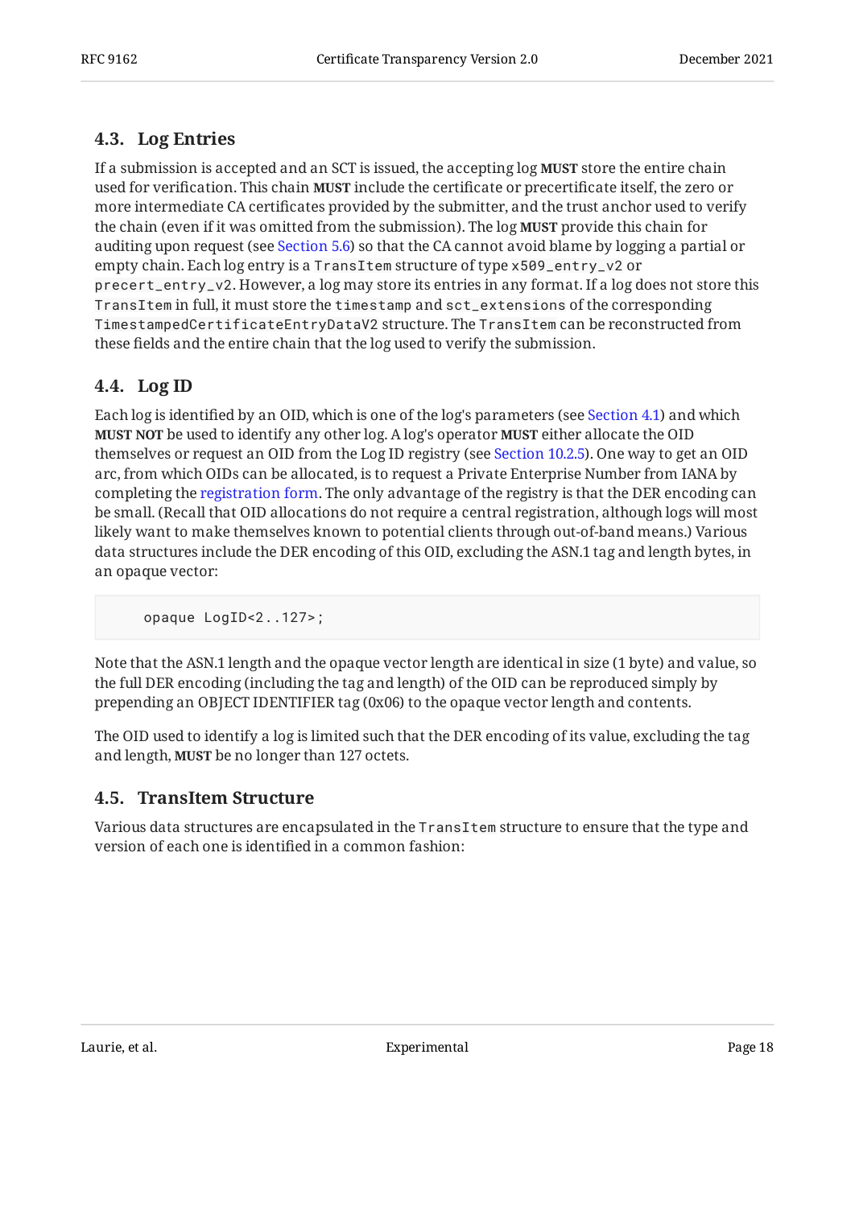### 4.3. Log Entries

If a submission is accepted and an SCT is issued, the accepting log **MUST** store the entire chain used for verification. This chain **MUST** include the certificate or precertificate itself, the zero or more intermediate CA certificates provided by the submitter, and the trust anchor used to verify the chain (even if it was omitted from the submission). The log **MUST** provide this chain for auditing upon request (see Section 5.6) so that the CA cannot avoid blame by logging a partial or empty chain. Each log entry is a `TransItem` structure of type `x509_entry_v2` or `precert_entry_v2`. However, a log may store its entries in any format. If a log does not store this `TransItem` in full, it must store the `timestamp` and `sct_extensions` of the corresponding `TimestampedCertificateEntryDataV2` structure. The `TransItem` can be reconstructed from these fields and the entire chain that the log used to verify the submission.

### 4.4. Log ID

Each log is identified by an OID, which is one of the log's parameters (see Section 4.1) and which **MUST NOT** be used to identify any other log. A log's operator **MUST** either allocate the OID themselves or request an OID from the Log ID registry (see Section 10.2.5). One way to get an OID arc, from which OIDs can be allocated, is to request a Private Enterprise Number from IANA by completing the registration form. The only advantage of the registry is that the DER encoding can be small. (Recall that OID allocations do not require a central registration, although logs will most likely want to make themselves known to potential clients through out-of-band means.) Various data structures include the DER encoding of this OID, excluding the ASN.1 tag and length bytes, in an opaque vector:

```
    opaque LogID<2..127>;
```

Note that the ASN.1 length and the opaque vector length are identical in size (1 byte) and value, so the full DER encoding (including the tag and length) of the OID can be reproduced simply by prepending an OBJECT IDENTIFIER tag (0x06) to the opaque vector length and contents.

The OID used to identify a log is limited such that the DER encoding of its value, excluding the tag and length, **MUST** be no longer than 127 octets.

### 4.5. TransItem Structure

Various data structures are encapsulated in the `TransItem` structure to ensure that the type and version of each one is identified in a common fashion: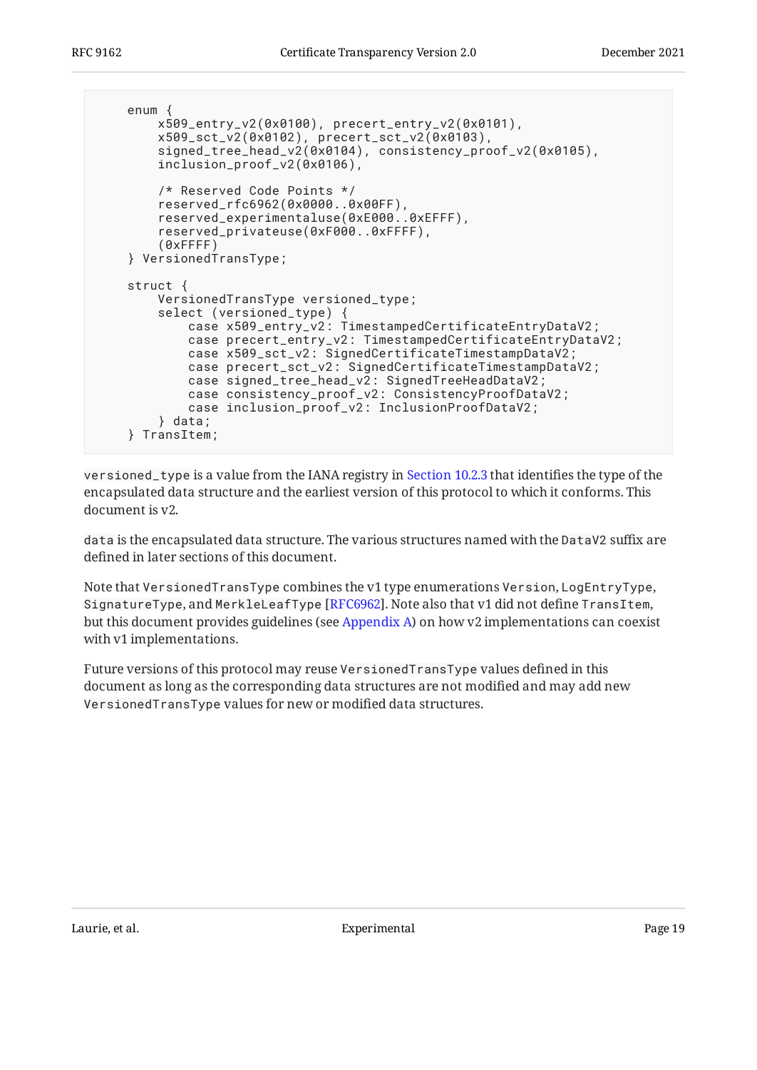```
    enum {
        x509_entry_v2(0x0100), precert_entry_v2(0x0101),
        x509_sct_v2(0x0102), precert_sct_v2(0x0103),
        signed_tree_head_v2(0x0104), consistency_proof_v2(0x0105),
        inclusion_proof_v2(0x0106),

        /* Reserved Code Points */
        reserved_rfc6962(0x0000..0x00FF),
        reserved_experimentaluse(0xE000..0xEFFF),
        reserved_privateuse(0xF000..0xFFFF),
        (0xFFFF)
    } VersionedTransType;

    struct {
        VersionedTransType versioned_type;
        select (versioned_type) {
            case x509_entry_v2: TimestampedCertificateEntryDataV2;
            case precert_entry_v2: TimestampedCertificateEntryDataV2;
            case x509_sct_v2: SignedCertificateTimestampDataV2;
            case precert_sct_v2: SignedCertificateTimestampDataV2;
            case signed_tree_head_v2: SignedTreeHeadDataV2;
            case consistency_proof_v2: ConsistencyProofDataV2;
            case inclusion_proof_v2: InclusionProofDataV2;
        } data;
    } TransItem;
```

`versioned_type` is a value from the IANA registry in Section 10.2.3 that identifies the type of the encapsulated data structure and the earliest version of this protocol to which it conforms. This document is v2.

`data` is the encapsulated data structure. The various structures named with the `DataV2` suffix are defined in later sections of this document.

Note that `VersionedTransType` combines the v1 type enumerations `Version`, `LogEntryType`, `SignatureType`, and `MerkleLeafType` [RFC6962]. Note also that v1 did not define `TransItem`, but this document provides guidelines (see Appendix A) on how v2 implementations can coexist with v1 implementations.

Future versions of this protocol may reuse `VersionedTransType` values defined in this document as long as the corresponding data structures are not modified and may add new `VersionedTransType` values for new or modified data structures.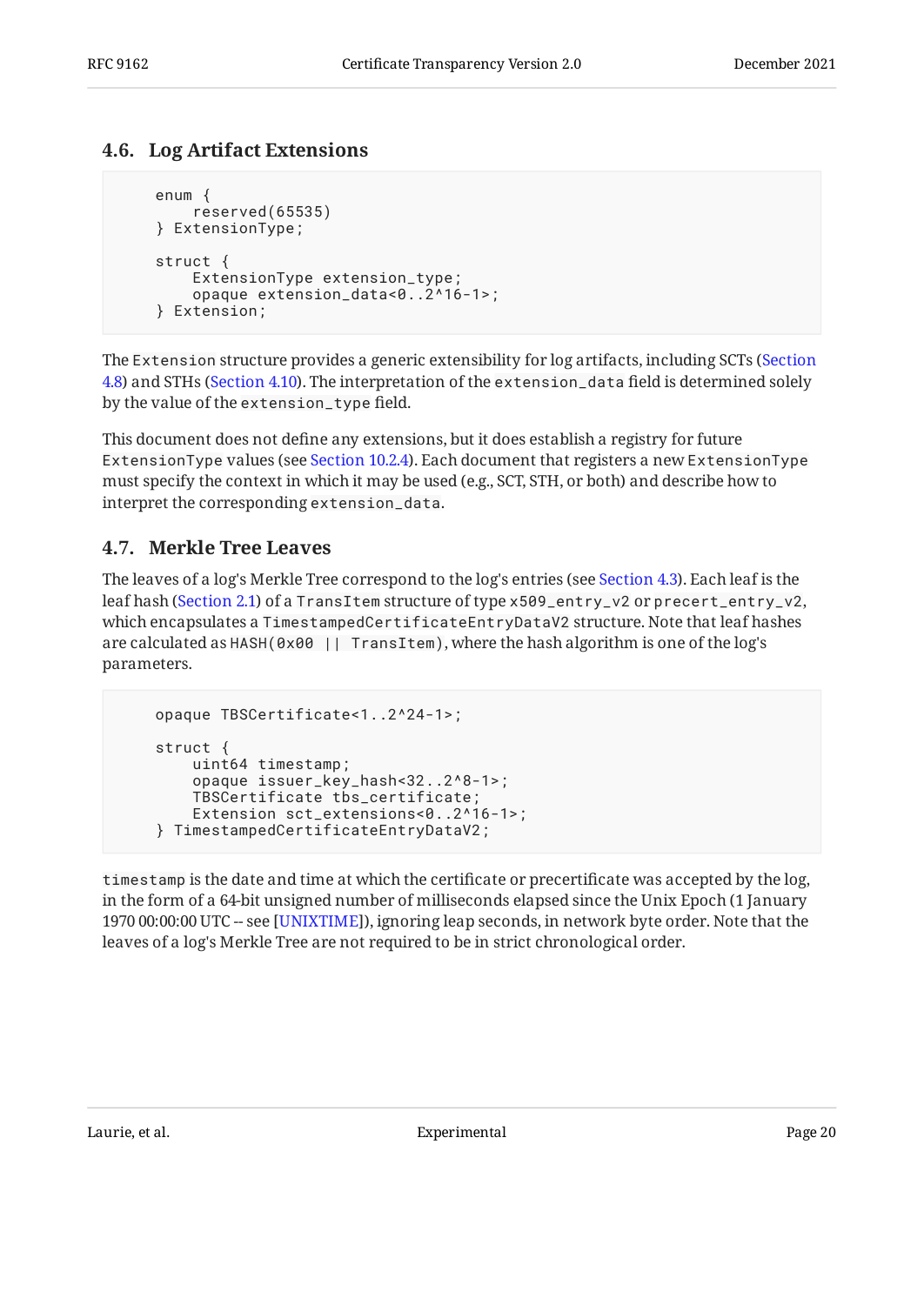### 4.6. Log Artifact Extensions

```
    enum {
        reserved(65535)
    } ExtensionType;

    struct {
        ExtensionType extension_type;
        opaque extension_data<0..2^16-1>;
    } Extension;
```

The `Extension` structure provides a generic extensibility for log artifacts, including SCTs (Section 4.8) and STHs (Section 4.10). The interpretation of the `extension_data` field is determined solely by the value of the `extension_type` field.

This document does not define any extensions, but it does establish a registry for future `ExtensionType` values (see Section 10.2.4). Each document that registers a new `ExtensionType` must specify the context in which it may be used (e.g., SCT, STH, or both) and describe how to interpret the corresponding `extension_data`.

### 4.7. Merkle Tree Leaves

The leaves of a log's Merkle Tree correspond to the log's entries (see Section 4.3). Each leaf is the leaf hash (Section 2.1) of a `TransItem` structure of type `x509_entry_v2` or `precert_entry_v2`, which encapsulates a `TimestampedCertificateEntryDataV2` structure. Note that leaf hashes are calculated as `HASH(0x00 || TransItem)`, where the hash algorithm is one of the log's parameters.

```
    opaque TBSCertificate<1..2^24-1>;

    struct {
        uint64 timestamp;
        opaque issuer_key_hash<32..2^8-1>;
        TBSCertificate tbs_certificate;
        Extension sct_extensions<0..2^16-1>;
    } TimestampedCertificateEntryDataV2;
```

`timestamp` is the date and time at which the certificate or precertificate was accepted by the log, in the form of a 64-bit unsigned number of milliseconds elapsed since the Unix Epoch (1 January 1970 00:00:00 UTC -- see [UNIXTIME]), ignoring leap seconds, in network byte order. Note that the leaves of a log's Merkle Tree are not required to be in strict chronological order.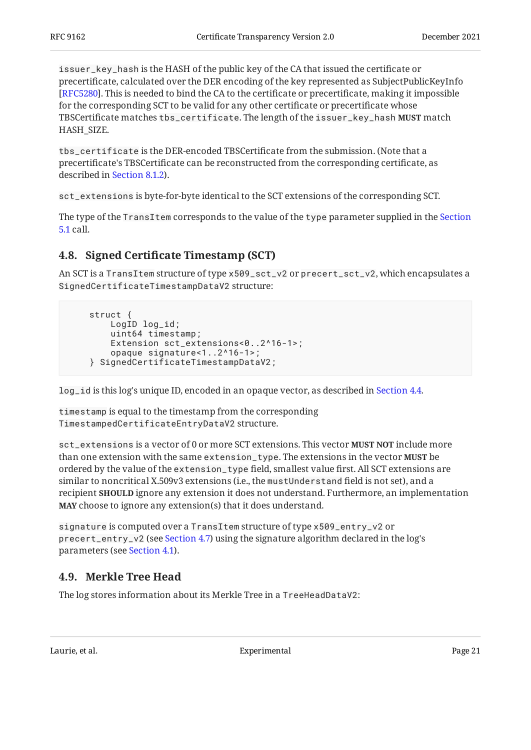`issuer_key_hash` is the HASH of the public key of the CA that issued the certificate or precertificate, calculated over the DER encoding of the key represented as SubjectPublicKeyInfo [RFC5280]. This is needed to bind the CA to the certificate or precertificate, making it impossible for the corresponding SCT to be valid for any other certificate or precertificate whose TBSCertificate matches `tbs_certificate`. The length of the `issuer_key_hash` **MUST** match HASH_SIZE.

`tbs_certificate` is the DER-encoded TBSCertificate from the submission. (Note that a precertificate's TBSCertificate can be reconstructed from the corresponding certificate, as described in Section 8.1.2).

`sct_extensions` is byte-for-byte identical to the SCT extensions of the corresponding SCT.

The type of the `TransItem` corresponds to the value of the `type` parameter supplied in the Section 5.1 call.

## 4.8. Signed Certificate Timestamp (SCT)

An SCT is a `TransItem` structure of type `x509_sct_v2` or `precert_sct_v2`, which encapsulates a `SignedCertificateTimestampDataV2` structure:

```
    struct {
        LogID log_id;
        uint64 timestamp;
        Extension sct_extensions<0..2^16-1>;
        opaque signature<1..2^16-1>;
    } SignedCertificateTimestampDataV2;
```

`log_id` is this log's unique ID, encoded in an opaque vector, as described in Section 4.4.

`timestamp` is equal to the timestamp from the corresponding `TimestampedCertificateEntryDataV2` structure.

`sct_extensions` is a vector of 0 or more SCT extensions. This vector **MUST NOT** include more than one extension with the same `extension_type`. The extensions in the vector **MUST** be ordered by the value of the `extension_type` field, smallest value first. All SCT extensions are similar to noncritical X.509v3 extensions (i.e., the `mustUnderstand` field is not set), and a recipient **SHOULD** ignore any extension it does not understand. Furthermore, an implementation **MAY** choose to ignore any extension(s) that it does understand.

`signature` is computed over a `TransItem` structure of type `x509_entry_v2` or `precert_entry_v2` (see Section 4.7) using the signature algorithm declared in the log's parameters (see Section 4.1).

## 4.9. Merkle Tree Head

The log stores information about its Merkle Tree in a `TreeHeadDataV2`: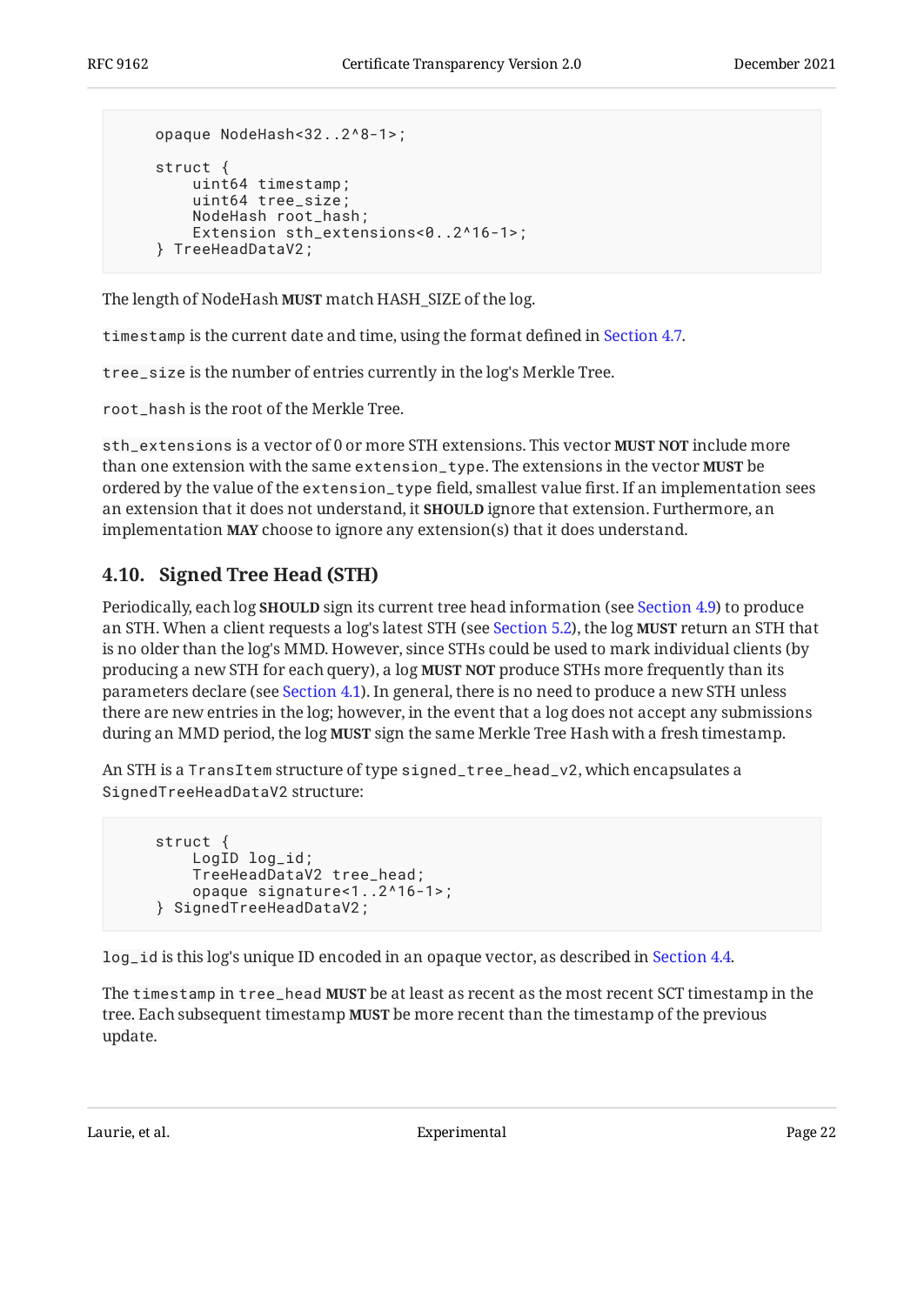```
    opaque NodeHash<32..2^8-1>;

    struct {
        uint64 timestamp;
        uint64 tree_size;
        NodeHash root_hash;
        Extension sth_extensions<0..2^16-1>;
    } TreeHeadDataV2;
```

The length of NodeHash **MUST** match HASH_SIZE of the log.

`timestamp` is the current date and time, using the format defined in Section 4.7.

`tree_size` is the number of entries currently in the log's Merkle Tree.

`root_hash` is the root of the Merkle Tree.

`sth_extensions` is a vector of 0 or more STH extensions. This vector **MUST NOT** include more than one extension with the same `extension_type`. The extensions in the vector **MUST** be ordered by the value of the `extension_type` field, smallest value first. If an implementation sees an extension that it does not understand, it **SHOULD** ignore that extension. Furthermore, an implementation **MAY** choose to ignore any extension(s) that it does understand.

## 4.10. Signed Tree Head (STH)

Periodically, each log **SHOULD** sign its current tree head information (see Section 4.9) to produce an STH. When a client requests a log's latest STH (see Section 5.2), the log **MUST** return an STH that is no older than the log's MMD. However, since STHs could be used to mark individual clients (by producing a new STH for each query), a log **MUST NOT** produce STHs more frequently than its parameters declare (see Section 4.1). In general, there is no need to produce a new STH unless there are new entries in the log; however, in the event that a log does not accept any submissions during an MMD period, the log **MUST** sign the same Merkle Tree Hash with a fresh timestamp.

An STH is a `TransItem` structure of type `signed_tree_head_v2`, which encapsulates a `SignedTreeHeadDataV2` structure:

```
    struct {
        LogID log_id;
        TreeHeadDataV2 tree_head;
        opaque signature<1..2^16-1>;
    } SignedTreeHeadDataV2;
```

`log_id` is this log's unique ID encoded in an opaque vector, as described in Section 4.4.

The `timestamp` in `tree_head` **MUST** be at least as recent as the most recent SCT timestamp in the tree. Each subsequent timestamp **MUST** be more recent than the timestamp of the previous update.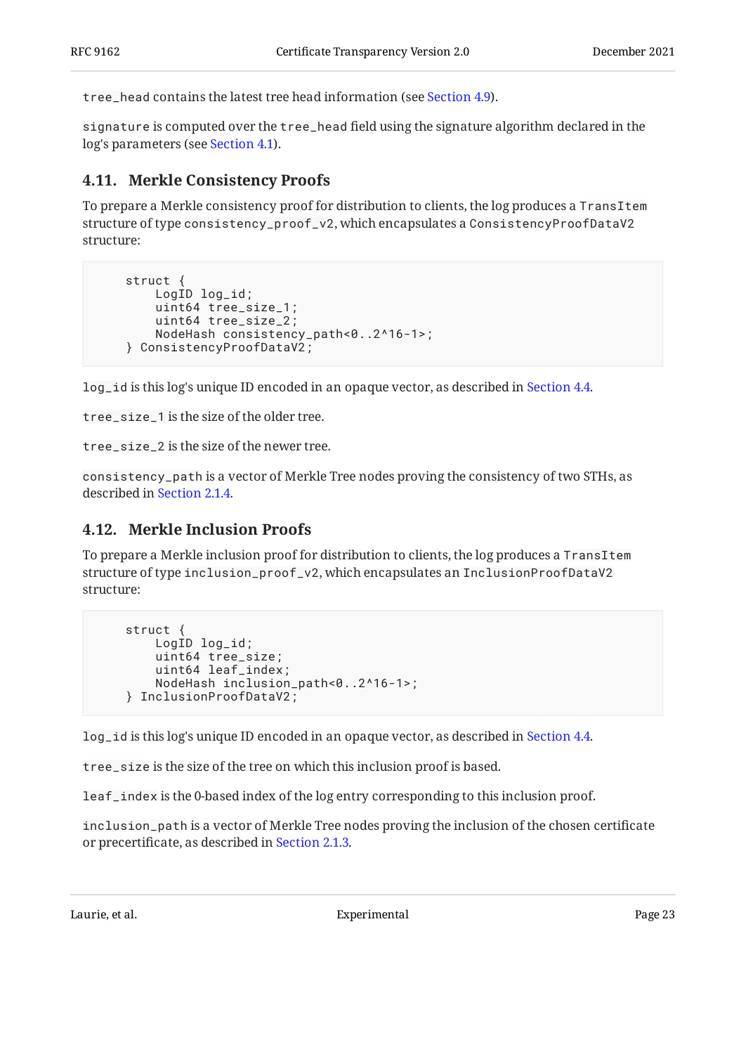`tree_head` contains the latest tree head information (see Section 4.9).

`signature` is computed over the `tree_head` field using the signature algorithm declared in the log's parameters (see Section 4.1).

### 4.11. Merkle Consistency Proofs

To prepare a Merkle consistency proof for distribution to clients, the log produces a `TransItem` structure of type `consistency_proof_v2`, which encapsulates a `ConsistencyProofDataV2` structure:

```
    struct {
        LogID log_id;
        uint64 tree_size_1;
        uint64 tree_size_2;
        NodeHash consistency_path<0..2^16-1>;
    } ConsistencyProofDataV2;
```

`log_id` is this log's unique ID encoded in an opaque vector, as described in Section 4.4.

`tree_size_1` is the size of the older tree.

`tree_size_2` is the size of the newer tree.

`consistency_path` is a vector of Merkle Tree nodes proving the consistency of two STHs, as described in Section 2.1.4.

### 4.12. Merkle Inclusion Proofs

To prepare a Merkle inclusion proof for distribution to clients, the log produces a `TransItem` structure of type `inclusion_proof_v2`, which encapsulates an `InclusionProofDataV2` structure:

```
    struct {
        LogID log_id;
        uint64 tree_size;
        uint64 leaf_index;
        NodeHash inclusion_path<0..2^16-1>;
    } InclusionProofDataV2;
```

`log_id` is this log's unique ID encoded in an opaque vector, as described in Section 4.4.

`tree_size` is the size of the tree on which this inclusion proof is based.

`leaf_index` is the 0-based index of the log entry corresponding to this inclusion proof.

`inclusion_path` is a vector of Merkle Tree nodes proving the inclusion of the chosen certificate or precertificate, as described in Section 2.1.3.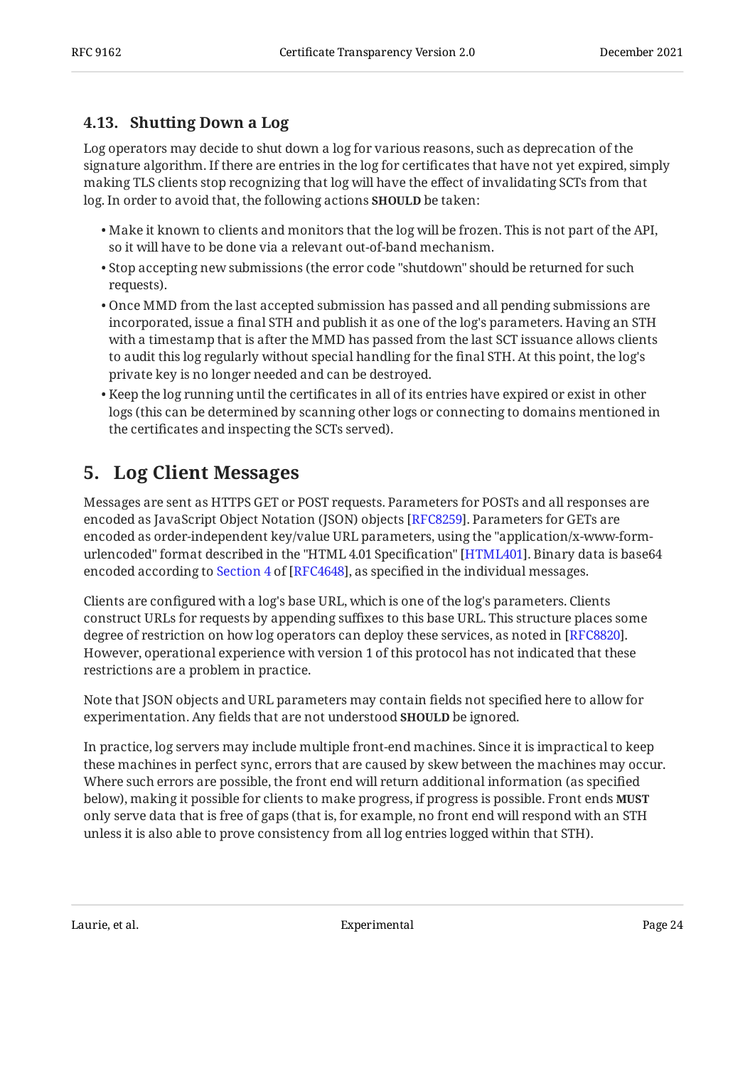### 4.13. Shutting Down a Log

Log operators may decide to shut down a log for various reasons, such as deprecation of the signature algorithm. If there are entries in the log for certificates that have not yet expired, simply making TLS clients stop recognizing that log will have the effect of invalidating SCTs from that log. In order to avoid that, the following actions **SHOULD** be taken:

- Make it known to clients and monitors that the log will be frozen. This is not part of the API, so it will have to be done via a relevant out-of-band mechanism.
- Stop accepting new submissions (the error code "shutdown" should be returned for such requests).
- Once MMD from the last accepted submission has passed and all pending submissions are incorporated, issue a final STH and publish it as one of the log's parameters. Having an STH with a timestamp that is after the MMD has passed from the last SCT issuance allows clients to audit this log regularly without special handling for the final STH. At this point, the log's private key is no longer needed and can be destroyed.
- Keep the log running until the certificates in all of its entries have expired or exist in other logs (this can be determined by scanning other logs or connecting to domains mentioned in the certificates and inspecting the SCTs served).

## 5. Log Client Messages

Messages are sent as HTTPS GET or POST requests. Parameters for POSTs and all responses are encoded as JavaScript Object Notation (JSON) objects [RFC8259]. Parameters for GETs are encoded as order-independent key/value URL parameters, using the "application/x-www-form-urlencoded" format described in the "HTML 4.01 Specification" [HTML401]. Binary data is base64 encoded according to Section 4 of [RFC4648], as specified in the individual messages.

Clients are configured with a log's base URL, which is one of the log's parameters. Clients construct URLs for requests by appending suffixes to this base URL. This structure places some degree of restriction on how log operators can deploy these services, as noted in [RFC8820]. However, operational experience with version 1 of this protocol has not indicated that these restrictions are a problem in practice.

Note that JSON objects and URL parameters may contain fields not specified here to allow for experimentation. Any fields that are not understood **SHOULD** be ignored.

In practice, log servers may include multiple front-end machines. Since it is impractical to keep these machines in perfect sync, errors that are caused by skew between the machines may occur. Where such errors are possible, the front end will return additional information (as specified below), making it possible for clients to make progress, if progress is possible. Front ends **MUST** only serve data that is free of gaps (that is, for example, no front end will respond with an STH unless it is also able to prove consistency from all log entries logged within that STH).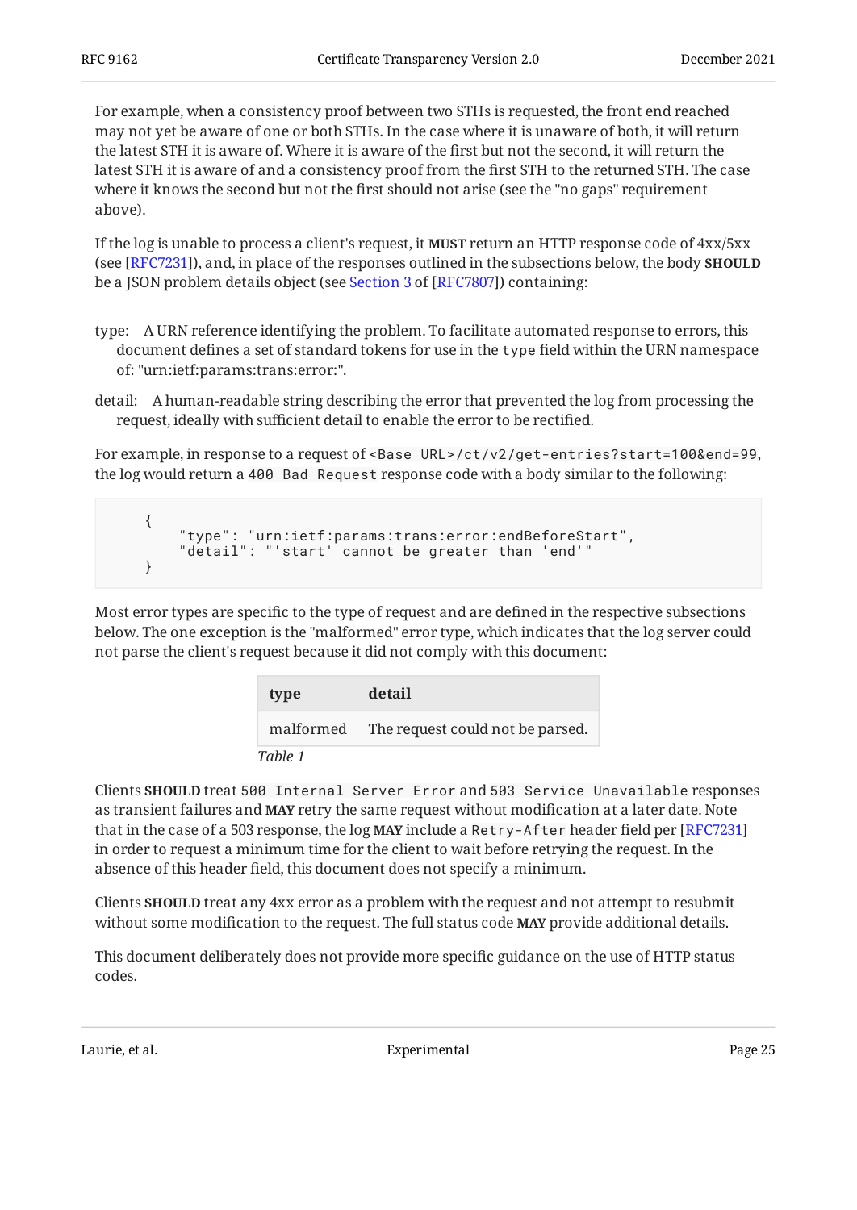For example, when a consistency proof between two STHs is requested, the front end reached may not yet be aware of one or both STHs. In the case where it is unaware of both, it will return the latest STH it is aware of. Where it is aware of the first but not the second, it will return the latest STH it is aware of and a consistency proof from the first STH to the returned STH. The case where it knows the second but not the first should not arise (see the "no gaps" requirement above).

If the log is unable to process a client's request, it **MUST** return an HTTP response code of 4xx/5xx (see [RFC7231]), and, in place of the responses outlined in the subsections below, the body **SHOULD** be a JSON problem details object (see Section 3 of [RFC7807]) containing:

type: A URN reference identifying the problem. To facilitate automated response to errors, this document defines a set of standard tokens for use in the `type` field within the URN namespace of: "urn:ietf:params:trans:error:".

detail: A human-readable string describing the error that prevented the log from processing the request, ideally with sufficient detail to enable the error to be rectified.

For example, in response to a request of `<Base URL>/ct/v2/get-entries?start=100&end=99`, the log would return a `400 Bad Request` response code with a body similar to the following:

```
    {
        "type": "urn:ietf:params:trans:error:endBeforeStart",
        "detail": "'start' cannot be greater than 'end'"
    }
```

Most error types are specific to the type of request and are defined in the respective subsections below. The one exception is the "malformed" error type, which indicates that the log server could not parse the client's request because it did not comply with this document:

| type | detail |
|---|---|
| malformed | The request could not be parsed. |

*Table 1*

Clients **SHOULD** treat `500 Internal Server Error` and `503 Service Unavailable` responses as transient failures and **MAY** retry the same request without modification at a later date. Note that in the case of a 503 response, the log **MAY** include a `Retry-After` header field per [RFC7231] in order to request a minimum time for the client to wait before retrying the request. In the absence of this header field, this document does not specify a minimum.

Clients **SHOULD** treat any 4xx error as a problem with the request and not attempt to resubmit without some modification to the request. The full status code **MAY** provide additional details.

This document deliberately does not provide more specific guidance on the use of HTTP status codes.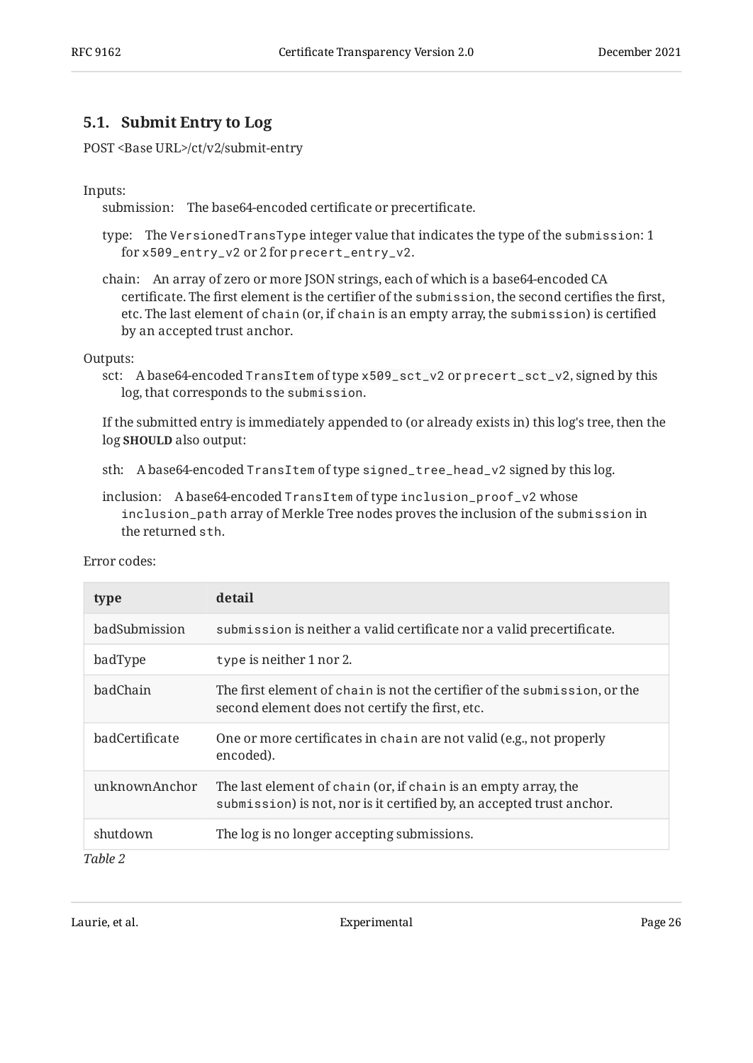## 5.1. Submit Entry to Log

POST <Base URL>/ct/v2/submit-entry

Inputs:

submission: The base64-encoded certificate or precertificate.

type: The `VersionedTransType` integer value that indicates the type of the `submission`: 1 for `x509_entry_v2` or 2 for `precert_entry_v2`.

chain: An array of zero or more JSON strings, each of which is a base64-encoded CA certificate. The first element is the certifier of the `submission`, the second certifies the first, etc. The last element of `chain` (or, if `chain` is an empty array, the `submission`) is certified by an accepted trust anchor.

Outputs:

sct: A base64-encoded `TransItem` of type `x509_sct_v2` or `precert_sct_v2`, signed by this log, that corresponds to the `submission`.

If the submitted entry is immediately appended to (or already exists in) this log's tree, then the log **SHOULD** also output:

sth: A base64-encoded `TransItem` of type `signed_tree_head_v2` signed by this log.

inclusion: A base64-encoded `TransItem` of type `inclusion_proof_v2` whose `inclusion_path` array of Merkle Tree nodes proves the inclusion of the `submission` in the returned `sth`.

Error codes:

| type | detail |
|---|---|
| badSubmission | `submission` is neither a valid certificate nor a valid precertificate. |
| badType | `type` is neither 1 nor 2. |
| badChain | The first element of `chain` is not the certifier of the `submission`, or the second element does not certify the first, etc. |
| badCertificate | One or more certificates in `chain` are not valid (e.g., not properly encoded). |
| unknownAnchor | The last element of `chain` (or, if `chain` is an empty array, the `submission`) is not, nor is it certified by, an accepted trust anchor. |
| shutdown | The log is no longer accepting submissions. |

*Table 2*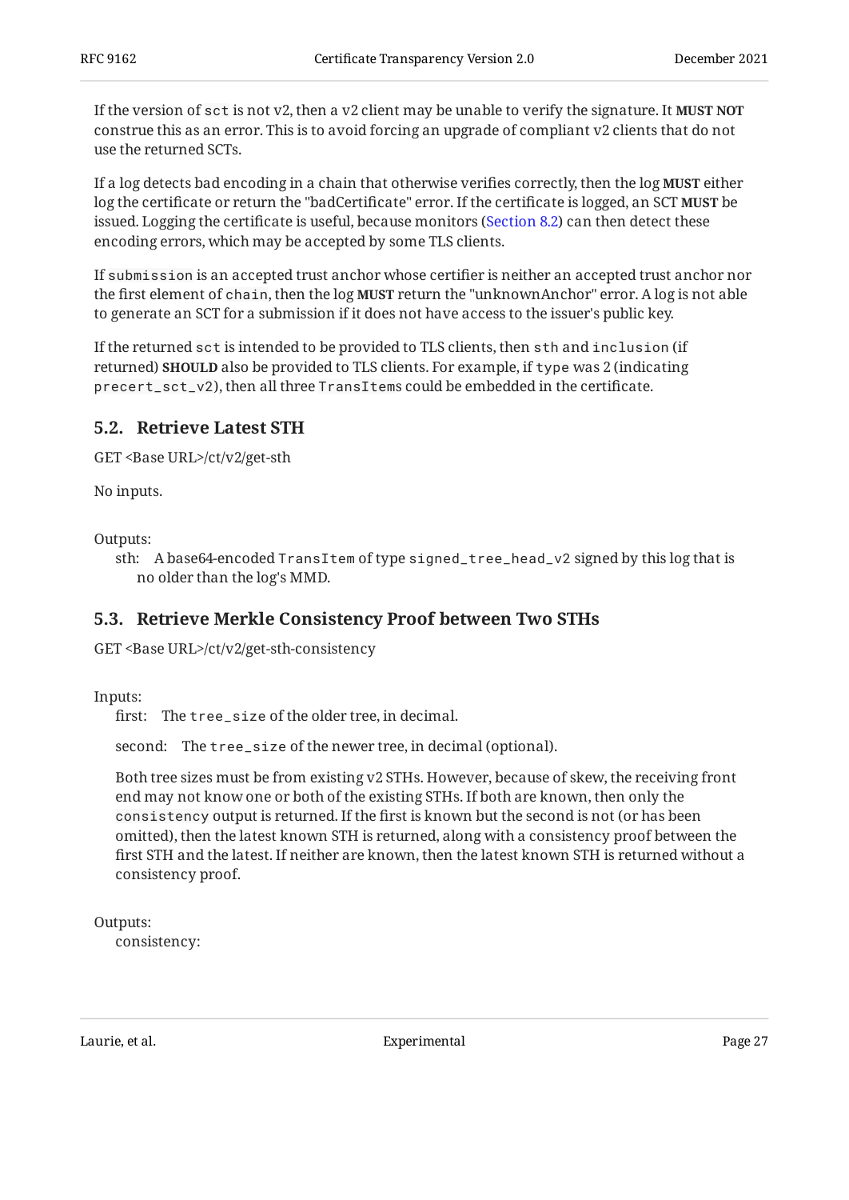If the version of `sct` is not v2, then a v2 client may be unable to verify the signature. It **MUST NOT** construe this as an error. This is to avoid forcing an upgrade of compliant v2 clients that do not use the returned SCTs.

If a log detects bad encoding in a chain that otherwise verifies correctly, then the log **MUST** either log the certificate or return the "badCertificate" error. If the certificate is logged, an SCT **MUST** be issued. Logging the certificate is useful, because monitors (Section 8.2) can then detect these encoding errors, which may be accepted by some TLS clients.

If `submission` is an accepted trust anchor whose certifier is neither an accepted trust anchor nor the first element of `chain`, then the log **MUST** return the "unknownAnchor" error. A log is not able to generate an SCT for a submission if it does not have access to the issuer's public key.

If the returned `sct` is intended to be provided to TLS clients, then `sth` and `inclusion` (if returned) **SHOULD** also be provided to TLS clients. For example, if `type` was 2 (indicating `precert_sct_v2`), then all three `TransItem`s could be embedded in the certificate.

## 5.2. Retrieve Latest STH

GET <Base URL>/ct/v2/get-sth

No inputs.

Outputs:

- sth: A base64-encoded `TransItem` of type `signed_tree_head_v2` signed by this log that is no older than the log's MMD.

## 5.3. Retrieve Merkle Consistency Proof between Two STHs

GET <Base URL>/ct/v2/get-sth-consistency

Inputs:

- first: The `tree_size` of the older tree, in decimal.
- second: The `tree_size` of the newer tree, in decimal (optional).

  Both tree sizes must be from existing v2 STHs. However, because of skew, the receiving front end may not know one or both of the existing STHs. If both are known, then only the `consistency` output is returned. If the first is known but the second is not (or has been omitted), then the latest known STH is returned, along with a consistency proof between the first STH and the latest. If neither are known, then the latest known STH is returned without a consistency proof.

Outputs:

- consistency: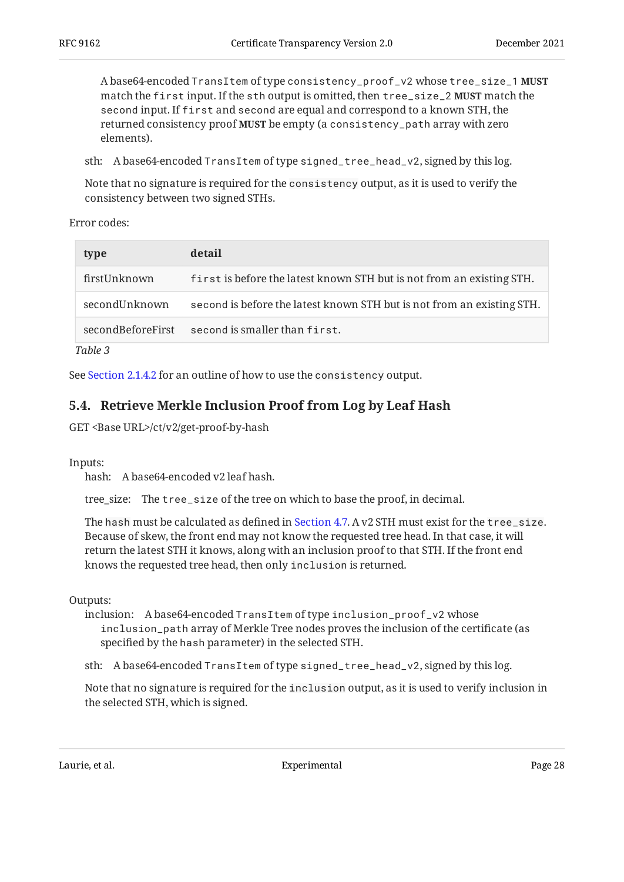A base64-encoded `TransItem` of type `consistency_proof_v2` whose `tree_size_1` **MUST** match the `first` input. If the `sth` output is omitted, then `tree_size_2` **MUST** match the `second` input. If `first` and `second` are equal and correspond to a known STH, the returned consistency proof **MUST** be empty (a `consistency_path` array with zero elements).

sth: A base64-encoded `TransItem` of type `signed_tree_head_v2`, signed by this log.

Note that no signature is required for the `consistency` output, as it is used to verify the consistency between two signed STHs.

Error codes:

| type | detail |
| --- | --- |
| firstUnknown | `first` is before the latest known STH but is not from an existing STH. |
| secondUnknown | `second` is before the latest known STH but is not from an existing STH. |
| secondBeforeFirst | `second` is smaller than `first`. |

*Table 3*

See Section 2.1.4.2 for an outline of how to use the `consistency` output.

## 5.4. Retrieve Merkle Inclusion Proof from Log by Leaf Hash

GET <Base URL>/ct/v2/get-proof-by-hash

Inputs:

hash: A base64-encoded v2 leaf hash.

tree_size: The `tree_size` of the tree on which to base the proof, in decimal.

The `hash` must be calculated as defined in Section 4.7. A v2 STH must exist for the `tree_size`. Because of skew, the front end may not know the requested tree head. In that case, it will return the latest STH it knows, along with an inclusion proof to that STH. If the front end knows the requested tree head, then only `inclusion` is returned.

Outputs:

inclusion: A base64-encoded `TransItem` of type `inclusion_proof_v2` whose `inclusion_path` array of Merkle Tree nodes proves the inclusion of the certificate (as specified by the `hash` parameter) in the selected STH.

sth: A base64-encoded `TransItem` of type `signed_tree_head_v2`, signed by this log.

Note that no signature is required for the `inclusion` output, as it is used to verify inclusion in the selected STH, which is signed.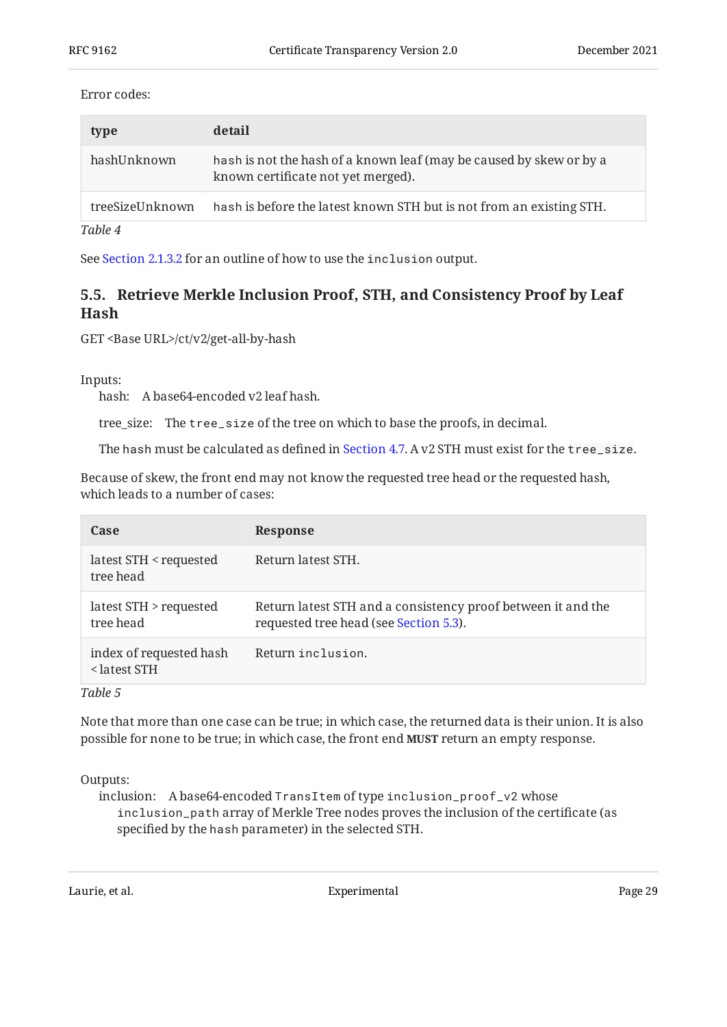Error codes:

| type | detail |
| --- | --- |
| hashUnknown | `hash` is not the hash of a known leaf (may be caused by skew or by a known certificate not yet merged). |
| treeSizeUnknown | `hash` is before the latest known STH but is not from an existing STH. |

*Table 4*

See Section 2.1.3.2 for an outline of how to use the `inclusion` output.

### 5.5. Retrieve Merkle Inclusion Proof, STH, and Consistency Proof by Leaf Hash

GET <Base URL>/ct/v2/get-all-by-hash

Inputs:

hash: A base64-encoded v2 leaf hash.

tree_size: The `tree_size` of the tree on which to base the proofs, in decimal.

The `hash` must be calculated as defined in Section 4.7. A v2 STH must exist for the `tree_size`.

Because of skew, the front end may not know the requested tree head or the requested hash, which leads to a number of cases:

| Case | Response |
| --- | --- |
| latest STH < requested tree head | Return latest STH. |
| latest STH > requested tree head | Return latest STH and a consistency proof between it and the requested tree head (see Section 5.3). |
| index of requested hash < latest STH | Return `inclusion`. |

*Table 5*

Note that more than one case can be true; in which case, the returned data is their union. It is also possible for none to be true; in which case, the front end **MUST** return an empty response.

Outputs:

inclusion: A base64-encoded `TransItem` of type `inclusion_proof_v2` whose `inclusion_path` array of Merkle Tree nodes proves the inclusion of the certificate (as specified by the `hash` parameter) in the selected STH.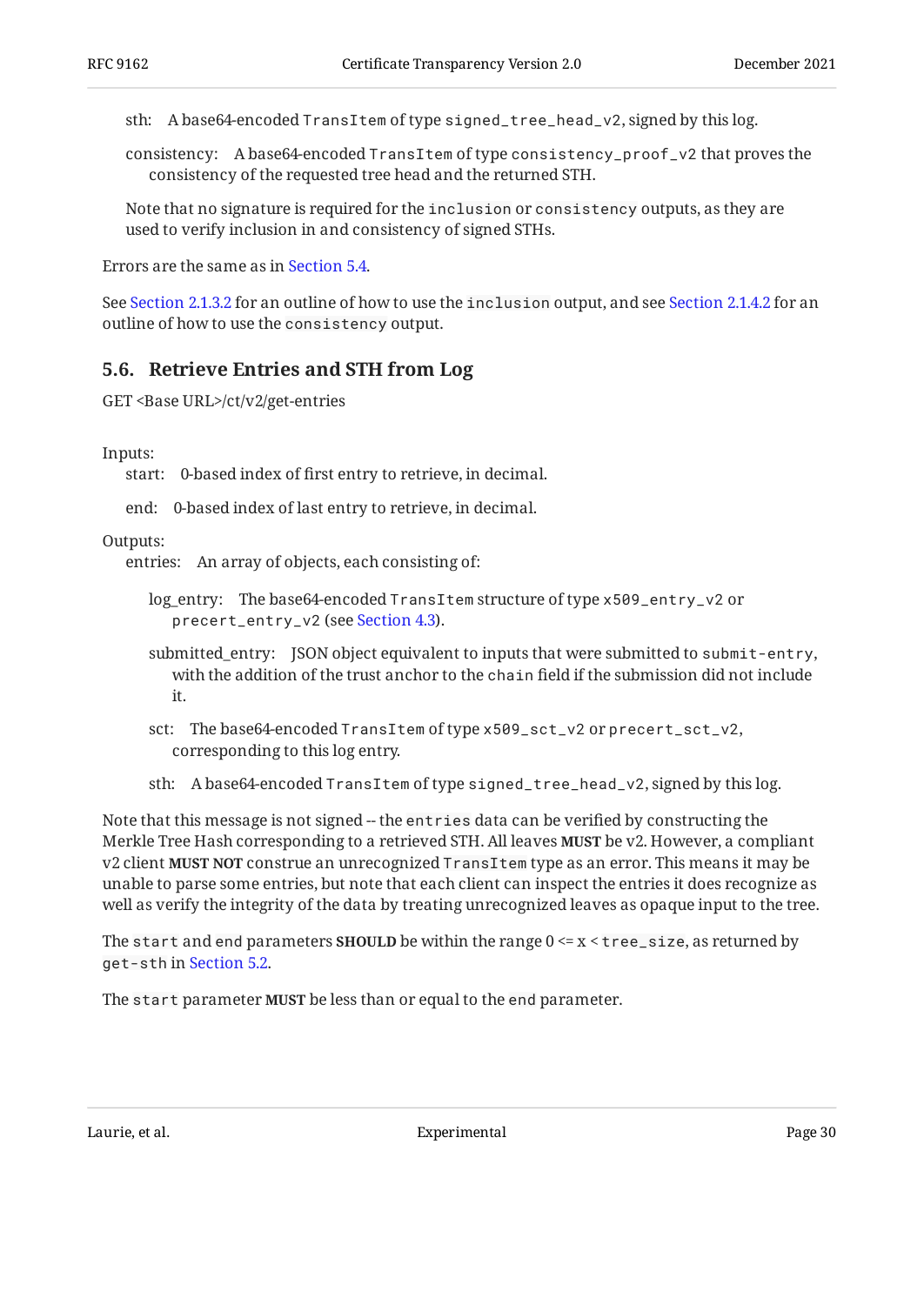sth: A base64-encoded `TransItem` of type `signed_tree_head_v2`, signed by this log.

consistency: A base64-encoded `TransItem` of type `consistency_proof_v2` that proves the consistency of the requested tree head and the returned STH.

Note that no signature is required for the `inclusion` or `consistency` outputs, as they are used to verify inclusion in and consistency of signed STHs.

Errors are the same as in Section 5.4.

See Section 2.1.3.2 for an outline of how to use the `inclusion` output, and see Section 2.1.4.2 for an outline of how to use the `consistency` output.

### 5.6. Retrieve Entries and STH from Log

GET <Base URL>/ct/v2/get-entries

Inputs:

- start: 0-based index of first entry to retrieve, in decimal.
- end: 0-based index of last entry to retrieve, in decimal.

Outputs:

- entries: An array of objects, each consisting of:
  - log_entry: The base64-encoded `TransItem` structure of type `x509_entry_v2` or `precert_entry_v2` (see Section 4.3).
  - submitted_entry: JSON object equivalent to inputs that were submitted to `submit-entry`, with the addition of the trust anchor to the `chain` field if the submission did not include it.
  - sct: The base64-encoded `TransItem` of type `x509_sct_v2` or `precert_sct_v2`, corresponding to this log entry.
  - sth: A base64-encoded `TransItem` of type `signed_tree_head_v2`, signed by this log.

Note that this message is not signed -- the `entries` data can be verified by constructing the Merkle Tree Hash corresponding to a retrieved STH. All leaves **MUST** be v2. However, a compliant v2 client **MUST NOT** construe an unrecognized `TransItem` type as an error. This means it may be unable to parse some entries, but note that each client can inspect the entries it does recognize as well as verify the integrity of the data by treating unrecognized leaves as opaque input to the tree.

The `start` and `end` parameters **SHOULD** be within the range 0 <= x < `tree_size`, as returned by `get-sth` in Section 5.2.

The `start` parameter **MUST** be less than or equal to the `end` parameter.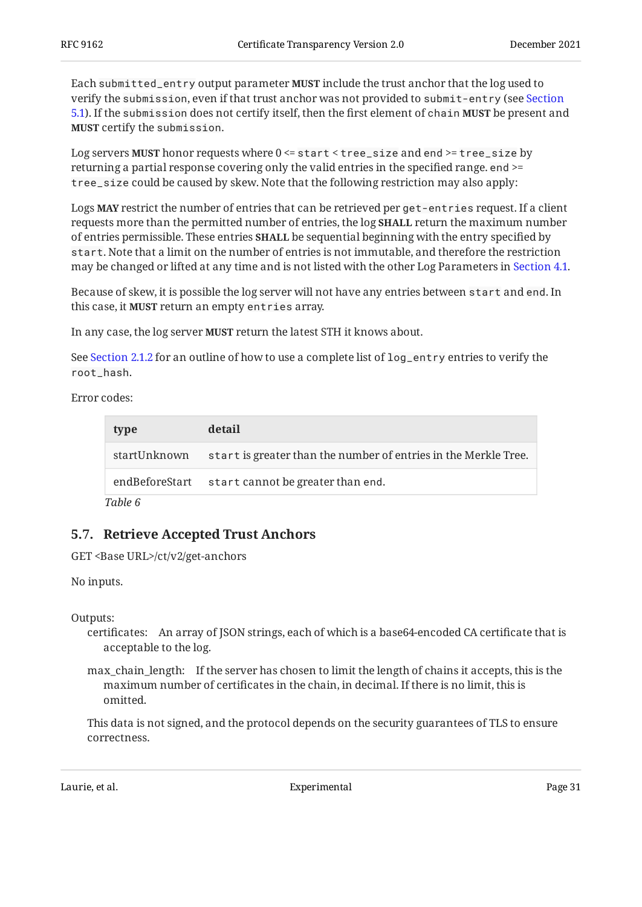Each `submitted_entry` output parameter **MUST** include the trust anchor that the log used to verify the `submission`, even if that trust anchor was not provided to `submit-entry` (see Section 5.1). If the `submission` does not certify itself, then the first element of `chain` **MUST** be present and **MUST** certify the `submission`.

Log servers **MUST** honor requests where 0 <= `start` < `tree_size` and `end` >= `tree_size` by returning a partial response covering only the valid entries in the specified range. `end` >= `tree_size` could be caused by skew. Note that the following restriction may also apply:

Logs **MAY** restrict the number of entries that can be retrieved per `get-entries` request. If a client requests more than the permitted number of entries, the log **SHALL** return the maximum number of entries permissible. These entries **SHALL** be sequential beginning with the entry specified by `start`. Note that a limit on the number of entries is not immutable, and therefore the restriction may be changed or lifted at any time and is not listed with the other Log Parameters in Section 4.1.

Because of skew, it is possible the log server will not have any entries between `start` and `end`. In this case, it **MUST** return an empty `entries` array.

In any case, the log server **MUST** return the latest STH it knows about.

See Section 2.1.2 for an outline of how to use a complete list of `log_entry` entries to verify the `root_hash`.

Error codes:

| type | detail |
| --- | --- |
| startUnknown | `start` is greater than the number of entries in the Merkle Tree. |
| endBeforeStart | `start` cannot be greater than `end`. |

*Table 6*

## 5.7. Retrieve Accepted Trust Anchors

GET <Base URL>/ct/v2/get-anchors

No inputs.

Outputs:

certificates: An array of JSON strings, each of which is a base64-encoded CA certificate that is acceptable to the log.

max_chain_length: If the server has chosen to limit the length of chains it accepts, this is the maximum number of certificates in the chain, in decimal. If there is no limit, this is omitted.

This data is not signed, and the protocol depends on the security guarantees of TLS to ensure correctness.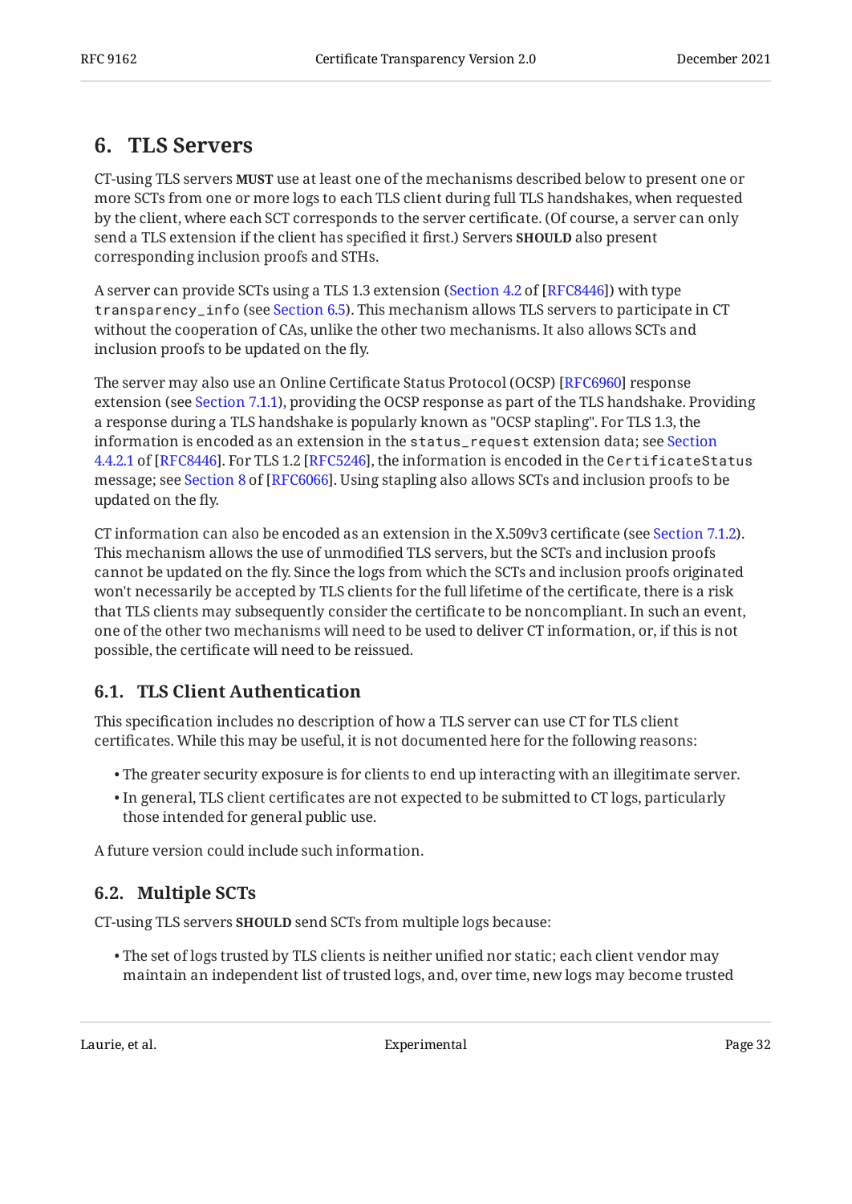## 6. TLS Servers

CT-using TLS servers **MUST** use at least one of the mechanisms described below to present one or more SCTs from one or more logs to each TLS client during full TLS handshakes, when requested by the client, where each SCT corresponds to the server certificate. (Of course, a server can only send a TLS extension if the client has specified it first.) Servers **SHOULD** also present corresponding inclusion proofs and STHs.

A server can provide SCTs using a TLS 1.3 extension (Section 4.2 of [RFC8446]) with type `transparency_info` (see Section 6.5). This mechanism allows TLS servers to participate in CT without the cooperation of CAs, unlike the other two mechanisms. It also allows SCTs and inclusion proofs to be updated on the fly.

The server may also use an Online Certificate Status Protocol (OCSP) [RFC6960] response extension (see Section 7.1.1), providing the OCSP response as part of the TLS handshake. Providing a response during a TLS handshake is popularly known as "OCSP stapling". For TLS 1.3, the information is encoded as an extension in the `status_request` extension data; see Section 4.4.2.1 of [RFC8446]. For TLS 1.2 [RFC5246], the information is encoded in the `CertificateStatus` message; see Section 8 of [RFC6066]. Using stapling also allows SCTs and inclusion proofs to be updated on the fly.

CT information can also be encoded as an extension in the X.509v3 certificate (see Section 7.1.2). This mechanism allows the use of unmodified TLS servers, but the SCTs and inclusion proofs cannot be updated on the fly. Since the logs from which the SCTs and inclusion proofs originated won't necessarily be accepted by TLS clients for the full lifetime of the certificate, there is a risk that TLS clients may subsequently consider the certificate to be noncompliant. In such an event, one of the other two mechanisms will need to be used to deliver CT information, or, if this is not possible, the certificate will need to be reissued.

### 6.1. TLS Client Authentication

This specification includes no description of how a TLS server can use CT for TLS client certificates. While this may be useful, it is not documented here for the following reasons:

- The greater security exposure is for clients to end up interacting with an illegitimate server.
- In general, TLS client certificates are not expected to be submitted to CT logs, particularly those intended for general public use.

A future version could include such information.

### 6.2. Multiple SCTs

CT-using TLS servers **SHOULD** send SCTs from multiple logs because:

- The set of logs trusted by TLS clients is neither unified nor static; each client vendor may maintain an independent list of trusted logs, and, over time, new logs may become trusted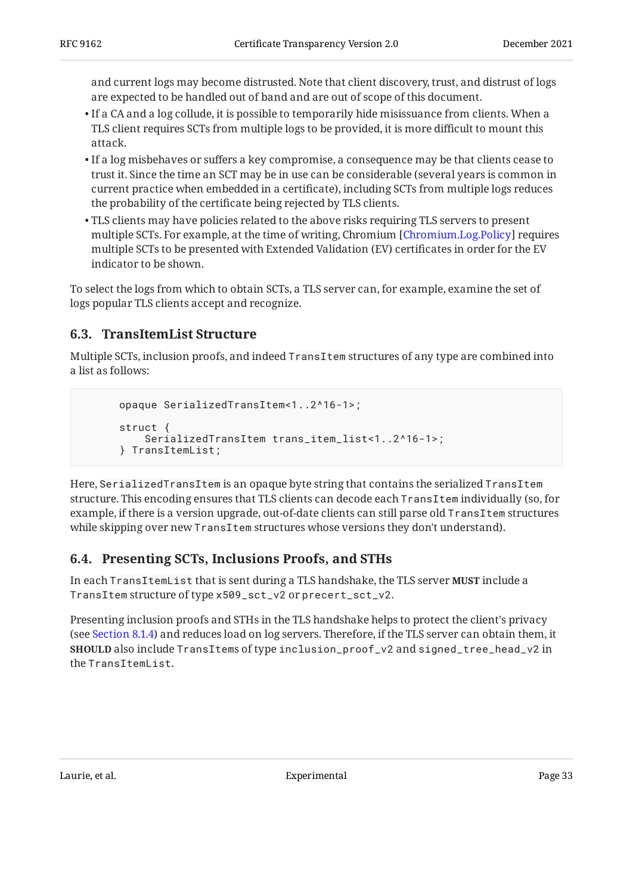and current logs may become distrusted. Note that client discovery, trust, and distrust of logs are expected to be handled out of band and are out of scope of this document.

- If a CA and a log collude, it is possible to temporarily hide misissuance from clients. When a TLS client requires SCTs from multiple logs to be provided, it is more difficult to mount this attack.
- If a log misbehaves or suffers a key compromise, a consequence may be that clients cease to trust it. Since the time an SCT may be in use can be considerable (several years is common in current practice when embedded in a certificate), including SCTs from multiple logs reduces the probability of the certificate being rejected by TLS clients.
- TLS clients may have policies related to the above risks requiring TLS servers to present multiple SCTs. For example, at the time of writing, Chromium [Chromium.Log.Policy] requires multiple SCTs to be presented with Extended Validation (EV) certificates in order for the EV indicator to be shown.

To select the logs from which to obtain SCTs, a TLS server can, for example, examine the set of logs popular TLS clients accept and recognize.

## 6.3. TransItemList Structure

Multiple SCTs, inclusion proofs, and indeed `TransItem` structures of any type are combined into a list as follows:

```
opaque SerializedTransItem<1..2^16-1>;

struct {
    SerializedTransItem trans_item_list<1..2^16-1>;
} TransItemList;
```

Here, `SerializedTransItem` is an opaque byte string that contains the serialized `TransItem` structure. This encoding ensures that TLS clients can decode each `TransItem` individually (so, for example, if there is a version upgrade, out-of-date clients can still parse old `TransItem` structures while skipping over new `TransItem` structures whose versions they don't understand).

## 6.4. Presenting SCTs, Inclusions Proofs, and STHs

In each `TransItemList` that is sent during a TLS handshake, the TLS server **MUST** include a `TransItem` structure of type `x509_sct_v2` or `precert_sct_v2`.

Presenting inclusion proofs and STHs in the TLS handshake helps to protect the client's privacy (see Section 8.1.4) and reduces load on log servers. Therefore, if the TLS server can obtain them, it **SHOULD** also include `TransItem`s of type `inclusion_proof_v2` and `signed_tree_head_v2` in the `TransItemList`.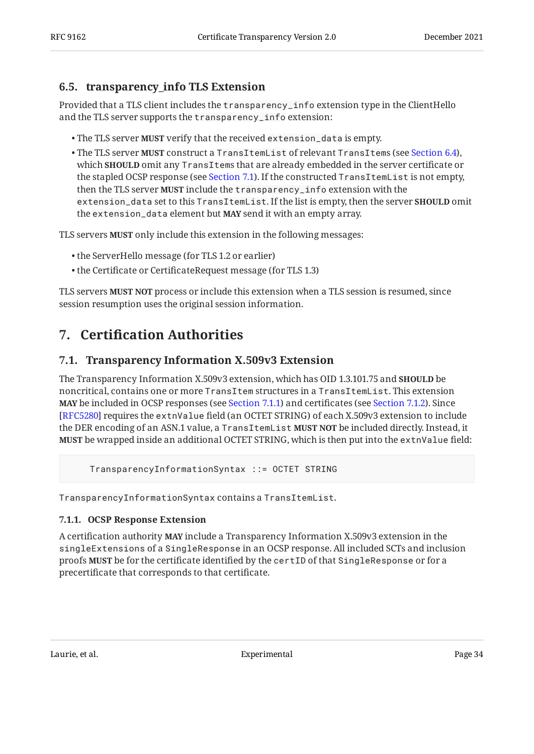### 6.5. transparency_info TLS Extension

Provided that a TLS client includes the `transparency_info` extension type in the ClientHello and the TLS server supports the `transparency_info` extension:

- The TLS server **MUST** verify that the received `extension_data` is empty.
- The TLS server **MUST** construct a `TransItemList` of relevant `TransItems` (see Section 6.4), which **SHOULD** omit any `TransItems` that are already embedded in the server certificate or the stapled OCSP response (see Section 7.1). If the constructed `TransItemList` is not empty, then the TLS server **MUST** include the `transparency_info` extension with the `extension_data` set to this `TransItemList`. If the list is empty, then the server **SHOULD** omit the `extension_data` element but **MAY** send it with an empty array.

TLS servers **MUST** only include this extension in the following messages:

- the ServerHello message (for TLS 1.2 or earlier)
- the Certificate or CertificateRequest message (for TLS 1.3)

TLS servers **MUST NOT** process or include this extension when a TLS session is resumed, since session resumption uses the original session information.

## 7. Certification Authorities

### 7.1. Transparency Information X.509v3 Extension

The Transparency Information X.509v3 extension, which has OID 1.3.101.75 and **SHOULD** be noncritical, contains one or more `TransItem` structures in a `TransItemList`. This extension **MAY** be included in OCSP responses (see Section 7.1.1) and certificates (see Section 7.1.2). Since [RFC5280] requires the `extnValue` field (an OCTET STRING) of each X.509v3 extension to include the DER encoding of an ASN.1 value, a `TransItemList` **MUST NOT** be included directly. Instead, it **MUST** be wrapped inside an additional OCTET STRING, which is then put into the `extnValue` field:

```
    TransparencyInformationSyntax ::= OCTET STRING
```

`TransparencyInformationSyntax` contains a `TransItemList`.

#### 7.1.1. OCSP Response Extension

A certification authority **MAY** include a Transparency Information X.509v3 extension in the `singleExtensions` of a `SingleResponse` in an OCSP response. All included SCTs and inclusion proofs **MUST** be for the certificate identified by the `certID` of that `SingleResponse` or for a precertificate that corresponds to that certificate.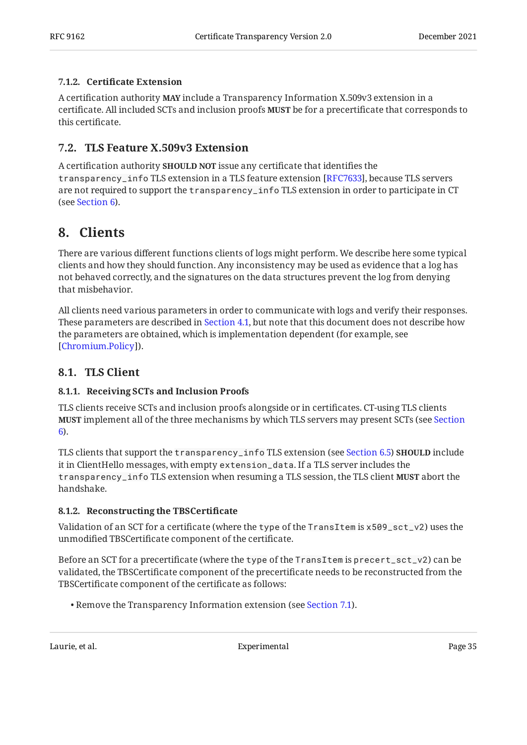#### 7.1.2. Certificate Extension

A certification authority **MAY** include a Transparency Information X.509v3 extension in a certificate. All included SCTs and inclusion proofs **MUST** be for a precertificate that corresponds to this certificate.

### 7.2. TLS Feature X.509v3 Extension

A certification authority **SHOULD NOT** issue any certificate that identifies the `transparency_info` TLS extension in a TLS feature extension [RFC7633], because TLS servers are not required to support the `transparency_info` TLS extension in order to participate in CT (see Section 6).

## 8. Clients

There are various different functions clients of logs might perform. We describe here some typical clients and how they should function. Any inconsistency may be used as evidence that a log has not behaved correctly, and the signatures on the data structures prevent the log from denying that misbehavior.

All clients need various parameters in order to communicate with logs and verify their responses. These parameters are described in Section 4.1, but note that this document does not describe how the parameters are obtained, which is implementation dependent (for example, see [Chromium.Policy]).

### 8.1. TLS Client

#### 8.1.1. Receiving SCTs and Inclusion Proofs

TLS clients receive SCTs and inclusion proofs alongside or in certificates. CT-using TLS clients **MUST** implement all of the three mechanisms by which TLS servers may present SCTs (see Section 6).

TLS clients that support the `transparency_info` TLS extension (see Section 6.5) **SHOULD** include it in ClientHello messages, with empty `extension_data`. If a TLS server includes the `transparency_info` TLS extension when resuming a TLS session, the TLS client **MUST** abort the handshake.

#### 8.1.2. Reconstructing the TBSCertificate

Validation of an SCT for a certificate (where the `type` of the `TransItem` is `x509_sct_v2`) uses the unmodified TBSCertificate component of the certificate.

Before an SCT for a precertificate (where the `type` of the `TransItem` is `precert_sct_v2`) can be validated, the TBSCertificate component of the precertificate needs to be reconstructed from the TBSCertificate component of the certificate as follows:

- Remove the Transparency Information extension (see Section 7.1).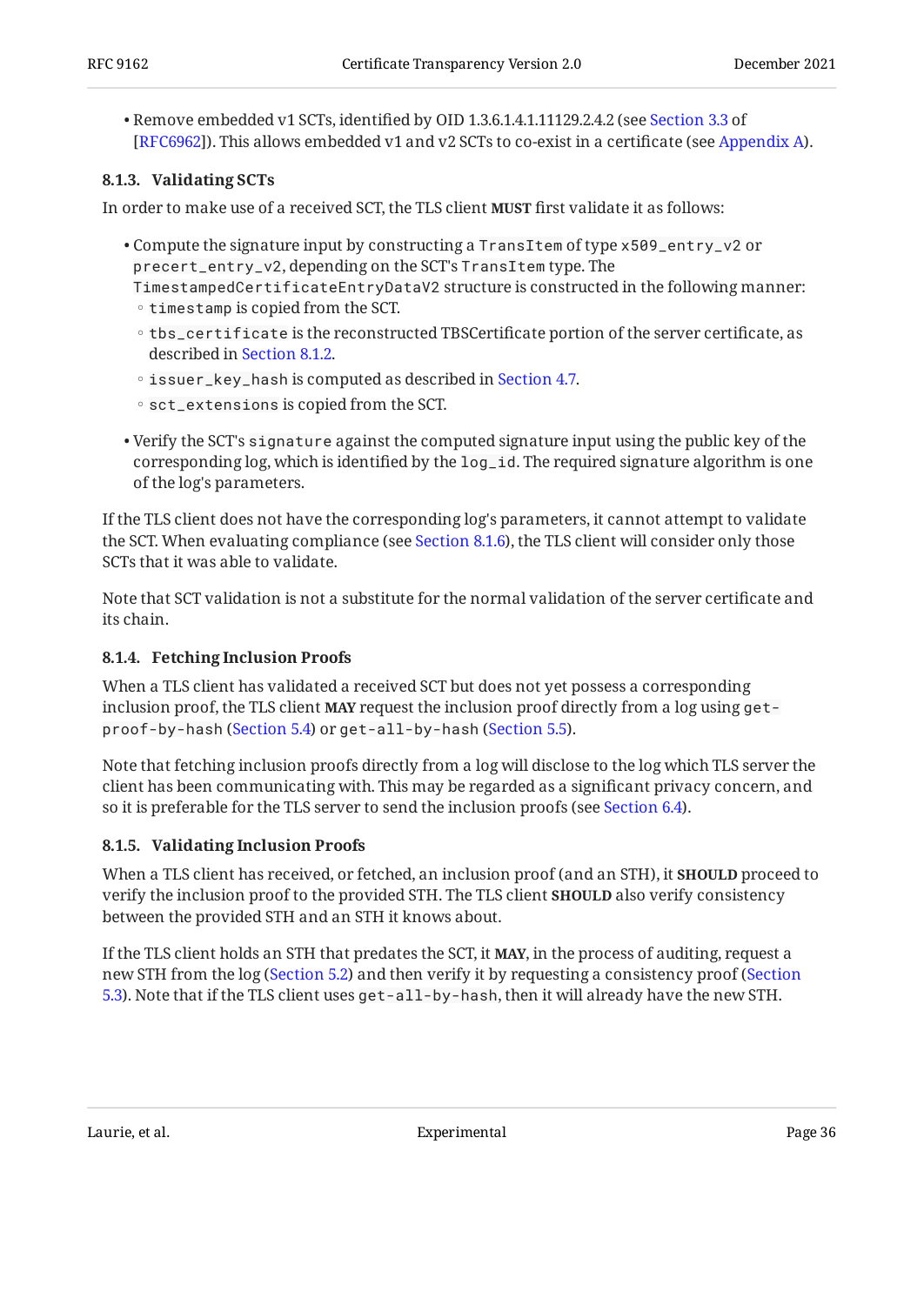- Remove embedded v1 SCTs, identified by OID 1.3.6.1.4.1.11129.2.4.2 (see Section 3.3 of [RFC6962]). This allows embedded v1 and v2 SCTs to co-exist in a certificate (see Appendix A).

#### 8.1.3. Validating SCTs

In order to make use of a received SCT, the TLS client **MUST** first validate it as follows:

- Compute the signature input by constructing a `TransItem` of type `x509_entry_v2` or `precert_entry_v2`, depending on the SCT's `TransItem` type. The `TimestampedCertificateEntryDataV2` structure is constructed in the following manner:
  - `timestamp` is copied from the SCT.
  - `tbs_certificate` is the reconstructed TBSCertificate portion of the server certificate, as described in Section 8.1.2.
  - `issuer_key_hash` is computed as described in Section 4.7.
  - `sct_extensions` is copied from the SCT.
- Verify the SCT's `signature` against the computed signature input using the public key of the corresponding log, which is identified by the `log_id`. The required signature algorithm is one of the log's parameters.

If the TLS client does not have the corresponding log's parameters, it cannot attempt to validate the SCT. When evaluating compliance (see Section 8.1.6), the TLS client will consider only those SCTs that it was able to validate.

Note that SCT validation is not a substitute for the normal validation of the server certificate and its chain.

#### 8.1.4. Fetching Inclusion Proofs

When a TLS client has validated a received SCT but does not yet possess a corresponding inclusion proof, the TLS client **MAY** request the inclusion proof directly from a log using `get-proof-by-hash` (Section 5.4) or `get-all-by-hash` (Section 5.5).

Note that fetching inclusion proofs directly from a log will disclose to the log which TLS server the client has been communicating with. This may be regarded as a significant privacy concern, and so it is preferable for the TLS server to send the inclusion proofs (see Section 6.4).

#### 8.1.5. Validating Inclusion Proofs

When a TLS client has received, or fetched, an inclusion proof (and an STH), it **SHOULD** proceed to verify the inclusion proof to the provided STH. The TLS client **SHOULD** also verify consistency between the provided STH and an STH it knows about.

If the TLS client holds an STH that predates the SCT, it **MAY**, in the process of auditing, request a new STH from the log (Section 5.2) and then verify it by requesting a consistency proof (Section 5.3). Note that if the TLS client uses `get-all-by-hash`, then it will already have the new STH.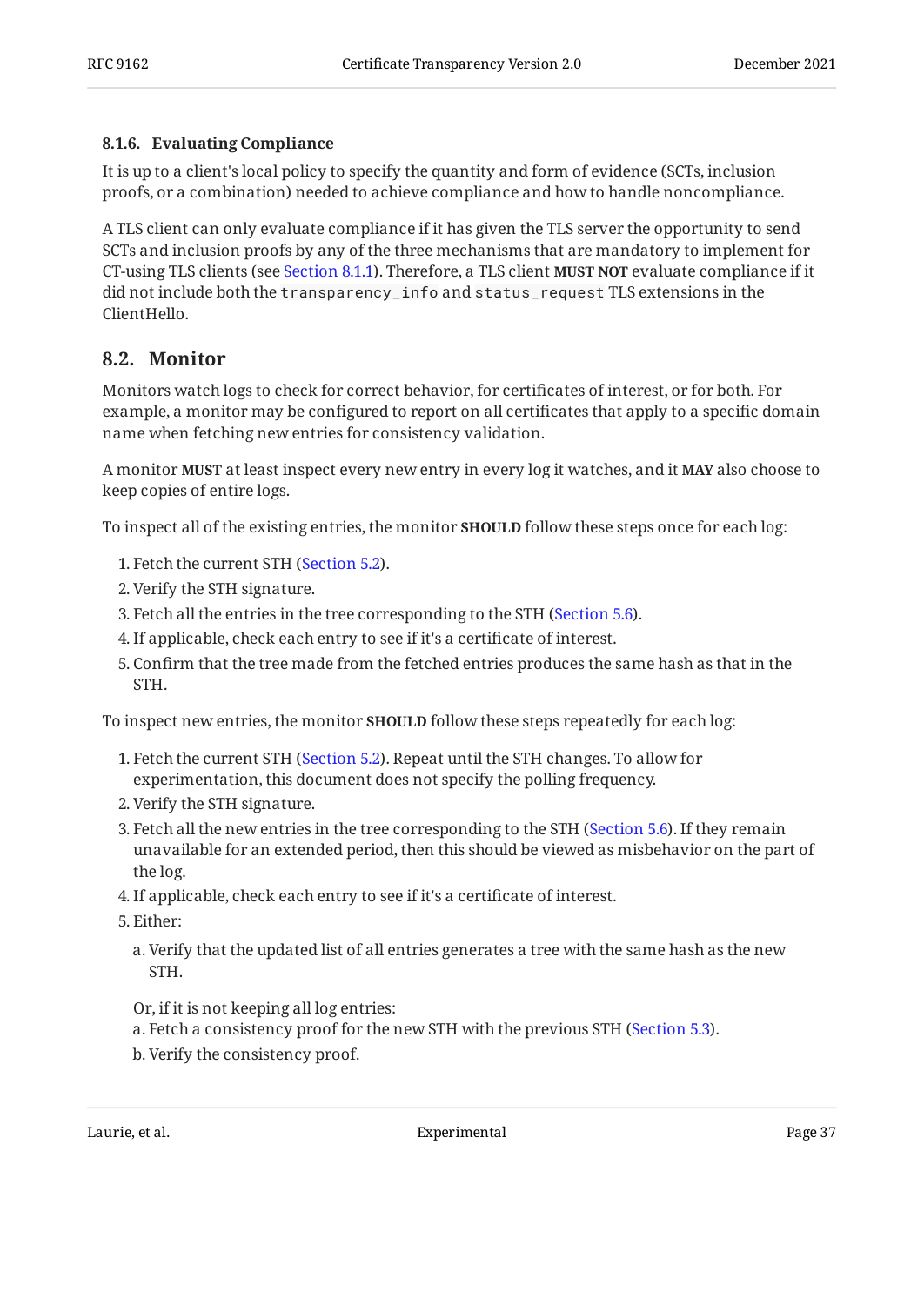#### 8.1.6. Evaluating Compliance

It is up to a client's local policy to specify the quantity and form of evidence (SCTs, inclusion proofs, or a combination) needed to achieve compliance and how to handle noncompliance.

A TLS client can only evaluate compliance if it has given the TLS server the opportunity to send SCTs and inclusion proofs by any of the three mechanisms that are mandatory to implement for CT-using TLS clients (see Section 8.1.1). Therefore, a TLS client **MUST NOT** evaluate compliance if it did not include both the `transparency_info` and `status_request` TLS extensions in the ClientHello.

### 8.2. Monitor

Monitors watch logs to check for correct behavior, for certificates of interest, or for both. For example, a monitor may be configured to report on all certificates that apply to a specific domain name when fetching new entries for consistency validation.

A monitor **MUST** at least inspect every new entry in every log it watches, and it **MAY** also choose to keep copies of entire logs.

To inspect all of the existing entries, the monitor **SHOULD** follow these steps once for each log:

1. Fetch the current STH (Section 5.2).
2. Verify the STH signature.
3. Fetch all the entries in the tree corresponding to the STH (Section 5.6).
4. If applicable, check each entry to see if it's a certificate of interest.
5. Confirm that the tree made from the fetched entries produces the same hash as that in the STH.

To inspect new entries, the monitor **SHOULD** follow these steps repeatedly for each log:

1. Fetch the current STH (Section 5.2). Repeat until the STH changes. To allow for experimentation, this document does not specify the polling frequency.
2. Verify the STH signature.
3. Fetch all the new entries in the tree corresponding to the STH (Section 5.6). If they remain unavailable for an extended period, then this should be viewed as misbehavior on the part of the log.
4. If applicable, check each entry to see if it's a certificate of interest.
5. Either:

   a. Verify that the updated list of all entries generates a tree with the same hash as the new STH.

   Or, if it is not keeping all log entries:

   a. Fetch a consistency proof for the new STH with the previous STH (Section 5.3).

   b. Verify the consistency proof.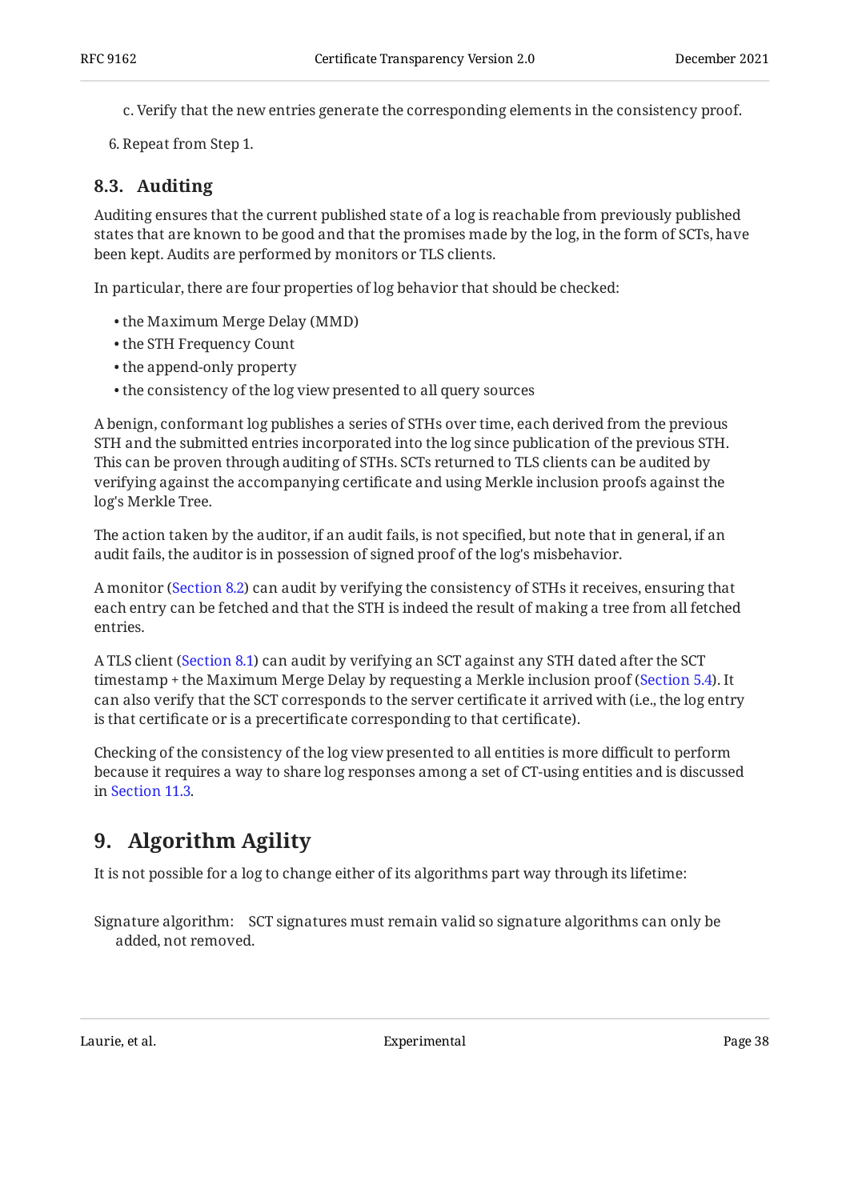c. Verify that the new entries generate the corresponding elements in the consistency proof.

6. Repeat from Step 1.

### 8.3. Auditing

Auditing ensures that the current published state of a log is reachable from previously published states that are known to be good and that the promises made by the log, in the form of SCTs, have been kept. Audits are performed by monitors or TLS clients.

In particular, there are four properties of log behavior that should be checked:

- the Maximum Merge Delay (MMD)
- the STH Frequency Count
- the append-only property
- the consistency of the log view presented to all query sources

A benign, conformant log publishes a series of STHs over time, each derived from the previous STH and the submitted entries incorporated into the log since publication of the previous STH. This can be proven through auditing of STHs. SCTs returned to TLS clients can be audited by verifying against the accompanying certificate and using Merkle inclusion proofs against the log's Merkle Tree.

The action taken by the auditor, if an audit fails, is not specified, but note that in general, if an audit fails, the auditor is in possession of signed proof of the log's misbehavior.

A monitor (Section 8.2) can audit by verifying the consistency of STHs it receives, ensuring that each entry can be fetched and that the STH is indeed the result of making a tree from all fetched entries.

A TLS client (Section 8.1) can audit by verifying an SCT against any STH dated after the SCT timestamp + the Maximum Merge Delay by requesting a Merkle inclusion proof (Section 5.4). It can also verify that the SCT corresponds to the server certificate it arrived with (i.e., the log entry is that certificate or is a precertificate corresponding to that certificate).

Checking of the consistency of the log view presented to all entities is more difficult to perform because it requires a way to share log responses among a set of CT-using entities and is discussed in Section 11.3.

## 9. Algorithm Agility

It is not possible for a log to change either of its algorithms part way through its lifetime:

Signature algorithm: SCT signatures must remain valid so signature algorithms can only be added, not removed.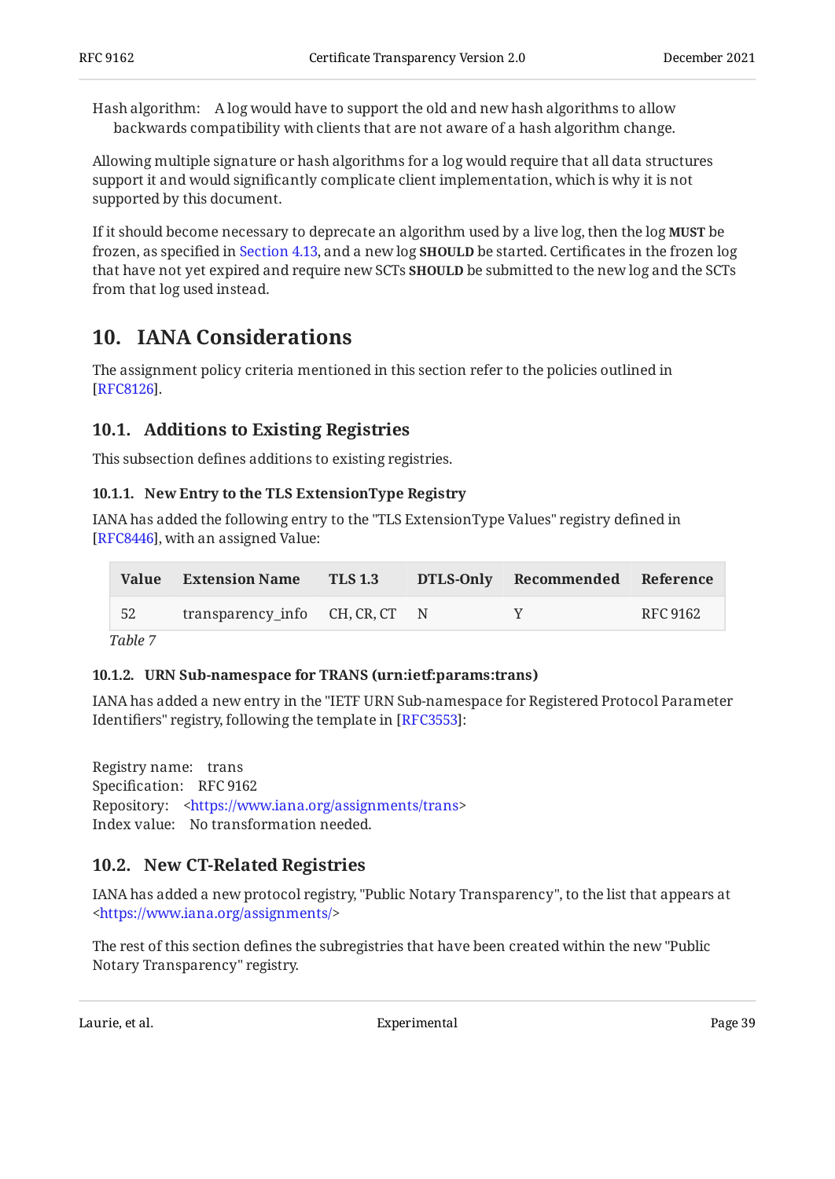Hash algorithm: A log would have to support the old and new hash algorithms to allow backwards compatibility with clients that are not aware of a hash algorithm change.

Allowing multiple signature or hash algorithms for a log would require that all data structures support it and would significantly complicate client implementation, which is why it is not supported by this document.

If it should become necessary to deprecate an algorithm used by a live log, then the log **MUST** be frozen, as specified in Section 4.13, and a new log **SHOULD** be started. Certificates in the frozen log that have not yet expired and require new SCTs **SHOULD** be submitted to the new log and the SCTs from that log used instead.

# 10. IANA Considerations

The assignment policy criteria mentioned in this section refer to the policies outlined in [RFC8126].

## 10.1. Additions to Existing Registries

This subsection defines additions to existing registries.

### 10.1.1. New Entry to the TLS ExtensionType Registry

IANA has added the following entry to the "TLS ExtensionType Values" registry defined in [RFC8446], with an assigned Value:

| Value | Extension Name | TLS 1.3 | DTLS-Only | Recommended | Reference |
|---|---|---|---|---|---|
| 52 | transparency_info | CH, CR, CT | N | Y | RFC 9162 |

*Table 7*

### 10.1.2. URN Sub-namespace for TRANS (urn:ietf:params:trans)

IANA has added a new entry in the "IETF URN Sub-namespace for Registered Protocol Parameter Identifiers" registry, following the template in [RFC3553]:

Registry name: trans
Specification: RFC 9162
Repository: <https://www.iana.org/assignments/trans>
Index value: No transformation needed.

## 10.2. New CT-Related Registries

IANA has added a new protocol registry, "Public Notary Transparency", to the list that appears at <https://www.iana.org/assignments/>

The rest of this section defines the subregistries that have been created within the new "Public Notary Transparency" registry.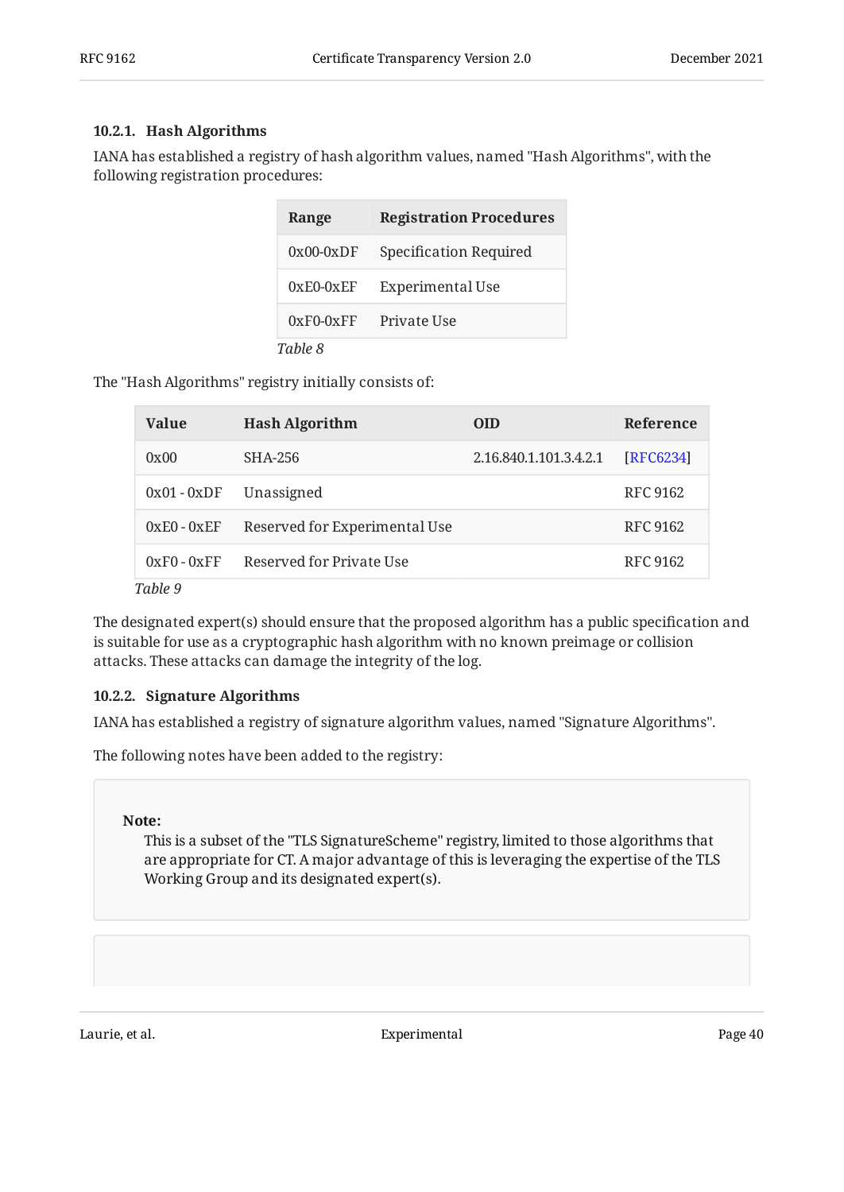### 10.2.1. Hash Algorithms

IANA has established a registry of hash algorithm values, named "Hash Algorithms", with the following registration procedures:

| Range | Registration Procedures |
|---|---|
| 0x00-0xDF | Specification Required |
| 0xE0-0xEF | Experimental Use |
| 0xF0-0xFF | Private Use |

*Table 8*

The "Hash Algorithms" registry initially consists of:

| Value | Hash Algorithm | OID | Reference |
|---|---|---|---|
| 0x00 | SHA-256 | 2.16.840.1.101.3.4.2.1 | [RFC6234] |
| 0x01 - 0xDF | Unassigned | | RFC 9162 |
| 0xE0 - 0xEF | Reserved for Experimental Use | | RFC 9162 |
| 0xF0 - 0xFF | Reserved for Private Use | | RFC 9162 |

*Table 9*

The designated expert(s) should ensure that the proposed algorithm has a public specification and is suitable for use as a cryptographic hash algorithm with no known preimage or collision attacks. These attacks can damage the integrity of the log.

### 10.2.2. Signature Algorithms

IANA has established a registry of signature algorithm values, named "Signature Algorithms".

The following notes have been added to the registry:

> **Note:**
> This is a subset of the "TLS SignatureScheme" registry, limited to those algorithms that are appropriate for CT. A major advantage of this is leveraging the expertise of the TLS Working Group and its designated expert(s).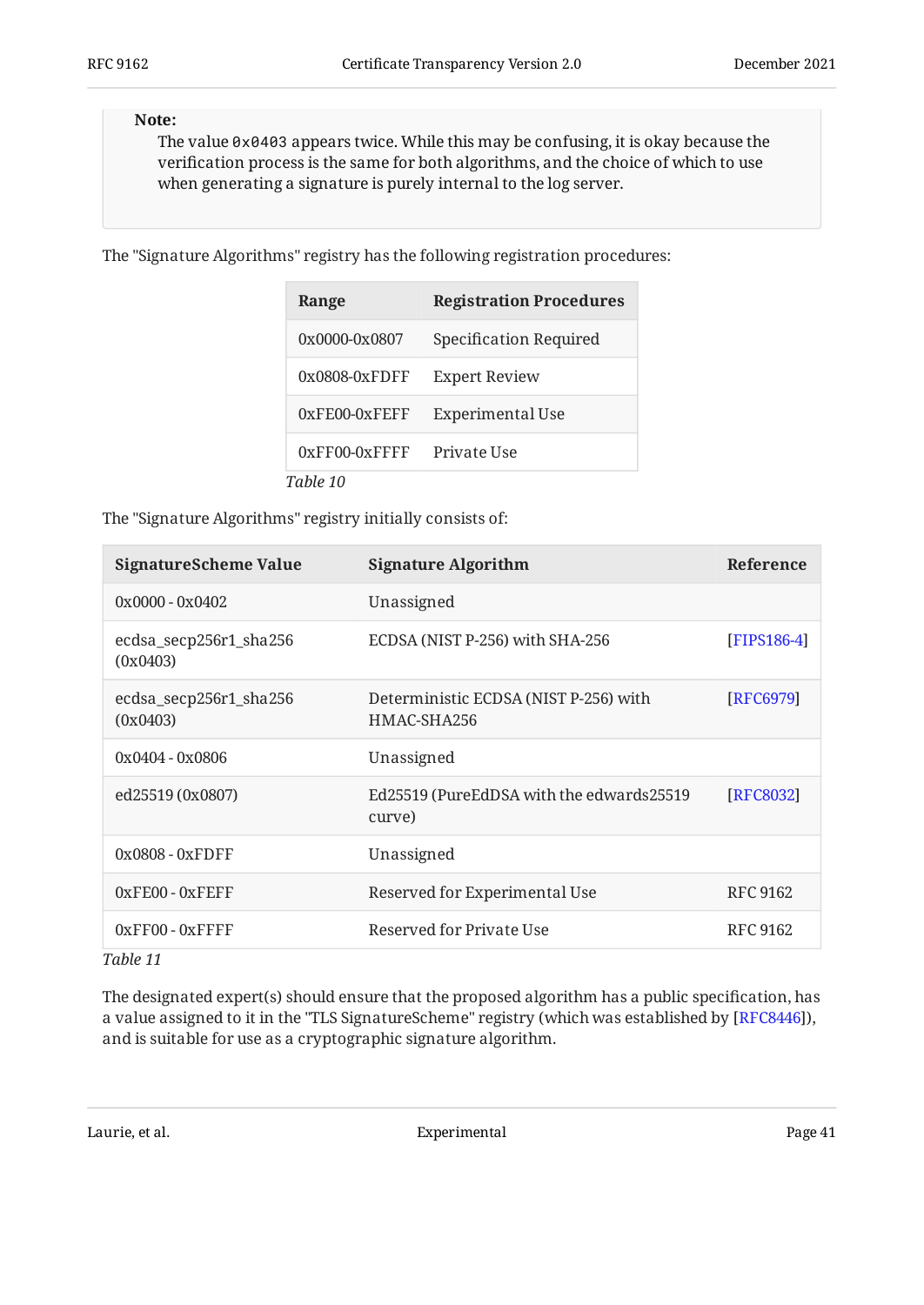**Note:**

The value `0x0403` appears twice. While this may be confusing, it is okay because the verification process is the same for both algorithms, and the choice of which to use when generating a signature is purely internal to the log server.

The "Signature Algorithms" registry has the following registration procedures:

| Range | Registration Procedures |
|---|---|
| 0x0000-0x0807 | Specification Required |
| 0x0808-0xFDFF | Expert Review |
| 0xFE00-0xFEFF | Experimental Use |
| 0xFF00-0xFFFF | Private Use |

*Table 10*

The "Signature Algorithms" registry initially consists of:

| SignatureScheme Value | Signature Algorithm | Reference |
|---|---|---|
| 0x0000 - 0x0402 | Unassigned | |
| ecdsa_secp256r1_sha256 (0x0403) | ECDSA (NIST P-256) with SHA-256 | [FIPS186-4] |
| ecdsa_secp256r1_sha256 (0x0403) | Deterministic ECDSA (NIST P-256) with HMAC-SHA256 | [RFC6979] |
| 0x0404 - 0x0806 | Unassigned | |
| ed25519 (0x0807) | Ed25519 (PureEdDSA with the edwards25519 curve) | [RFC8032] |
| 0x0808 - 0xFDFF | Unassigned | |
| 0xFE00 - 0xFEFF | Reserved for Experimental Use | RFC 9162 |
| 0xFF00 - 0xFFFF | Reserved for Private Use | RFC 9162 |

*Table 11*

The designated expert(s) should ensure that the proposed algorithm has a public specification, has a value assigned to it in the "TLS SignatureScheme" registry (which was established by [RFC8446]), and is suitable for use as a cryptographic signature algorithm.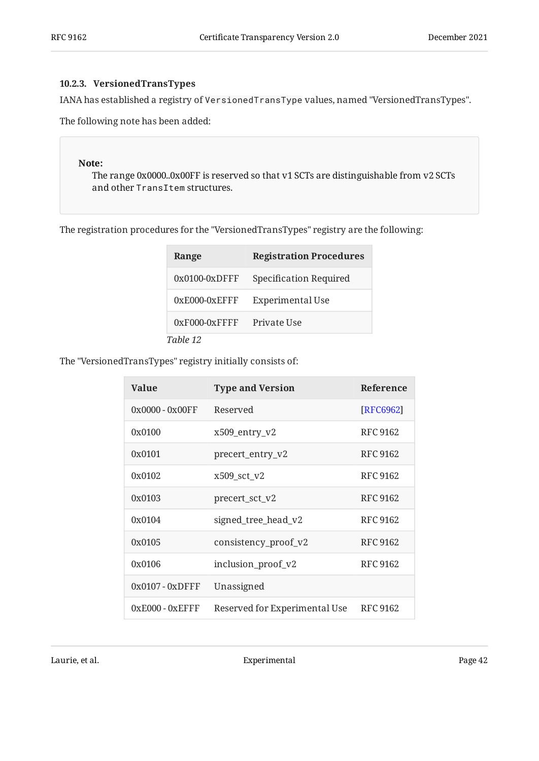#### 10.2.3. VersionedTransTypes

IANA has established a registry of `VersionedTransType` values, named "VersionedTransTypes".

The following note has been added:

> **Note:**
> The range 0x0000..0x00FF is reserved so that v1 SCTs are distinguishable from v2 SCTs and other `TransItem` structures.

The registration procedures for the "VersionedTransTypes" registry are the following:

| Range | Registration Procedures |
|---|---|
| 0x0100-0xDFFF | Specification Required |
| 0xE000-0xEFFF | Experimental Use |
| 0xF000-0xFFFF | Private Use |

*Table 12*

The "VersionedTransTypes" registry initially consists of:

| Value | Type and Version | Reference |
|---|---|---|
| 0x0000 - 0x00FF | Reserved | [RFC6962] |
| 0x0100 | x509_entry_v2 | RFC 9162 |
| 0x0101 | precert_entry_v2 | RFC 9162 |
| 0x0102 | x509_sct_v2 | RFC 9162 |
| 0x0103 | precert_sct_v2 | RFC 9162 |
| 0x0104 | signed_tree_head_v2 | RFC 9162 |
| 0x0105 | consistency_proof_v2 | RFC 9162 |
| 0x0106 | inclusion_proof_v2 | RFC 9162 |
| 0x0107 - 0xDFFF | Unassigned | |
| 0xE000 - 0xEFFF | Reserved for Experimental Use | RFC 9162 |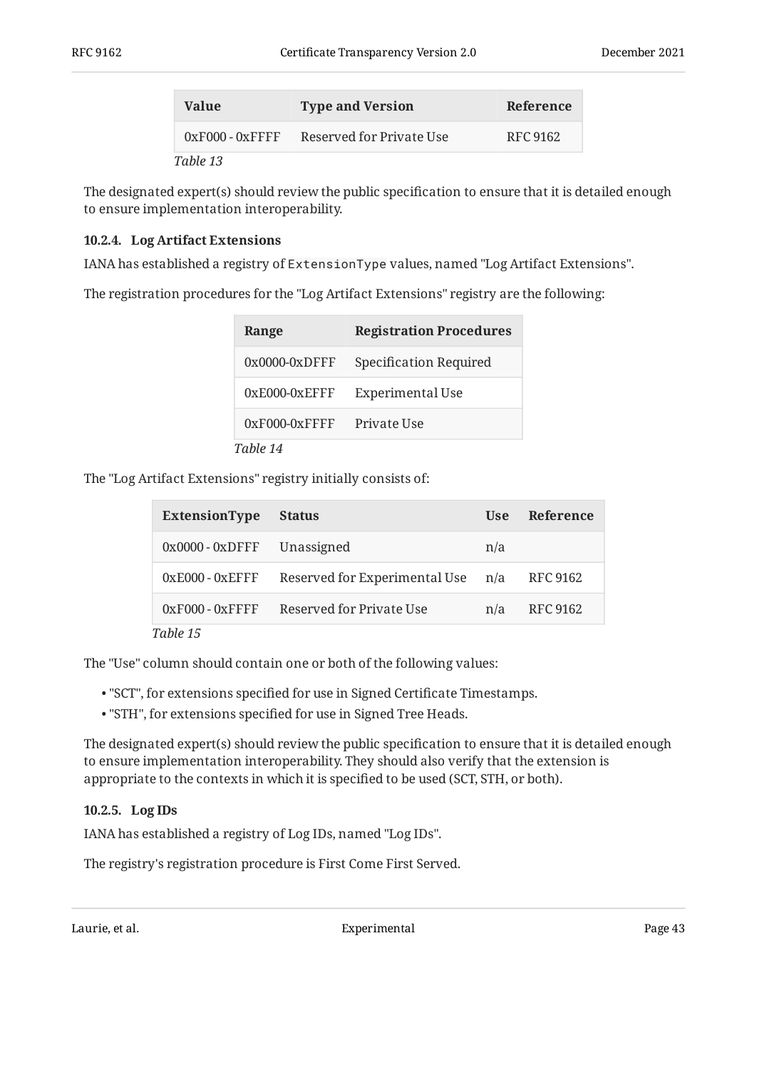| Value | Type and Version | Reference |
| --- | --- | --- |
| 0xF000 - 0xFFFF | Reserved for Private Use | RFC 9162 |

*Table 13*

The designated expert(s) should review the public specification to ensure that it is detailed enough to ensure implementation interoperability.

#### 10.2.4. Log Artifact Extensions

IANA has established a registry of `ExtensionType` values, named "Log Artifact Extensions".

The registration procedures for the "Log Artifact Extensions" registry are the following:

| Range | Registration Procedures |
| --- | --- |
| 0x0000-0xDFFF | Specification Required |
| 0xE000-0xEFFF | Experimental Use |
| 0xF000-0xFFFF | Private Use |

*Table 14*

The "Log Artifact Extensions" registry initially consists of:

| ExtensionType | Status | Use | Reference |
| --- | --- | --- | --- |
| 0x0000 - 0xDFFF | Unassigned | n/a | |
| 0xE000 - 0xEFFF | Reserved for Experimental Use | n/a | RFC 9162 |
| 0xF000 - 0xFFFF | Reserved for Private Use | n/a | RFC 9162 |

*Table 15*

The "Use" column should contain one or both of the following values:

- "SCT", for extensions specified for use in Signed Certificate Timestamps.
- "STH", for extensions specified for use in Signed Tree Heads.

The designated expert(s) should review the public specification to ensure that it is detailed enough to ensure implementation interoperability. They should also verify that the extension is appropriate to the contexts in which it is specified to be used (SCT, STH, or both).

#### 10.2.5. Log IDs

IANA has established a registry of Log IDs, named "Log IDs".

The registry's registration procedure is First Come First Served.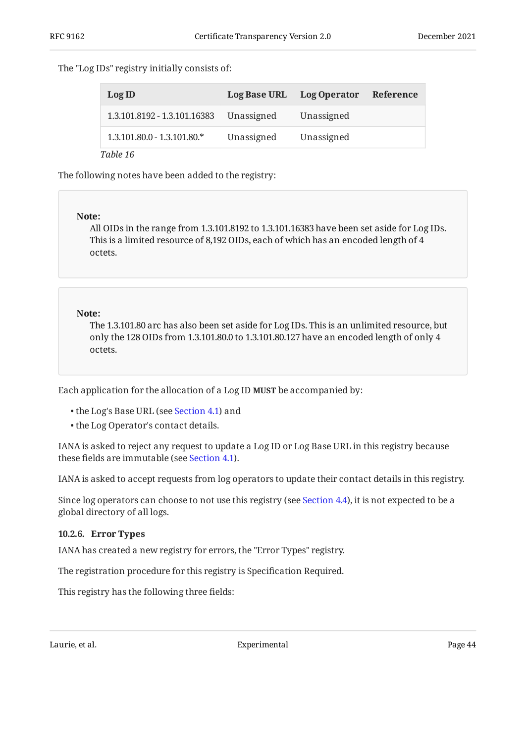The "Log IDs" registry initially consists of:

| Log ID | Log Base URL | Log Operator | Reference |
|---|---|---|---|
| 1.3.101.8192 - 1.3.101.16383 | Unassigned | Unassigned | |
| 1.3.101.80.0 - 1.3.101.80.* | Unassigned | Unassigned | |

*Table 16*

The following notes have been added to the registry:

> **Note:**
> All OIDs in the range from 1.3.101.8192 to 1.3.101.16383 have been set aside for Log IDs. This is a limited resource of 8,192 OIDs, each of which has an encoded length of 4 octets.

> **Note:**
> The 1.3.101.80 arc has also been set aside for Log IDs. This is an unlimited resource, but only the 128 OIDs from 1.3.101.80.0 to 1.3.101.80.127 have an encoded length of only 4 octets.

Each application for the allocation of a Log ID **MUST** be accompanied by:

- the Log's Base URL (see Section 4.1) and
- the Log Operator's contact details.

IANA is asked to reject any request to update a Log ID or Log Base URL in this registry because these fields are immutable (see Section 4.1).

IANA is asked to accept requests from log operators to update their contact details in this registry.

Since log operators can choose to not use this registry (see Section 4.4), it is not expected to be a global directory of all logs.

#### 10.2.6. Error Types

IANA has created a new registry for errors, the "Error Types" registry.

The registration procedure for this registry is Specification Required.

This registry has the following three fields: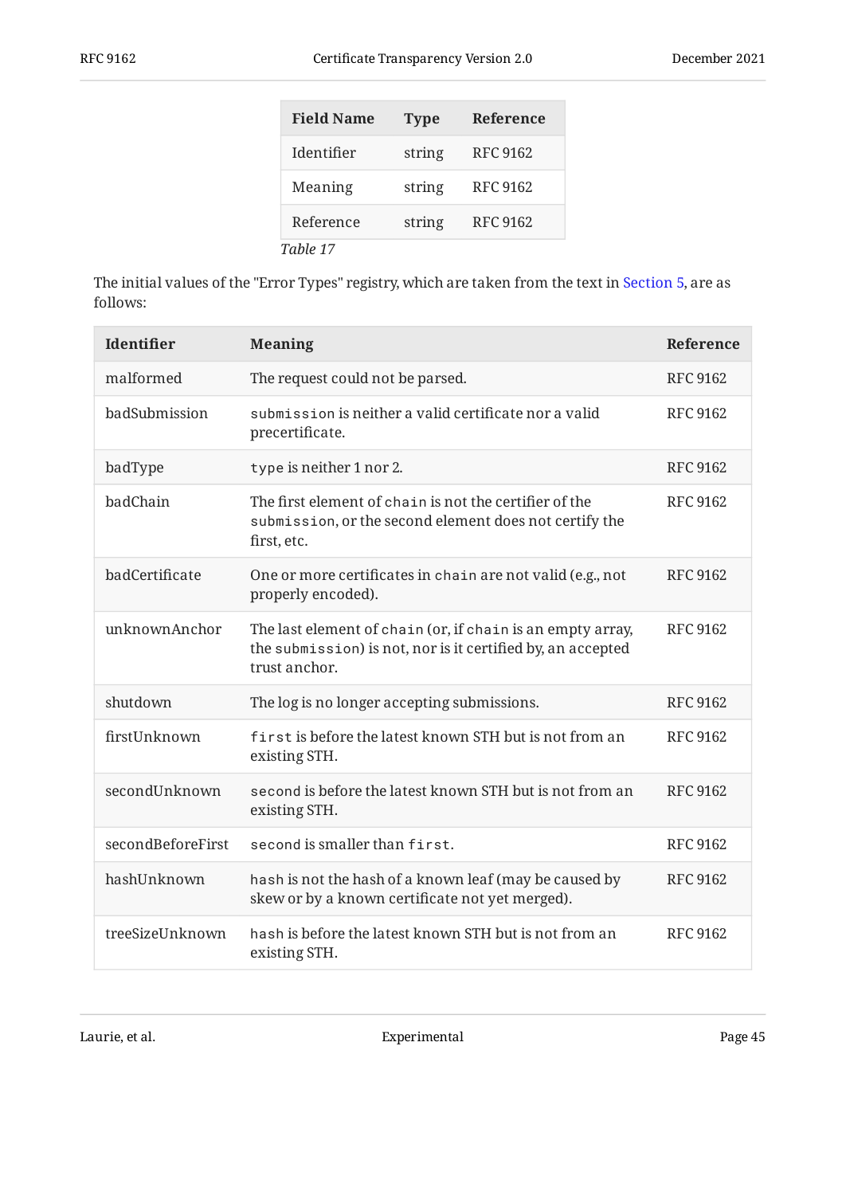| Field Name | Type | Reference |
|---|---|---|
| Identifier | string | RFC 9162 |
| Meaning | string | RFC 9162 |
| Reference | string | RFC 9162 |

*Table 17*

The initial values of the "Error Types" registry, which are taken from the text in Section 5, are as follows:

| Identifier | Meaning | Reference |
|---|---|---|
| malformed | The request could not be parsed. | RFC 9162 |
| badSubmission | `submission` is neither a valid certificate nor a valid precertificate. | RFC 9162 |
| badType | `type` is neither 1 nor 2. | RFC 9162 |
| badChain | The first element of `chain` is not the certifier of the `submission`, or the second element does not certify the first, etc. | RFC 9162 |
| badCertificate | One or more certificates in `chain` are not valid (e.g., not properly encoded). | RFC 9162 |
| unknownAnchor | The last element of `chain` (or, if `chain` is an empty array, the `submission`) is not, nor is it certified by, an accepted trust anchor. | RFC 9162 |
| shutdown | The log is no longer accepting submissions. | RFC 9162 |
| firstUnknown | `first` is before the latest known STH but is not from an existing STH. | RFC 9162 |
| secondUnknown | `second` is before the latest known STH but is not from an existing STH. | RFC 9162 |
| secondBeforeFirst | `second` is smaller than `first`. | RFC 9162 |
| hashUnknown | `hash` is not the hash of a known leaf (may be caused by skew or by a known certificate not yet merged). | RFC 9162 |
| treeSizeUnknown | `hash` is before the latest known STH but is not from an existing STH. | RFC 9162 |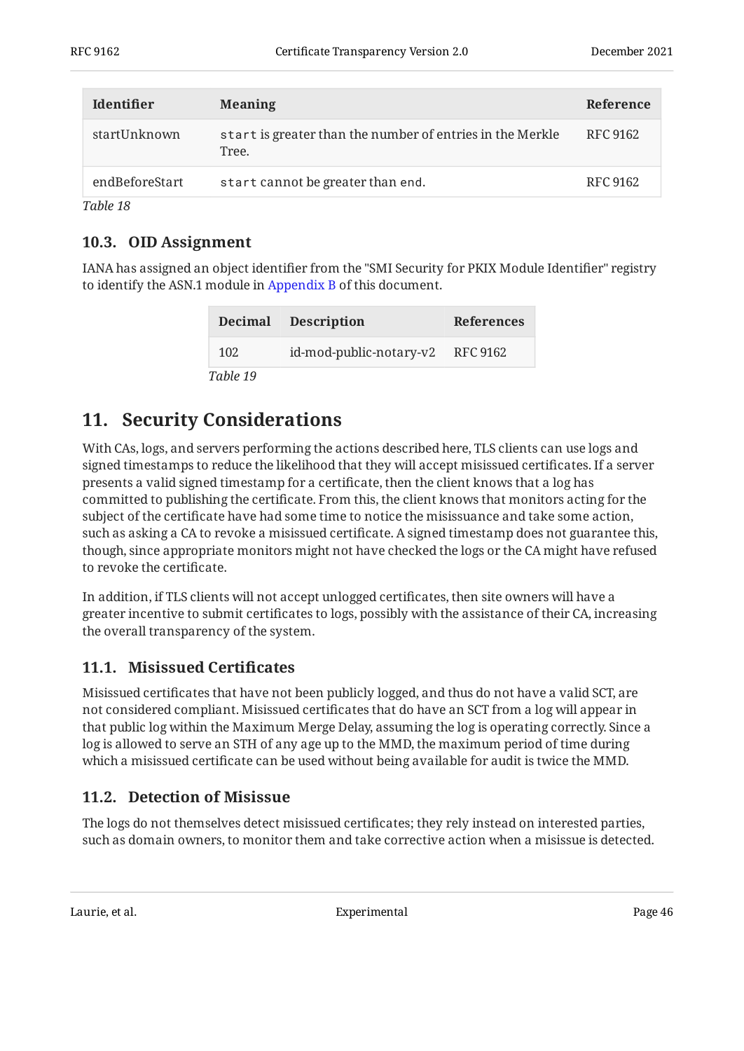| Identifier | Meaning | Reference |
| --- | --- | --- |
| startUnknown | `start` is greater than the number of entries in the Merkle Tree. | RFC 9162 |
| endBeforeStart | `start` cannot be greater than `end`. | RFC 9162 |

*Table 18*

### 10.3. OID Assignment

IANA has assigned an object identifier from the "SMI Security for PKIX Module Identifier" registry to identify the ASN.1 module in Appendix B of this document.

| Decimal | Description | References |
| --- | --- | --- |
| 102 | id-mod-public-notary-v2 | RFC 9162 |

*Table 19*

## 11. Security Considerations

With CAs, logs, and servers performing the actions described here, TLS clients can use logs and signed timestamps to reduce the likelihood that they will accept misissued certificates. If a server presents a valid signed timestamp for a certificate, then the client knows that a log has committed to publishing the certificate. From this, the client knows that monitors acting for the subject of the certificate have had some time to notice the misissuance and take some action, such as asking a CA to revoke a misissued certificate. A signed timestamp does not guarantee this, though, since appropriate monitors might not have checked the logs or the CA might have refused to revoke the certificate.

In addition, if TLS clients will not accept unlogged certificates, then site owners will have a greater incentive to submit certificates to logs, possibly with the assistance of their CA, increasing the overall transparency of the system.

### 11.1. Misissued Certificates

Misissued certificates that have not been publicly logged, and thus do not have a valid SCT, are not considered compliant. Misissued certificates that do have an SCT from a log will appear in that public log within the Maximum Merge Delay, assuming the log is operating correctly. Since a log is allowed to serve an STH of any age up to the MMD, the maximum period of time during which a misissued certificate can be used without being available for audit is twice the MMD.

### 11.2. Detection of Misissue

The logs do not themselves detect misissued certificates; they rely instead on interested parties, such as domain owners, to monitor them and take corrective action when a misissue is detected.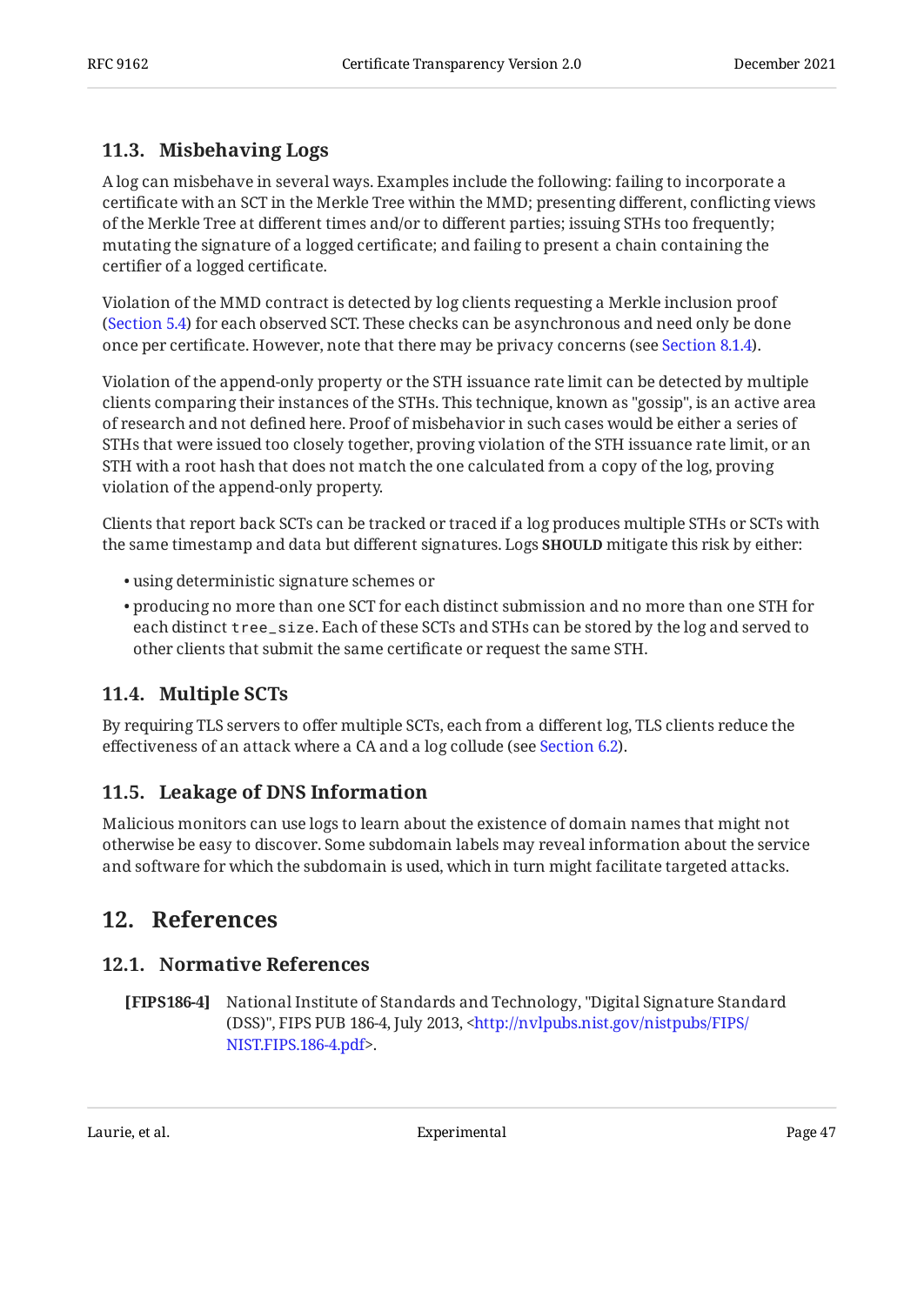### 11.3. Misbehaving Logs

A log can misbehave in several ways. Examples include the following: failing to incorporate a certificate with an SCT in the Merkle Tree within the MMD; presenting different, conflicting views of the Merkle Tree at different times and/or to different parties; issuing STHs too frequently; mutating the signature of a logged certificate; and failing to present a chain containing the certifier of a logged certificate.

Violation of the MMD contract is detected by log clients requesting a Merkle inclusion proof (Section 5.4) for each observed SCT. These checks can be asynchronous and need only be done once per certificate. However, note that there may be privacy concerns (see Section 8.1.4).

Violation of the append-only property or the STH issuance rate limit can be detected by multiple clients comparing their instances of the STHs. This technique, known as "gossip", is an active area of research and not defined here. Proof of misbehavior in such cases would be either a series of STHs that were issued too closely together, proving violation of the STH issuance rate limit, or an STH with a root hash that does not match the one calculated from a copy of the log, proving violation of the append-only property.

Clients that report back SCTs can be tracked or traced if a log produces multiple STHs or SCTs with the same timestamp and data but different signatures. Logs **SHOULD** mitigate this risk by either:

- using deterministic signature schemes or
- producing no more than one SCT for each distinct submission and no more than one STH for each distinct `tree_size`. Each of these SCTs and STHs can be stored by the log and served to other clients that submit the same certificate or request the same STH.

### 11.4. Multiple SCTs

By requiring TLS servers to offer multiple SCTs, each from a different log, TLS clients reduce the effectiveness of an attack where a CA and a log collude (see Section 6.2).

### 11.5. Leakage of DNS Information

Malicious monitors can use logs to learn about the existence of domain names that might not otherwise be easy to discover. Some subdomain labels may reveal information about the service and software for which the subdomain is used, which in turn might facilitate targeted attacks.

## 12. References

### 12.1. Normative References

**[FIPS186-4]** National Institute of Standards and Technology, "Digital Signature Standard (DSS)", FIPS PUB 186-4, July 2013, <http://nvlpubs.nist.gov/nistpubs/FIPS/NIST.FIPS.186-4.pdf>.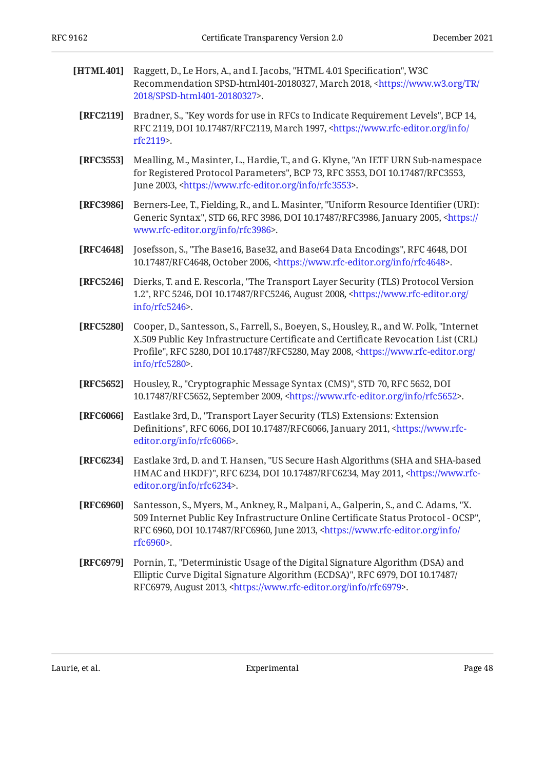**[HTML401]** Raggett, D., Le Hors, A., and I. Jacobs, "HTML 4.01 Specification", W3C Recommendation SPSD-html401-20180327, March 2018, <https://www.w3.org/TR/2018/SPSD-html401-20180327>.

**[RFC2119]** Bradner, S., "Key words for use in RFCs to Indicate Requirement Levels", BCP 14, RFC 2119, DOI 10.17487/RFC2119, March 1997, <https://www.rfc-editor.org/info/rfc2119>.

**[RFC3553]** Mealling, M., Masinter, L., Hardie, T., and G. Klyne, "An IETF URN Sub-namespace for Registered Protocol Parameters", BCP 73, RFC 3553, DOI 10.17487/RFC3553, June 2003, <https://www.rfc-editor.org/info/rfc3553>.

**[RFC3986]** Berners-Lee, T., Fielding, R., and L. Masinter, "Uniform Resource Identifier (URI): Generic Syntax", STD 66, RFC 3986, DOI 10.17487/RFC3986, January 2005, <https://www.rfc-editor.org/info/rfc3986>.

**[RFC4648]** Josefsson, S., "The Base16, Base32, and Base64 Data Encodings", RFC 4648, DOI 10.17487/RFC4648, October 2006, <https://www.rfc-editor.org/info/rfc4648>.

**[RFC5246]** Dierks, T. and E. Rescorla, "The Transport Layer Security (TLS) Protocol Version 1.2", RFC 5246, DOI 10.17487/RFC5246, August 2008, <https://www.rfc-editor.org/info/rfc5246>.

**[RFC5280]** Cooper, D., Santesson, S., Farrell, S., Boeyen, S., Housley, R., and W. Polk, "Internet X.509 Public Key Infrastructure Certificate and Certificate Revocation List (CRL) Profile", RFC 5280, DOI 10.17487/RFC5280, May 2008, <https://www.rfc-editor.org/info/rfc5280>.

**[RFC5652]** Housley, R., "Cryptographic Message Syntax (CMS)", STD 70, RFC 5652, DOI 10.17487/RFC5652, September 2009, <https://www.rfc-editor.org/info/rfc5652>.

**[RFC6066]** Eastlake 3rd, D., "Transport Layer Security (TLS) Extensions: Extension Definitions", RFC 6066, DOI 10.17487/RFC6066, January 2011, <https://www.rfc-editor.org/info/rfc6066>.

**[RFC6234]** Eastlake 3rd, D. and T. Hansen, "US Secure Hash Algorithms (SHA and SHA-based HMAC and HKDF)", RFC 6234, DOI 10.17487/RFC6234, May 2011, <https://www.rfc-editor.org/info/rfc6234>.

**[RFC6960]** Santesson, S., Myers, M., Ankney, R., Malpani, A., Galperin, S., and C. Adams, "X.509 Internet Public Key Infrastructure Online Certificate Status Protocol - OCSP", RFC 6960, DOI 10.17487/RFC6960, June 2013, <https://www.rfc-editor.org/info/rfc6960>.

**[RFC6979]** Pornin, T., "Deterministic Usage of the Digital Signature Algorithm (DSA) and Elliptic Curve Digital Signature Algorithm (ECDSA)", RFC 6979, DOI 10.17487/RFC6979, August 2013, <https://www.rfc-editor.org/info/rfc6979>.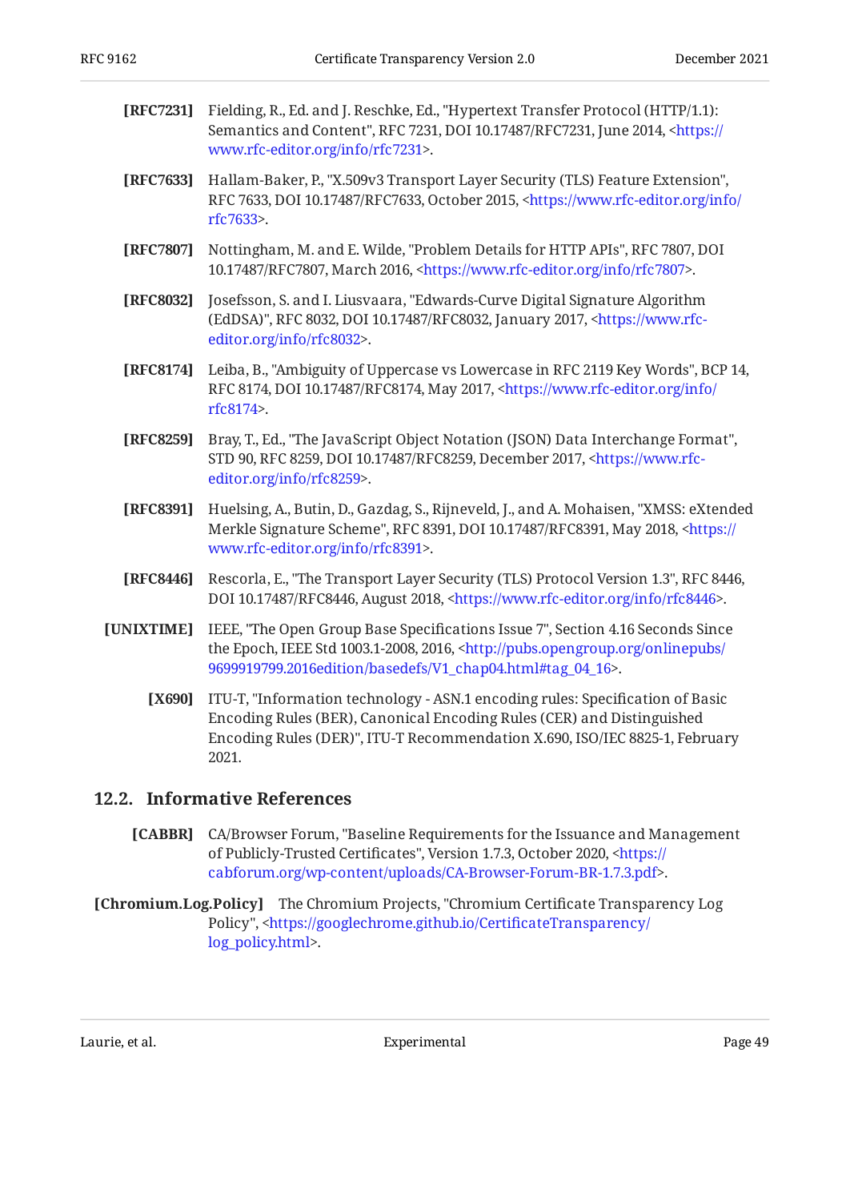**[RFC7231]** Fielding, R., Ed. and J. Reschke, Ed., "Hypertext Transfer Protocol (HTTP/1.1): Semantics and Content", RFC 7231, DOI 10.17487/RFC7231, June 2014, <https://www.rfc-editor.org/info/rfc7231>.

**[RFC7633]** Hallam-Baker, P., "X.509v3 Transport Layer Security (TLS) Feature Extension", RFC 7633, DOI 10.17487/RFC7633, October 2015, <https://www.rfc-editor.org/info/rfc7633>.

**[RFC7807]** Nottingham, M. and E. Wilde, "Problem Details for HTTP APIs", RFC 7807, DOI 10.17487/RFC7807, March 2016, <https://www.rfc-editor.org/info/rfc7807>.

**[RFC8032]** Josefsson, S. and I. Liusvaara, "Edwards-Curve Digital Signature Algorithm (EdDSA)", RFC 8032, DOI 10.17487/RFC8032, January 2017, <https://www.rfc-editor.org/info/rfc8032>.

**[RFC8174]** Leiba, B., "Ambiguity of Uppercase vs Lowercase in RFC 2119 Key Words", BCP 14, RFC 8174, DOI 10.17487/RFC8174, May 2017, <https://www.rfc-editor.org/info/rfc8174>.

**[RFC8259]** Bray, T., Ed., "The JavaScript Object Notation (JSON) Data Interchange Format", STD 90, RFC 8259, DOI 10.17487/RFC8259, December 2017, <https://www.rfc-editor.org/info/rfc8259>.

**[RFC8391]** Huelsing, A., Butin, D., Gazdag, S., Rijneveld, J., and A. Mohaisen, "XMSS: eXtended Merkle Signature Scheme", RFC 8391, DOI 10.17487/RFC8391, May 2018, <https://www.rfc-editor.org/info/rfc8391>.

**[RFC8446]** Rescorla, E., "The Transport Layer Security (TLS) Protocol Version 1.3", RFC 8446, DOI 10.17487/RFC8446, August 2018, <https://www.rfc-editor.org/info/rfc8446>.

**[UNIXTIME]** IEEE, "The Open Group Base Specifications Issue 7", Section 4.16 Seconds Since the Epoch, IEEE Std 1003.1-2008, 2016, <http://pubs.opengroup.org/onlinepubs/9699919799.2016edition/basedefs/V1_chap04.html#tag_04_16>.

**[X690]** ITU-T, "Information technology - ASN.1 encoding rules: Specification of Basic Encoding Rules (BER), Canonical Encoding Rules (CER) and Distinguished Encoding Rules (DER)", ITU-T Recommendation X.690, ISO/IEC 8825-1, February 2021.

## 12.2. Informative References

**[CABBR]** CA/Browser Forum, "Baseline Requirements for the Issuance and Management of Publicly-Trusted Certificates", Version 1.7.3, October 2020, <https://cabforum.org/wp-content/uploads/CA-Browser-Forum-BR-1.7.3.pdf>.

**[Chromium.Log.Policy]** The Chromium Projects, "Chromium Certificate Transparency Log Policy", <https://googlechrome.github.io/CertificateTransparency/log_policy.html>.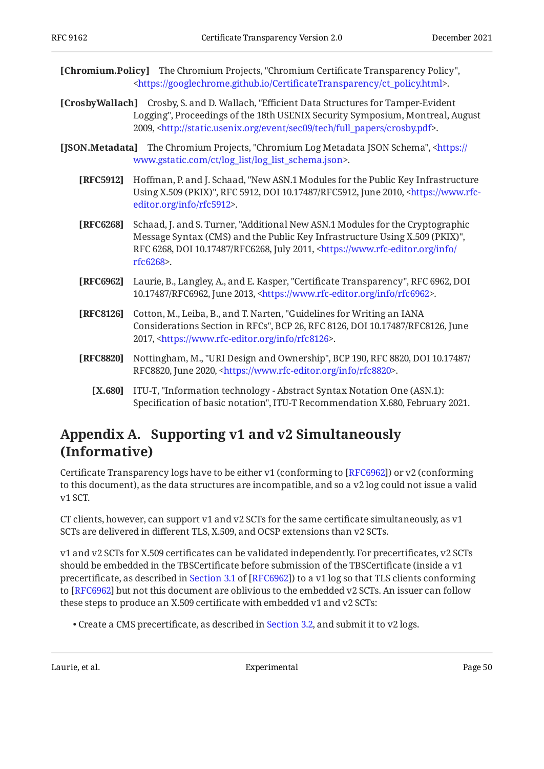**[Chromium.Policy]** The Chromium Projects, "Chromium Certificate Transparency Policy", <https://googlechrome.github.io/CertificateTransparency/ct_policy.html>.

**[CrosbyWallach]** Crosby, S. and D. Wallach, "Efficient Data Structures for Tamper-Evident Logging", Proceedings of the 18th USENIX Security Symposium, Montreal, August 2009, <http://static.usenix.org/event/sec09/tech/full_papers/crosby.pdf>.

**[JSON.Metadata]** The Chromium Projects, "Chromium Log Metadata JSON Schema", <https://www.gstatic.com/ct/log_list/log_list_schema.json>.

**[RFC5912]** Hoffman, P. and J. Schaad, "New ASN.1 Modules for the Public Key Infrastructure Using X.509 (PKIX)", RFC 5912, DOI 10.17487/RFC5912, June 2010, <https://www.rfc-editor.org/info/rfc5912>.

**[RFC6268]** Schaad, J. and S. Turner, "Additional New ASN.1 Modules for the Cryptographic Message Syntax (CMS) and the Public Key Infrastructure Using X.509 (PKIX)", RFC 6268, DOI 10.17487/RFC6268, July 2011, <https://www.rfc-editor.org/info/rfc6268>.

**[RFC6962]** Laurie, B., Langley, A., and E. Kasper, "Certificate Transparency", RFC 6962, DOI 10.17487/RFC6962, June 2013, <https://www.rfc-editor.org/info/rfc6962>.

**[RFC8126]** Cotton, M., Leiba, B., and T. Narten, "Guidelines for Writing an IANA Considerations Section in RFCs", BCP 26, RFC 8126, DOI 10.17487/RFC8126, June 2017, <https://www.rfc-editor.org/info/rfc8126>.

**[RFC8820]** Nottingham, M., "URI Design and Ownership", BCP 190, RFC 8820, DOI 10.17487/RFC8820, June 2020, <https://www.rfc-editor.org/info/rfc8820>.

**[X.680]** ITU-T, "Information technology - Abstract Syntax Notation One (ASN.1): Specification of basic notation", ITU-T Recommendation X.680, February 2021.

# Appendix A. Supporting v1 and v2 Simultaneously (Informative)

Certificate Transparency logs have to be either v1 (conforming to [RFC6962]) or v2 (conforming to this document), as the data structures are incompatible, and so a v2 log could not issue a valid v1 SCT.

CT clients, however, can support v1 and v2 SCTs for the same certificate simultaneously, as v1 SCTs are delivered in different TLS, X.509, and OCSP extensions than v2 SCTs.

v1 and v2 SCTs for X.509 certificates can be validated independently. For precertificates, v2 SCTs should be embedded in the TBSCertificate before submission of the TBSCertificate (inside a v1 precertificate, as described in Section 3.1 of [RFC6962]) to a v1 log so that TLS clients conforming to [RFC6962] but not this document are oblivious to the embedded v2 SCTs. An issuer can follow these steps to produce an X.509 certificate with embedded v1 and v2 SCTs:

- Create a CMS precertificate, as described in Section 3.2, and submit it to v2 logs.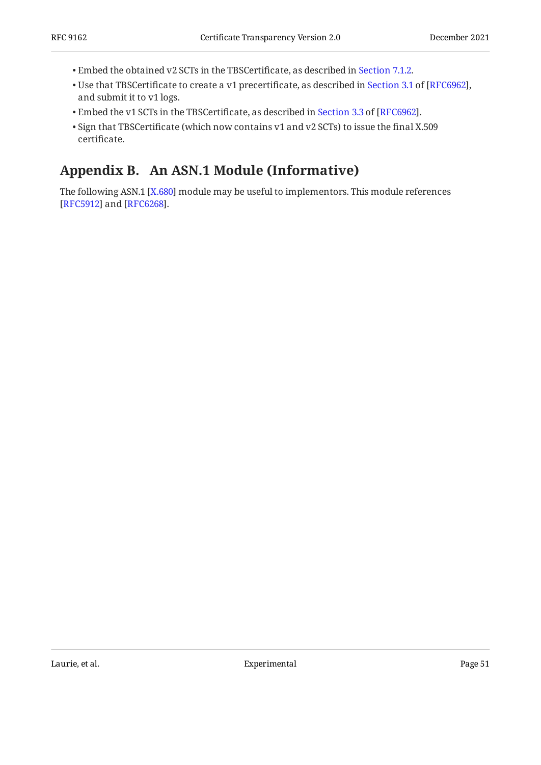- Embed the obtained v2 SCTs in the TBSCertificate, as described in Section 7.1.2.
- Use that TBSCertificate to create a v1 precertificate, as described in Section 3.1 of [RFC6962], and submit it to v1 logs.
- Embed the v1 SCTs in the TBSCertificate, as described in Section 3.3 of [RFC6962].
- Sign that TBSCertificate (which now contains v1 and v2 SCTs) to issue the final X.509 certificate.

## Appendix B. An ASN.1 Module (Informative)

The following ASN.1 [X.680] module may be useful to implementors. This module references [RFC5912] and [RFC6268].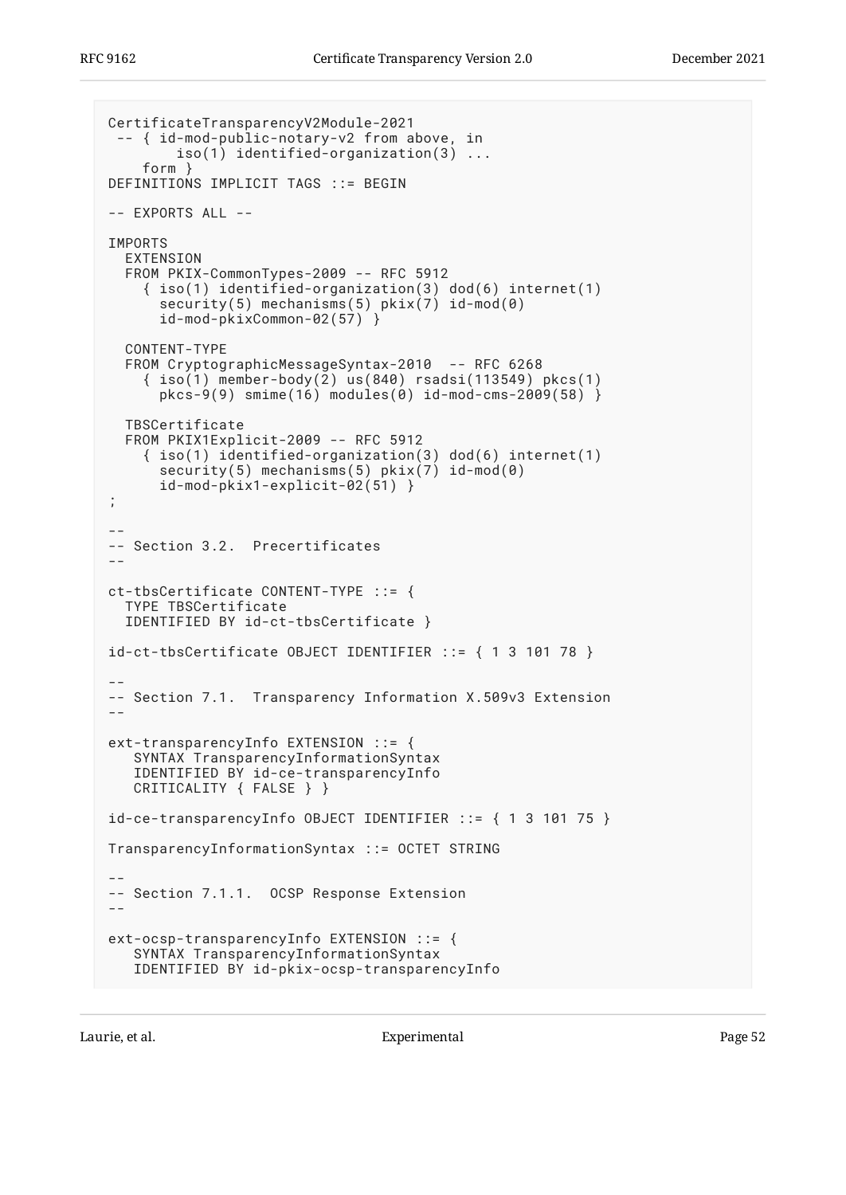```
CertificateTransparencyV2Module-2021
 -- { id-mod-public-notary-v2 from above, in
        iso(1) identified-organization(3) ...
    form }
DEFINITIONS IMPLICIT TAGS ::= BEGIN

-- EXPORTS ALL --

IMPORTS
  EXTENSION
  FROM PKIX-CommonTypes-2009 -- RFC 5912
    { iso(1) identified-organization(3) dod(6) internet(1)
      security(5) mechanisms(5) pkix(7) id-mod(0)
      id-mod-pkixCommon-02(57) }

  CONTENT-TYPE
  FROM CryptographicMessageSyntax-2010  -- RFC 6268
    { iso(1) member-body(2) us(840) rsadsi(113549) pkcs(1)
      pkcs-9(9) smime(16) modules(0) id-mod-cms-2009(58) }

  TBSCertificate
  FROM PKIX1Explicit-2009 -- RFC 5912
    { iso(1) identified-organization(3) dod(6) internet(1)
      security(5) mechanisms(5) pkix(7) id-mod(0)
      id-mod-pkix1-explicit-02(51) }
;

--
-- Section 3.2.  Precertificates
--

ct-tbsCertificate CONTENT-TYPE ::= {
  TYPE TBSCertificate
  IDENTIFIED BY id-ct-tbsCertificate }

id-ct-tbsCertificate OBJECT IDENTIFIER ::= { 1 3 101 78 }

--
-- Section 7.1.  Transparency Information X.509v3 Extension
--

ext-transparencyInfo EXTENSION ::= {
   SYNTAX TransparencyInformationSyntax
   IDENTIFIED BY id-ce-transparencyInfo
   CRITICALITY { FALSE } }

id-ce-transparencyInfo OBJECT IDENTIFIER ::= { 1 3 101 75 }

TransparencyInformationSyntax ::= OCTET STRING

--
-- Section 7.1.1.  OCSP Response Extension
--

ext-ocsp-transparencyInfo EXTENSION ::= {
   SYNTAX TransparencyInformationSyntax
   IDENTIFIED BY id-pkix-ocsp-transparencyInfo
```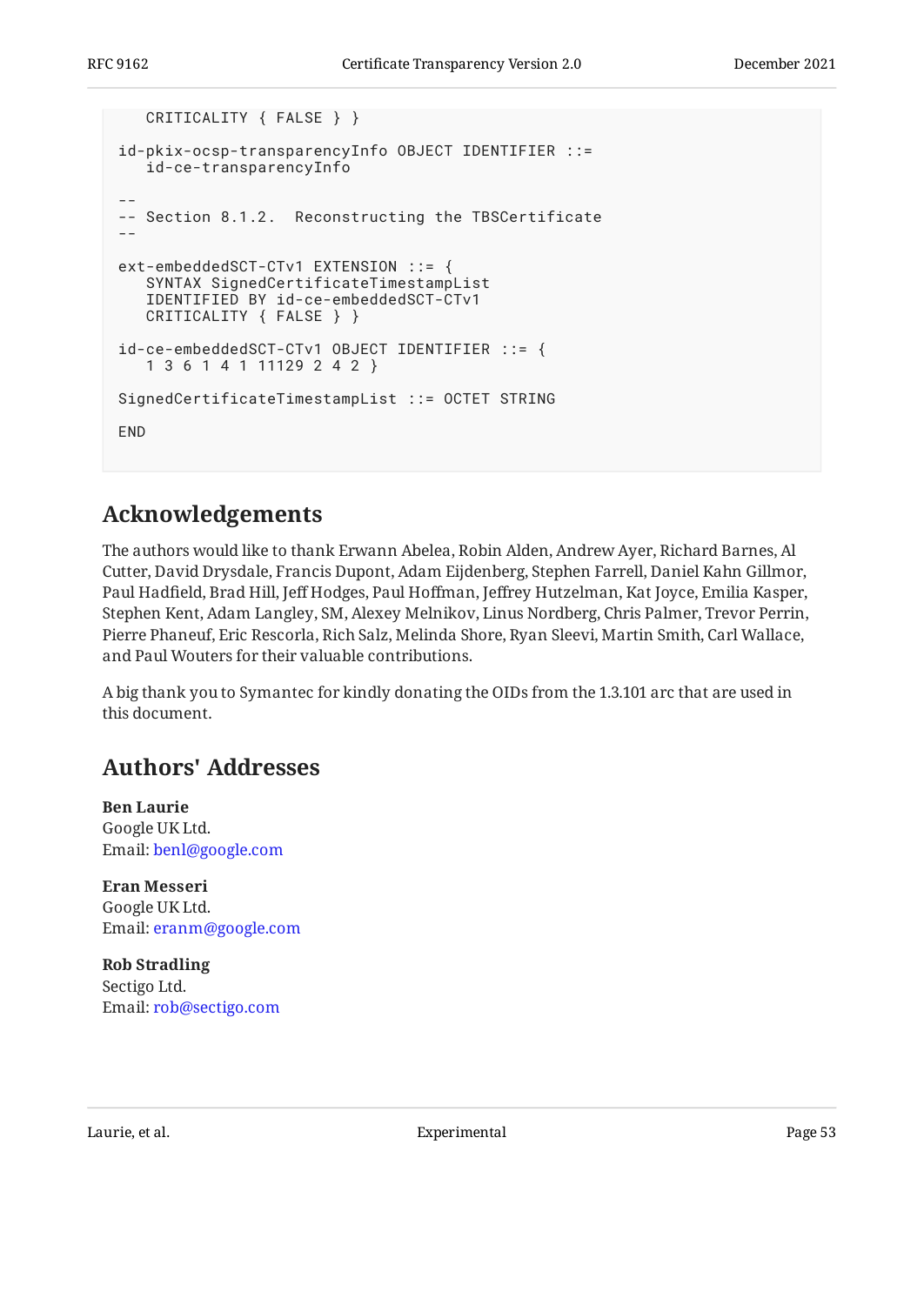```
   CRITICAL { FALSE } }

id-pkix-ocsp-transparencyInfo OBJECT IDENTIFIER ::=
   id-ce-transparencyInfo

--
-- Section 8.1.2.  Reconstructing the TBSCertificate
--

ext-embeddedSCT-CTv1 EXTENSION ::= {
   SYNTAX SignedCertificateTimestampList
   IDENTIFIED BY id-ce-embeddedSCT-CTv1
   CRITICALITY { FALSE } }

id-ce-embeddedSCT-CTv1 OBJECT IDENTIFIER ::= {
   1 3 6 1 4 1 11129 2 4 2 }

SignedCertificateTimestampList ::= OCTET STRING

END
```

## Acknowledgements

The authors would like to thank Erwann Abelea, Robin Alden, Andrew Ayer, Richard Barnes, Al Cutter, David Drysdale, Francis Dupont, Adam Eijdenberg, Stephen Farrell, Daniel Kahn Gillmor, Paul Hadfield, Brad Hill, Jeff Hodges, Paul Hoffman, Jeffrey Hutzelman, Kat Joyce, Emilia Kasper, Stephen Kent, Adam Langley, SM, Alexey Melnikov, Linus Nordberg, Chris Palmer, Trevor Perrin, Pierre Phaneuf, Eric Rescorla, Rich Salz, Melinda Shore, Ryan Sleevi, Martin Smith, Carl Wallace, and Paul Wouters for their valuable contributions.

A big thank you to Symantec for kindly donating the OIDs from the 1.3.101 arc that are used in this document.

## Authors' Addresses

**Ben Laurie**
Google UK Ltd.
Email: benl@google.com

**Eran Messeri**
Google UK Ltd.
Email: eranm@google.com

**Rob Stradling**
Sectigo Ltd.
Email: rob@sectigo.com